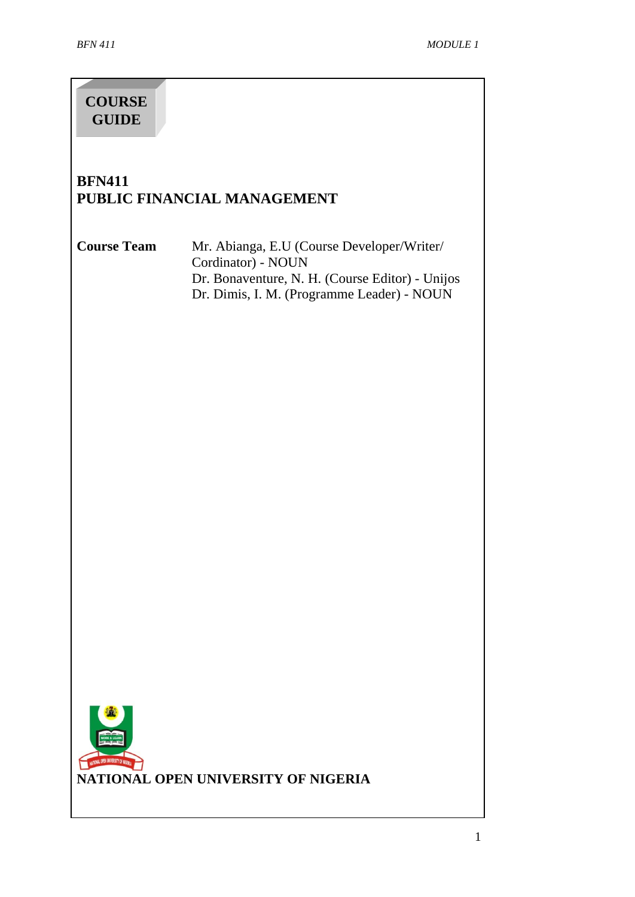**COURSE GUIDE**

# BFN411
# PUBLIC FINANCIAL MANAGEMENT

| **Course Team** | Mr. Abianga, E.U (Course Developer/Writer/ Cordinator) - NOUN |
|---|---|
| | Dr. Bonaventure, N. H. (Course Editor) - Unijos |
| | Dr. Dimis, I. M. (Programme Leader) - NOUN |

**NATIONAL OPEN UNIVERSITY OF NIGERIA**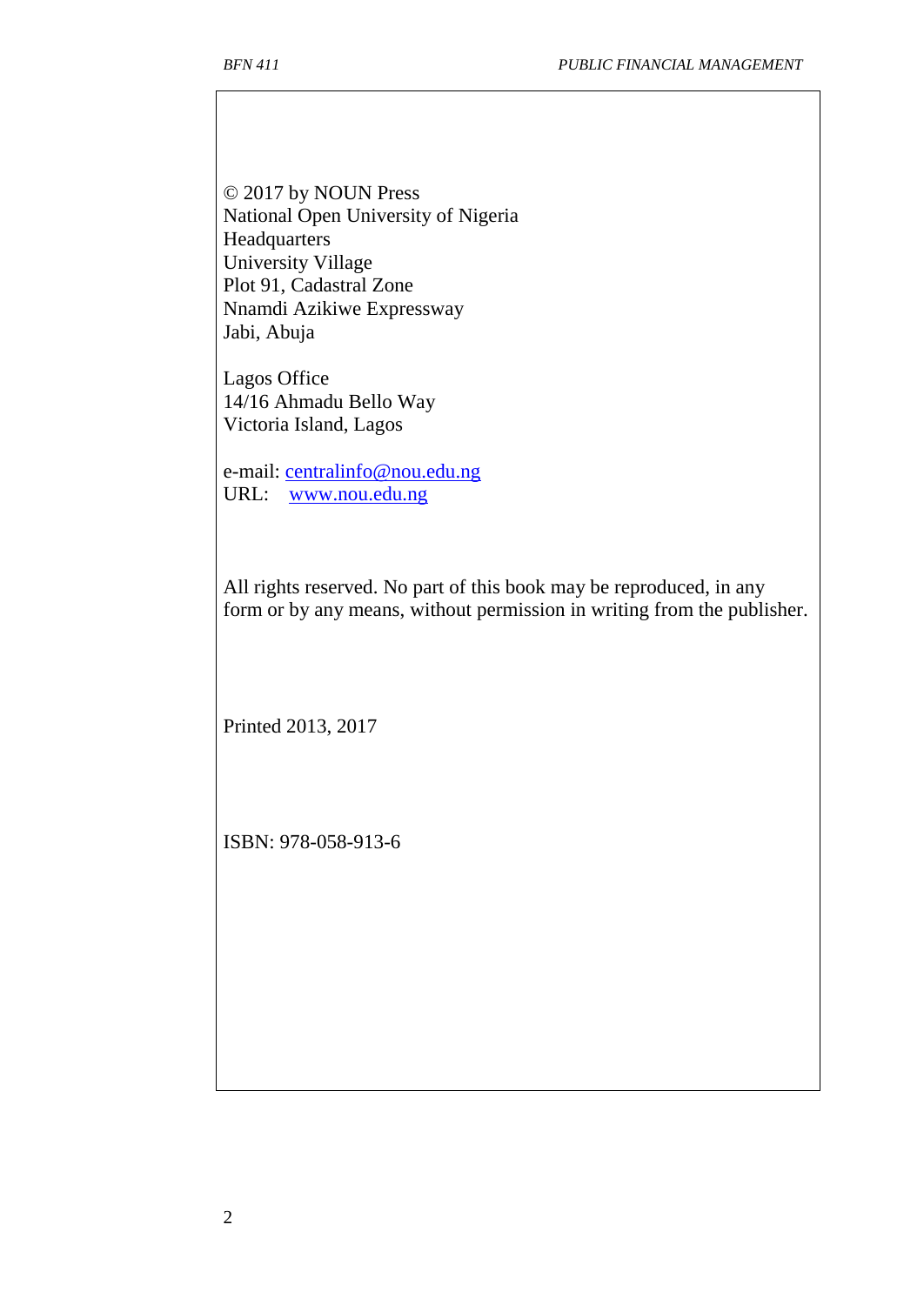© 2017 by NOUN Press  
National Open University of Nigeria  
Headquarters  
University Village  
Plot 91, Cadastral Zone  
Nnamdi Azikiwe Expressway  
Jabi, Abuja

Lagos Office  
14/16 Ahmadu Bello Way  
Victoria Island, Lagos

e-mail: centralinfo@nou.edu.ng  
URL: www.nou.edu.ng

All rights reserved. No part of this book may be reproduced, in any form or by any means, without permission in writing from the publisher.

Printed 2013, 2017

ISBN: 978-058-913-6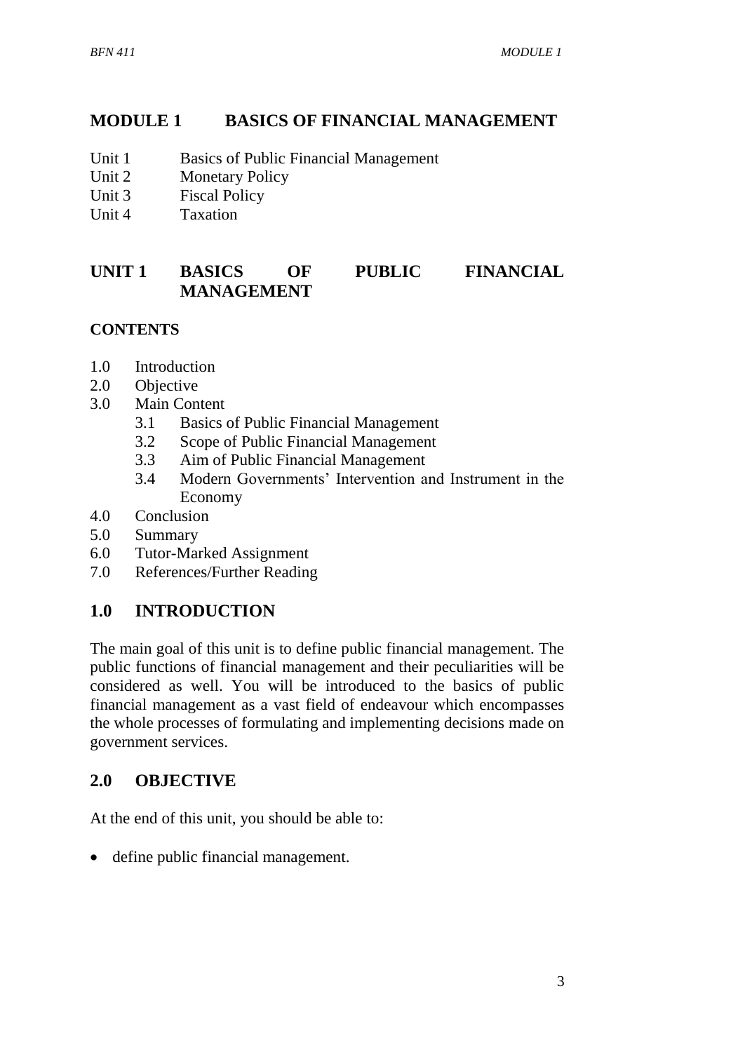# MODULE 1 BASICS OF FINANCIAL MANAGEMENT

Unit 1 Basics of Public Financial Management
Unit 2 Monetary Policy
Unit 3 Fiscal Policy
Unit 4 Taxation

## UNIT 1 BASICS OF PUBLIC FINANCIAL MANAGEMENT

**CONTENTS**

1.0 Introduction
2.0 Objective
3.0 Main Content
   3.1 Basics of Public Financial Management
   3.2 Scope of Public Financial Management
   3.3 Aim of Public Financial Management
   3.4 Modern Governments' Intervention and Instrument in the Economy
4.0 Conclusion
5.0 Summary
6.0 Tutor-Marked Assignment
7.0 References/Further Reading

## 1.0 INTRODUCTION

The main goal of this unit is to define public financial management. The public functions of financial management and their peculiarities will be considered as well. You will be introduced to the basics of public financial management as a vast field of endeavour which encompasses the whole processes of formulating and implementing decisions made on government services.

## 2.0 OBJECTIVE

At the end of this unit, you should be able to:

- define public financial management.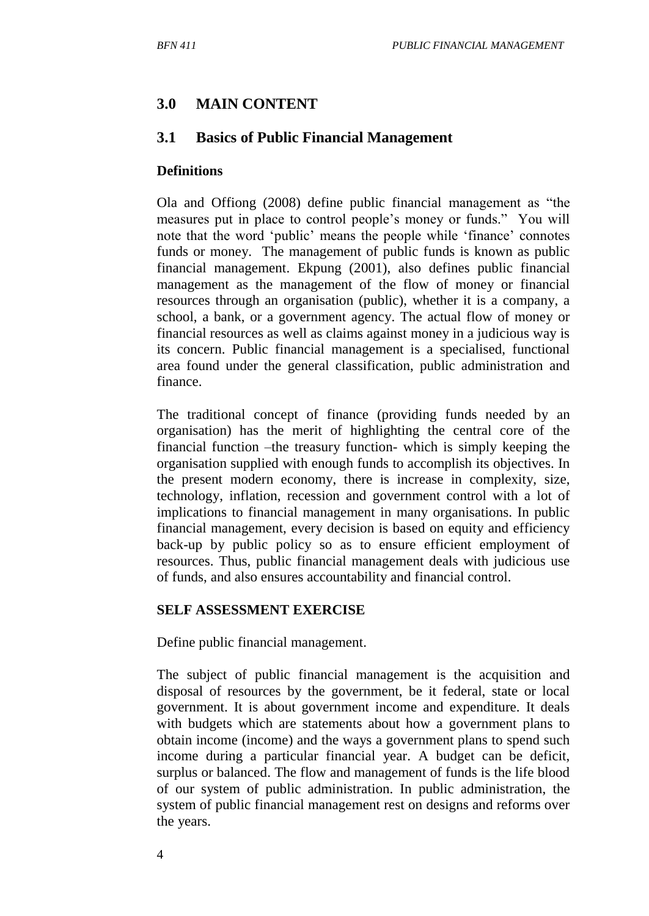## 3.0 MAIN CONTENT

### 3.1 Basics of Public Financial Management

**Definitions**

Ola and Offiong (2008) define public financial management as "the measures put in place to control people's money or funds." You will note that the word 'public' means the people while 'finance' connotes funds or money. The management of public funds is known as public financial management. Ekpung (2001), also defines public financial management as the management of the flow of money or financial resources through an organisation (public), whether it is a company, a school, a bank, or a government agency. The actual flow of money or financial resources as well as claims against money in a judicious way is its concern. Public financial management is a specialised, functional area found under the general classification, public administration and finance.

The traditional concept of finance (providing funds needed by an organisation) has the merit of highlighting the central core of the financial function –the treasury function- which is simply keeping the organisation supplied with enough funds to accomplish its objectives. In the present modern economy, there is increase in complexity, size, technology, inflation, recession and government control with a lot of implications to financial management in many organisations. In public financial management, every decision is based on equity and efficiency back-up by public policy so as to ensure efficient employment of resources. Thus, public financial management deals with judicious use of funds, and also ensures accountability and financial control.

**SELF ASSESSMENT EXERCISE**

Define public financial management.

The subject of public financial management is the acquisition and disposal of resources by the government, be it federal, state or local government. It is about government income and expenditure. It deals with budgets which are statements about how a government plans to obtain income (income) and the ways a government plans to spend such income during a particular financial year. A budget can be deficit, surplus or balanced. The flow and management of funds is the life blood of our system of public administration. In public administration, the system of public financial management rest on designs and reforms over the years.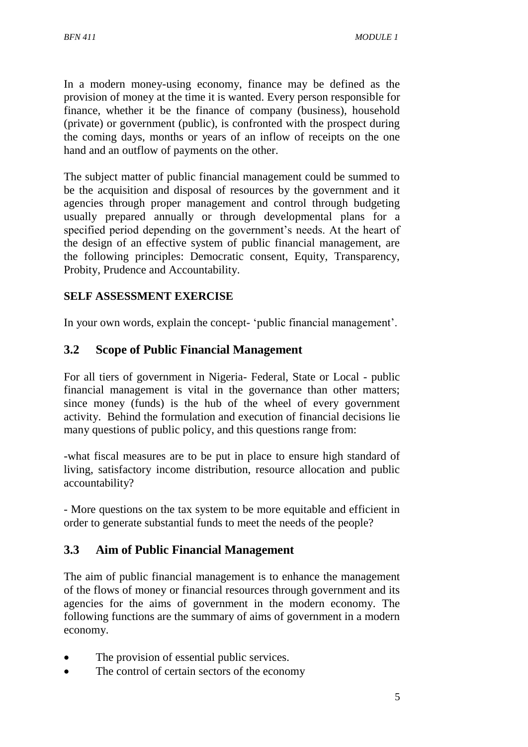In a modern money-using economy, finance may be defined as the provision of money at the time it is wanted. Every person responsible for finance, whether it be the finance of company (business), household (private) or government (public), is confronted with the prospect during the coming days, months or years of an inflow of receipts on the one hand and an outflow of payments on the other.

The subject matter of public financial management could be summed to be the acquisition and disposal of resources by the government and it agencies through proper management and control through budgeting usually prepared annually or through developmental plans for a specified period depending on the government's needs. At the heart of the design of an effective system of public financial management, are the following principles: Democratic consent, Equity, Transparency, Probity, Prudence and Accountability.

**SELF ASSESSMENT EXERCISE**

In your own words, explain the concept- 'public financial management'.

## 3.2 Scope of Public Financial Management

For all tiers of government in Nigeria- Federal, State or Local - public financial management is vital in the governance than other matters; since money (funds) is the hub of the wheel of every government activity. Behind the formulation and execution of financial decisions lie many questions of public policy, and this questions range from:

-what fiscal measures are to be put in place to ensure high standard of living, satisfactory income distribution, resource allocation and public accountability?

- More questions on the tax system to be more equitable and efficient in order to generate substantial funds to meet the needs of the people?

## 3.3 Aim of Public Financial Management

The aim of public financial management is to enhance the management of the flows of money or financial resources through government and its agencies for the aims of government in the modern economy. The following functions are the summary of aims of government in a modern economy.

- The provision of essential public services.
- The control of certain sectors of the economy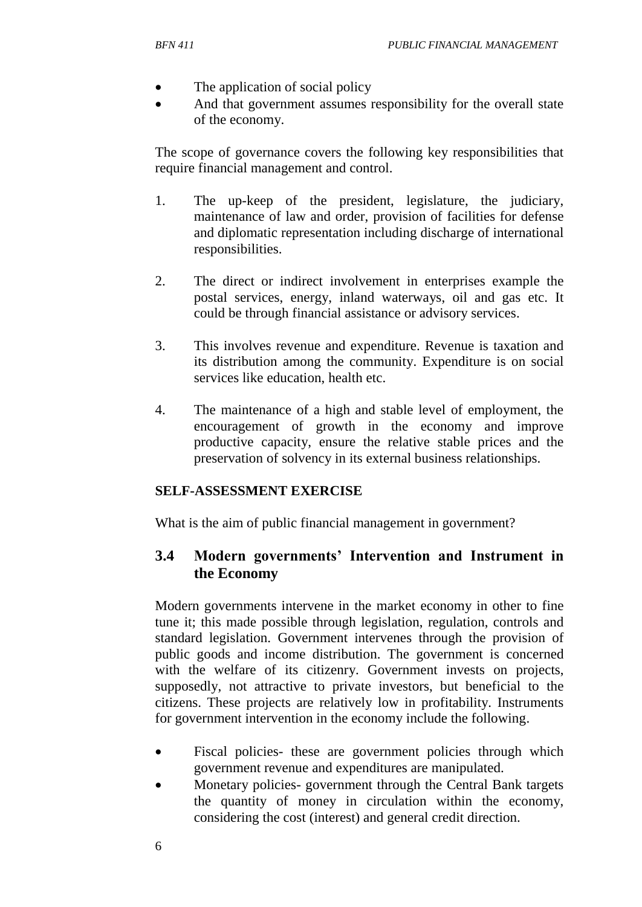- The application of social policy
- And that government assumes responsibility for the overall state of the economy.

The scope of governance covers the following key responsibilities that require financial management and control.

1. The up-keep of the president, legislature, the judiciary, maintenance of law and order, provision of facilities for defense and diplomatic representation including discharge of international responsibilities.

2. The direct or indirect involvement in enterprises example the postal services, energy, inland waterways, oil and gas etc. It could be through financial assistance or advisory services.

3. This involves revenue and expenditure. Revenue is taxation and its distribution among the community. Expenditure is on social services like education, health etc.

4. The maintenance of a high and stable level of employment, the encouragement of growth in the economy and improve productive capacity, ensure the relative stable prices and the preservation of solvency in its external business relationships.

**SELF-ASSESSMENT EXERCISE**

What is the aim of public financial management in government?

## 3.4 Modern governments' Intervention and Instrument in the Economy

Modern governments intervene in the market economy in other to fine tune it; this made possible through legislation, regulation, controls and standard legislation. Government intervenes through the provision of public goods and income distribution. The government is concerned with the welfare of its citizenry. Government invests on projects, supposedly, not attractive to private investors, but beneficial to the citizens. These projects are relatively low in profitability. Instruments for government intervention in the economy include the following.

- Fiscal policies- these are government policies through which government revenue and expenditures are manipulated.
- Monetary policies- government through the Central Bank targets the quantity of money in circulation within the economy, considering the cost (interest) and general credit direction.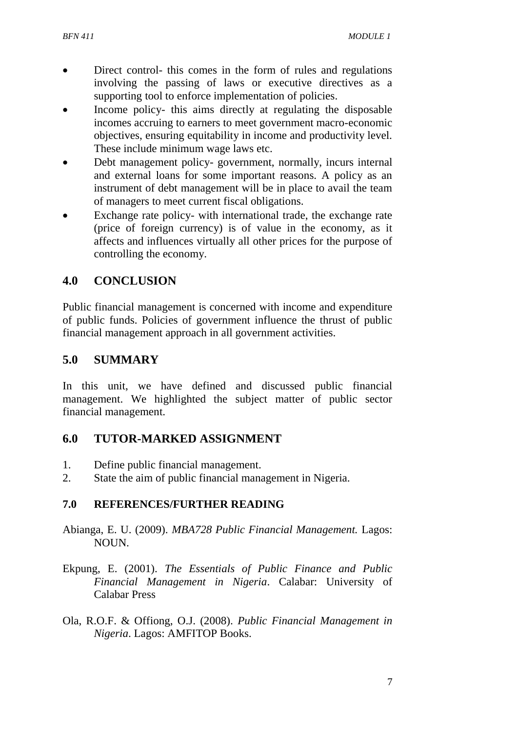- Direct control- this comes in the form of rules and regulations involving the passing of laws or executive directives as a supporting tool to enforce implementation of policies.
- Income policy- this aims directly at regulating the disposable incomes accruing to earners to meet government macro-economic objectives, ensuring equitability in income and productivity level. These include minimum wage laws etc.
- Debt management policy- government, normally, incurs internal and external loans for some important reasons. A policy as an instrument of debt management will be in place to avail the team of managers to meet current fiscal obligations.
- Exchange rate policy- with international trade, the exchange rate (price of foreign currency) is of value in the economy, as it affects and influences virtually all other prices for the purpose of controlling the economy.

## 4.0 CONCLUSION

Public financial management is concerned with income and expenditure of public funds. Policies of government influence the thrust of public financial management approach in all government activities.

## 5.0 SUMMARY

In this unit, we have defined and discussed public financial management. We highlighted the subject matter of public sector financial management.

## 6.0 TUTOR-MARKED ASSIGNMENT

1. Define public financial management.
2. State the aim of public financial management in Nigeria.

### 7.0 REFERENCES/FURTHER READING

Abianga, E. U. (2009). *MBA728 Public Financial Management.* Lagos: NOUN.

Ekpung, E. (2001). *The Essentials of Public Finance and Public Financial Management in Nigeria*. Calabar: University of Calabar Press

Ola, R.O.F. & Offiong, O.J. (2008). *Public Financial Management in Nigeria*. Lagos: AMFITOP Books.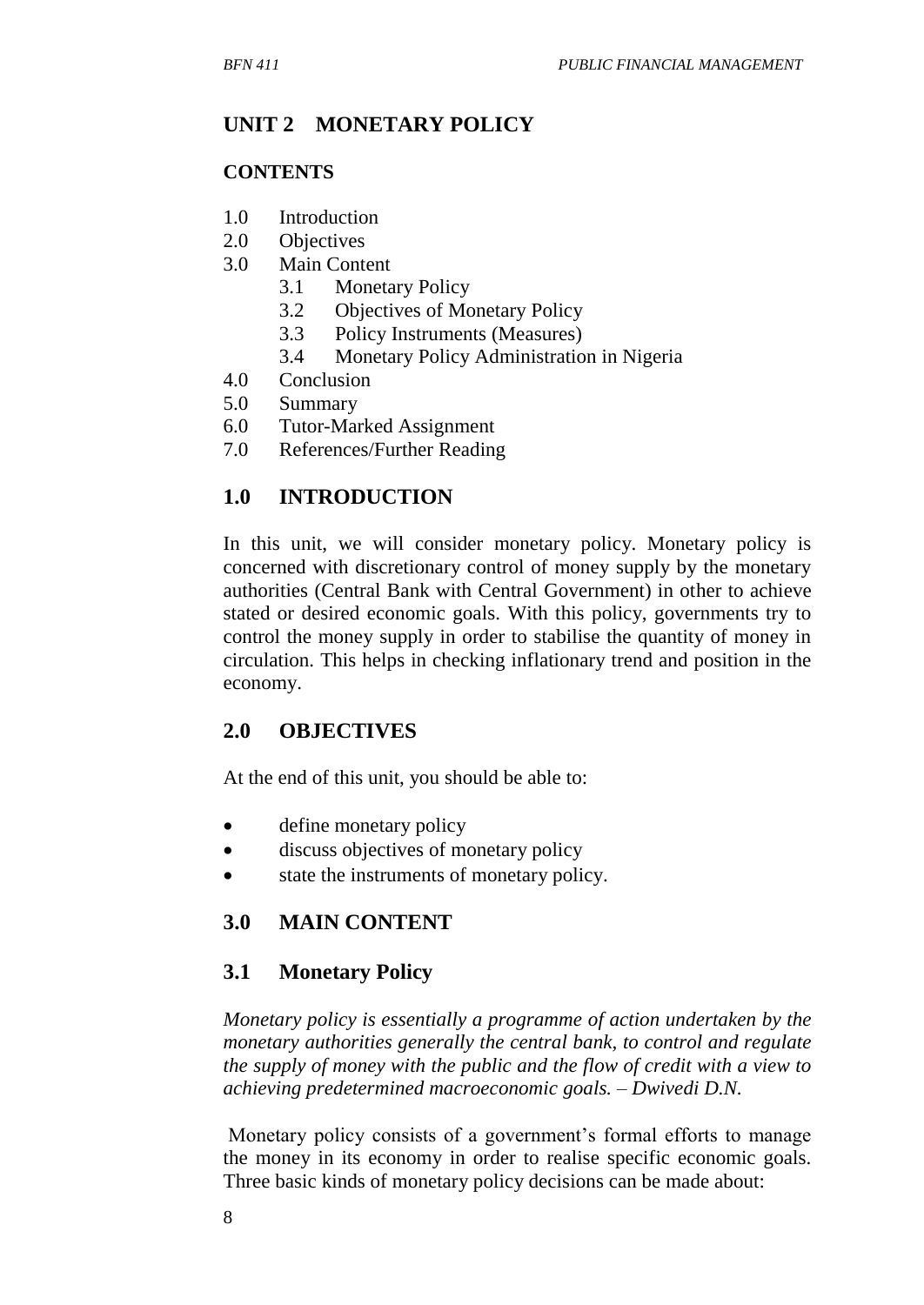## UNIT 2 MONETARY POLICY

### CONTENTS

1.0 Introduction
2.0 Objectives
3.0 Main Content
    3.1 Monetary Policy
    3.2 Objectives of Monetary Policy
    3.3 Policy Instruments (Measures)
    3.4 Monetary Policy Administration in Nigeria
4.0 Conclusion
5.0 Summary
6.0 Tutor-Marked Assignment
7.0 References/Further Reading

## 1.0 INTRODUCTION

In this unit, we will consider monetary policy. Monetary policy is concerned with discretionary control of money supply by the monetary authorities (Central Bank with Central Government) in other to achieve stated or desired economic goals. With this policy, governments try to control the money supply in order to stabilise the quantity of money in circulation. This helps in checking inflationary trend and position in the economy.

## 2.0 OBJECTIVES

At the end of this unit, you should be able to:

- define monetary policy
- discuss objectives of monetary policy
- state the instruments of monetary policy.

## 3.0 MAIN CONTENT

### 3.1 Monetary Policy

*Monetary policy is essentially a programme of action undertaken by the monetary authorities generally the central bank, to control and regulate the supply of money with the public and the flow of credit with a view to achieving predetermined macroeconomic goals. – Dwivedi D.N.*

Monetary policy consists of a government's formal efforts to manage the money in its economy in order to realise specific economic goals. Three basic kinds of monetary policy decisions can be made about: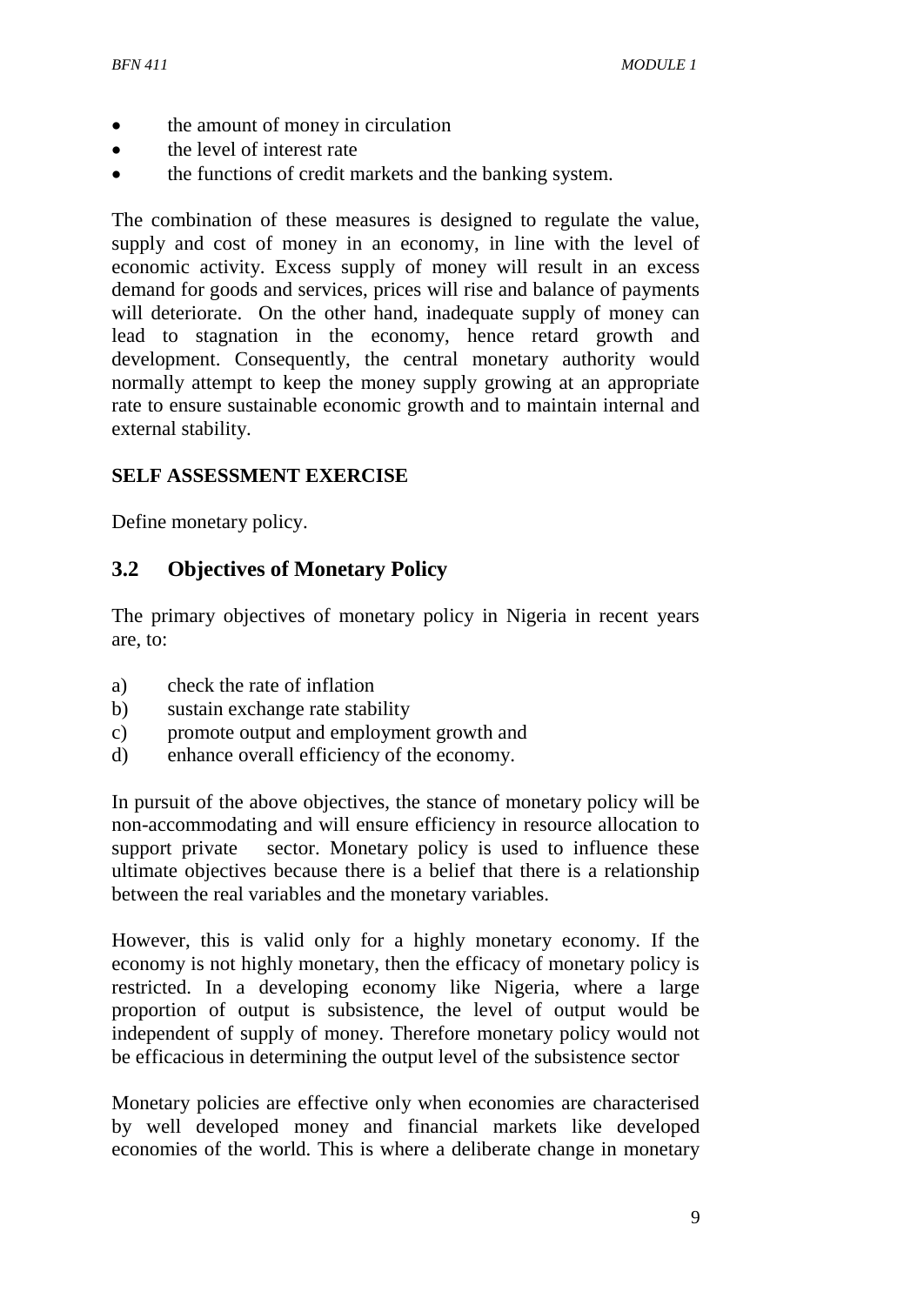- the amount of money in circulation
- the level of interest rate
- the functions of credit markets and the banking system.

The combination of these measures is designed to regulate the value, supply and cost of money in an economy, in line with the level of economic activity. Excess supply of money will result in an excess demand for goods and services, prices will rise and balance of payments will deteriorate. On the other hand, inadequate supply of money can lead to stagnation in the economy, hence retard growth and development. Consequently, the central monetary authority would normally attempt to keep the money supply growing at an appropriate rate to ensure sustainable economic growth and to maintain internal and external stability.

**SELF ASSESSMENT EXERCISE**

Define monetary policy.

## 3.2 Objectives of Monetary Policy

The primary objectives of monetary policy in Nigeria in recent years are, to:

a) check the rate of inflation
b) sustain exchange rate stability
c) promote output and employment growth and
d) enhance overall efficiency of the economy.

In pursuit of the above objectives, the stance of monetary policy will be non-accommodating and will ensure efficiency in resource allocation to support private sector. Monetary policy is used to influence these ultimate objectives because there is a belief that there is a relationship between the real variables and the monetary variables.

However, this is valid only for a highly monetary economy. If the economy is not highly monetary, then the efficacy of monetary policy is restricted. In a developing economy like Nigeria, where a large proportion of output is subsistence, the level of output would be independent of supply of money. Therefore monetary policy would not be efficacious in determining the output level of the subsistence sector

Monetary policies are effective only when economies are characterised by well developed money and financial markets like developed economies of the world. This is where a deliberate change in monetary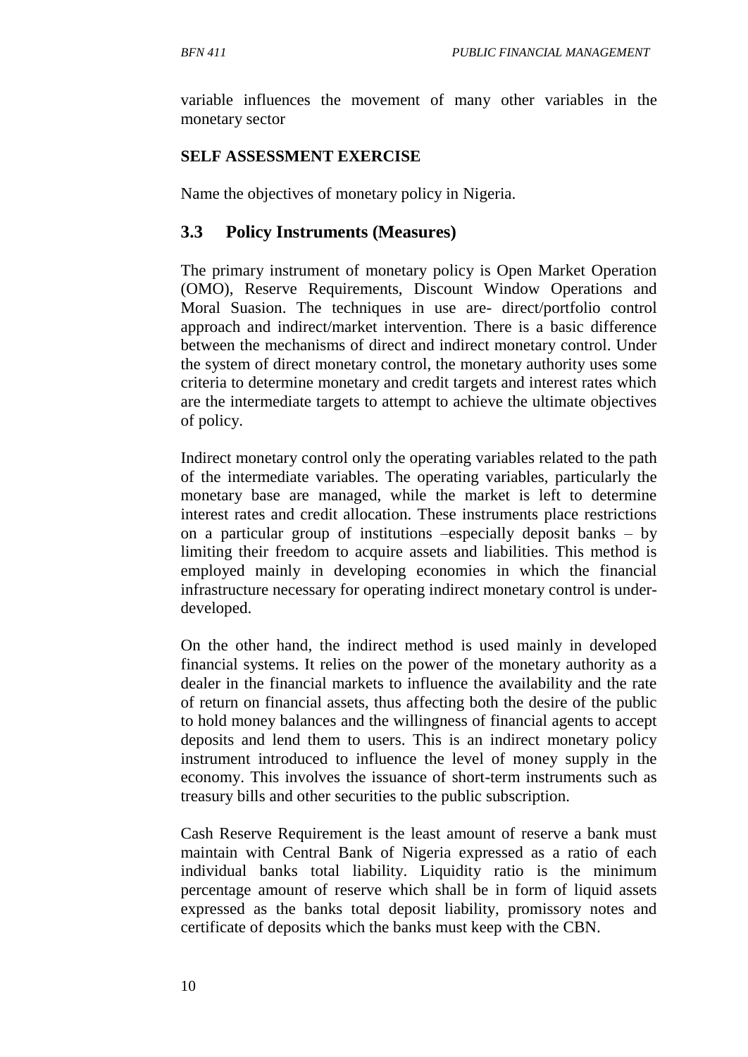variable influences the movement of many other variables in the monetary sector

**SELF ASSESSMENT EXERCISE**

Name the objectives of monetary policy in Nigeria.

## 3.3 Policy Instruments (Measures)

The primary instrument of monetary policy is Open Market Operation (OMO), Reserve Requirements, Discount Window Operations and Moral Suasion. The techniques in use are- direct/portfolio control approach and indirect/market intervention. There is a basic difference between the mechanisms of direct and indirect monetary control. Under the system of direct monetary control, the monetary authority uses some criteria to determine monetary and credit targets and interest rates which are the intermediate targets to attempt to achieve the ultimate objectives of policy.

Indirect monetary control only the operating variables related to the path of the intermediate variables. The operating variables, particularly the monetary base are managed, while the market is left to determine interest rates and credit allocation. These instruments place restrictions on a particular group of institutions –especially deposit banks – by limiting their freedom to acquire assets and liabilities. This method is employed mainly in developing economies in which the financial infrastructure necessary for operating indirect monetary control is under-developed.

On the other hand, the indirect method is used mainly in developed financial systems. It relies on the power of the monetary authority as a dealer in the financial markets to influence the availability and the rate of return on financial assets, thus affecting both the desire of the public to hold money balances and the willingness of financial agents to accept deposits and lend them to users. This is an indirect monetary policy instrument introduced to influence the level of money supply in the economy. This involves the issuance of short-term instruments such as treasury bills and other securities to the public subscription.

Cash Reserve Requirement is the least amount of reserve a bank must maintain with Central Bank of Nigeria expressed as a ratio of each individual banks total liability. Liquidity ratio is the minimum percentage amount of reserve which shall be in form of liquid assets expressed as the banks total deposit liability, promissory notes and certificate of deposits which the banks must keep with the CBN.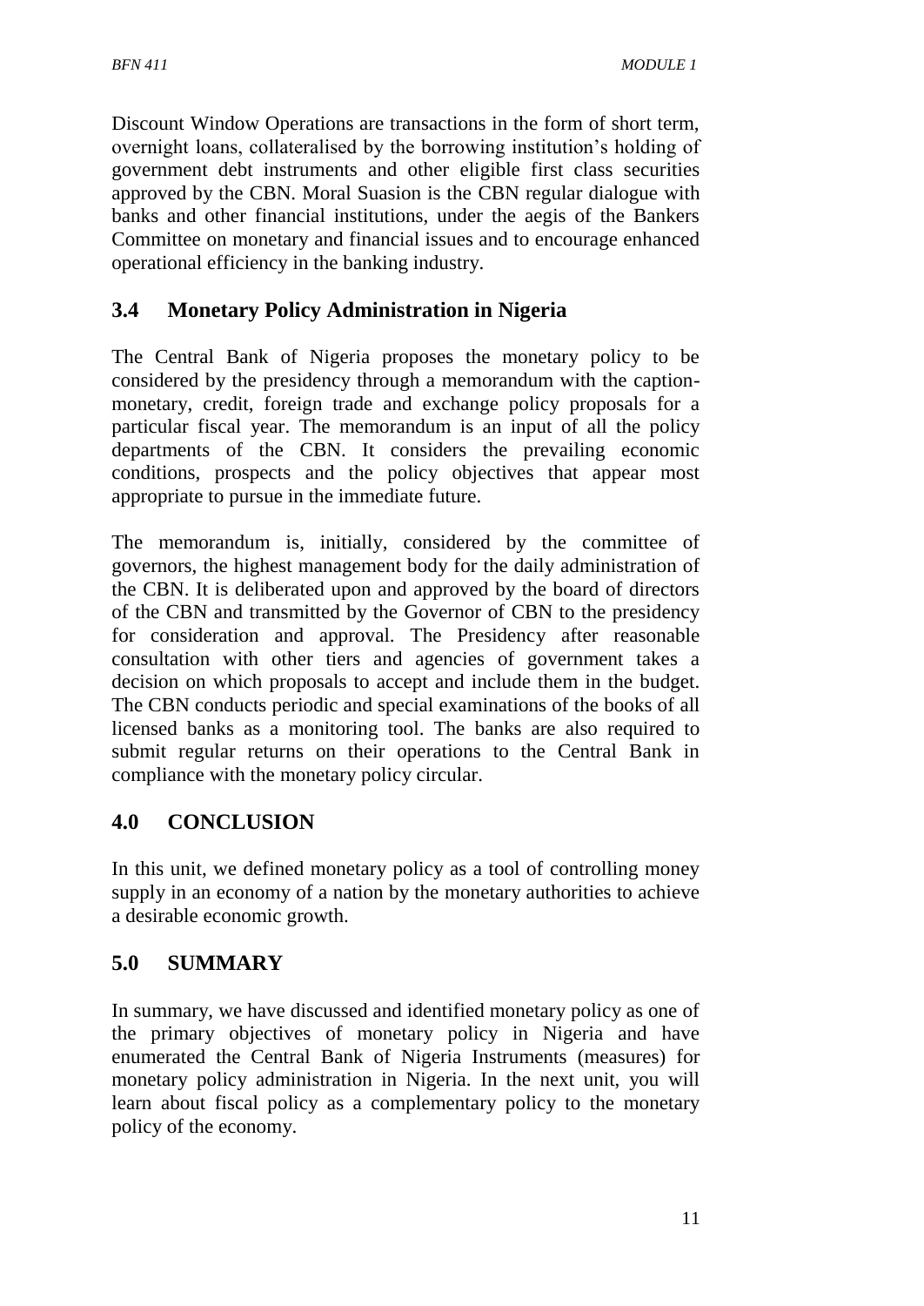Discount Window Operations are transactions in the form of short term, overnight loans, collateralised by the borrowing institution's holding of government debt instruments and other eligible first class securities approved by the CBN. Moral Suasion is the CBN regular dialogue with banks and other financial institutions, under the aegis of the Bankers Committee on monetary and financial issues and to encourage enhanced operational efficiency in the banking industry.

## 3.4 Monetary Policy Administration in Nigeria

The Central Bank of Nigeria proposes the monetary policy to be considered by the presidency through a memorandum with the caption-monetary, credit, foreign trade and exchange policy proposals for a particular fiscal year. The memorandum is an input of all the policy departments of the CBN. It considers the prevailing economic conditions, prospects and the policy objectives that appear most appropriate to pursue in the immediate future.

The memorandum is, initially, considered by the committee of governors, the highest management body for the daily administration of the CBN. It is deliberated upon and approved by the board of directors of the CBN and transmitted by the Governor of CBN to the presidency for consideration and approval. The Presidency after reasonable consultation with other tiers and agencies of government takes a decision on which proposals to accept and include them in the budget. The CBN conducts periodic and special examinations of the books of all licensed banks as a monitoring tool. The banks are also required to submit regular returns on their operations to the Central Bank in compliance with the monetary policy circular.

## 4.0 CONCLUSION

In this unit, we defined monetary policy as a tool of controlling money supply in an economy of a nation by the monetary authorities to achieve a desirable economic growth.

## 5.0 SUMMARY

In summary, we have discussed and identified monetary policy as one of the primary objectives of monetary policy in Nigeria and have enumerated the Central Bank of Nigeria Instruments (measures) for monetary policy administration in Nigeria. In the next unit, you will learn about fiscal policy as a complementary policy to the monetary policy of the economy.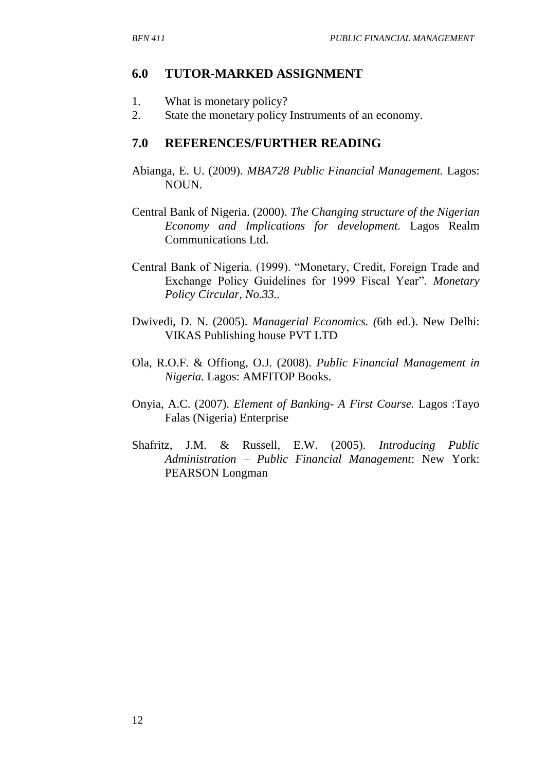## 6.0 TUTOR-MARKED ASSIGNMENT

1. What is monetary policy?
2. State the monetary policy Instruments of an economy.

## 7.0 REFERENCES/FURTHER READING

Abianga, E. U. (2009). *MBA728 Public Financial Management.* Lagos: NOUN.

Central Bank of Nigeria. (2000). *The Changing structure of the Nigerian Economy and Implications for development.* Lagos Realm Communications Ltd.

Central Bank of Nigeria. (1999). "Monetary, Credit, Foreign Trade and Exchange Policy Guidelines for 1999 Fiscal Year". *Monetary Policy Circular, No.33..*

Dwivedi, D. N. (2005). *Managerial Economics. (*6th ed.). New Delhi: VIKAS Publishing house PVT LTD

Ola, R.O.F. & Offiong, O.J. (2008). *Public Financial Management in Nigeria.* Lagos: AMFITOP Books.

Onyia, A.C. (2007). *Element of Banking- A First Course.* Lagos :Tayo Falas (Nigeria) Enterprise

Shafritz, J.M. & Russell, E.W. (2005). *Introducing Public Administration – Public Financial Management*: New York: PEARSON Longman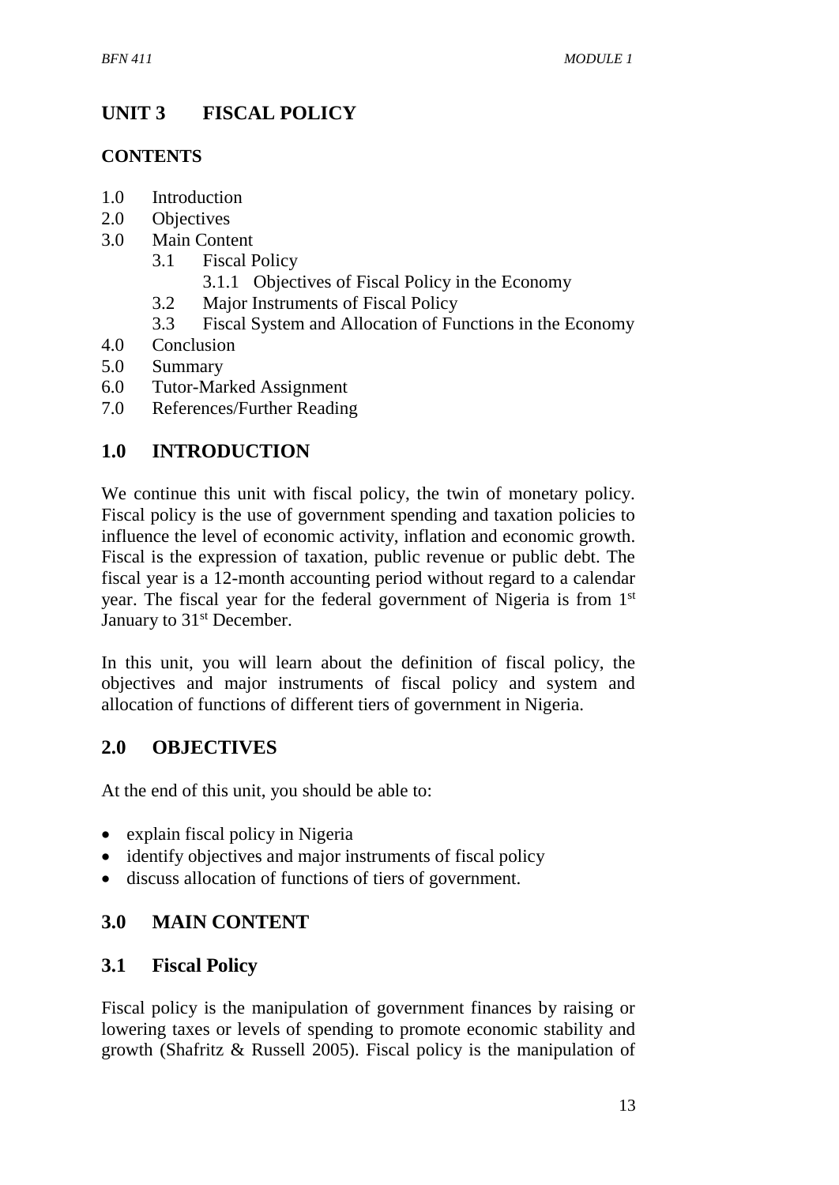# UNIT 3 FISCAL POLICY

## CONTENTS

- 1.0 Introduction
- 2.0 Objectives
- 3.0 Main Content
    - 3.1 Fiscal Policy
        - 3.1.1 Objectives of Fiscal Policy in the Economy
    - 3.2 Major Instruments of Fiscal Policy
    - 3.3 Fiscal System and Allocation of Functions in the Economy
- 4.0 Conclusion
- 5.0 Summary
- 6.0 Tutor-Marked Assignment
- 7.0 References/Further Reading

## 1.0 INTRODUCTION

We continue this unit with fiscal policy, the twin of monetary policy. Fiscal policy is the use of government spending and taxation policies to influence the level of economic activity, inflation and economic growth. Fiscal is the expression of taxation, public revenue or public debt. The fiscal year is a 12-month accounting period without regard to a calendar year. The fiscal year for the federal government of Nigeria is from 1st January to 31st December.

In this unit, you will learn about the definition of fiscal policy, the objectives and major instruments of fiscal policy and system and allocation of functions of different tiers of government in Nigeria.

## 2.0 OBJECTIVES

At the end of this unit, you should be able to:

- explain fiscal policy in Nigeria
- identify objectives and major instruments of fiscal policy
- discuss allocation of functions of tiers of government.

## 3.0 MAIN CONTENT

### 3.1 Fiscal Policy

Fiscal policy is the manipulation of government finances by raising or lowering taxes or levels of spending to promote economic stability and growth (Shafritz & Russell 2005). Fiscal policy is the manipulation of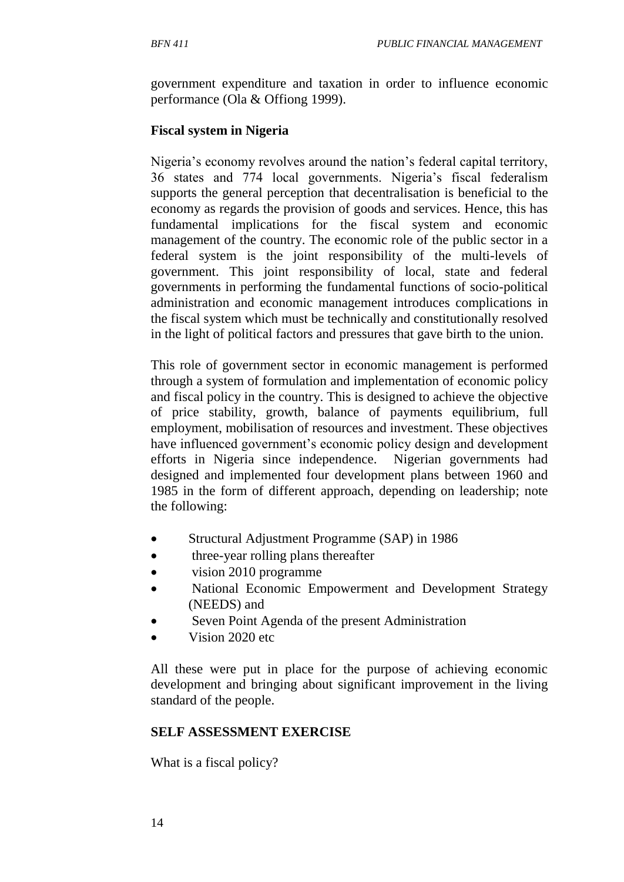government expenditure and taxation in order to influence economic performance (Ola & Offiong 1999).

**Fiscal system in Nigeria**

Nigeria's economy revolves around the nation's federal capital territory, 36 states and 774 local governments. Nigeria's fiscal federalism supports the general perception that decentralisation is beneficial to the economy as regards the provision of goods and services. Hence, this has fundamental implications for the fiscal system and economic management of the country. The economic role of the public sector in a federal system is the joint responsibility of the multi-levels of government. This joint responsibility of local, state and federal governments in performing the fundamental functions of socio-political administration and economic management introduces complications in the fiscal system which must be technically and constitutionally resolved in the light of political factors and pressures that gave birth to the union.

This role of government sector in economic management is performed through a system of formulation and implementation of economic policy and fiscal policy in the country. This is designed to achieve the objective of price stability, growth, balance of payments equilibrium, full employment, mobilisation of resources and investment. These objectives have influenced government's economic policy design and development efforts in Nigeria since independence. Nigerian governments had designed and implemented four development plans between 1960 and 1985 in the form of different approach, depending on leadership; note the following:

- Structural Adjustment Programme (SAP) in 1986
- three-year rolling plans thereafter
- vision 2010 programme
- National Economic Empowerment and Development Strategy (NEEDS) and
- Seven Point Agenda of the present Administration
- Vision 2020 etc

All these were put in place for the purpose of achieving economic development and bringing about significant improvement in the living standard of the people.

**SELF ASSESSMENT EXERCISE**

What is a fiscal policy?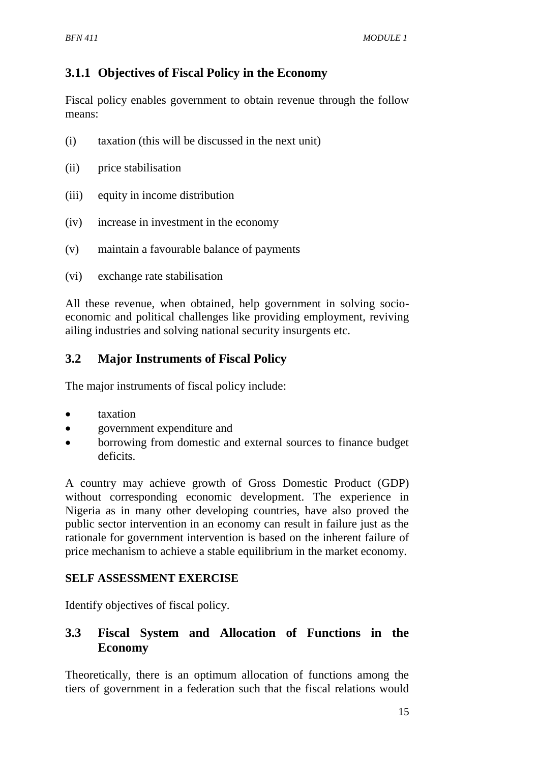### 3.1.1 Objectives of Fiscal Policy in the Economy

Fiscal policy enables government to obtain revenue through the follow means:

(i) taxation (this will be discussed in the next unit)

(ii) price stabilisation

(iii) equity in income distribution

(iv) increase in investment in the economy

(v) maintain a favourable balance of payments

(vi) exchange rate stabilisation

All these revenue, when obtained, help government in solving socio-economic and political challenges like providing employment, reviving ailing industries and solving national security insurgents etc.

## 3.2 Major Instruments of Fiscal Policy

The major instruments of fiscal policy include:

- taxation
- government expenditure and
- borrowing from domestic and external sources to finance budget deficits.

A country may achieve growth of Gross Domestic Product (GDP) without corresponding economic development. The experience in Nigeria as in many other developing countries, have also proved the public sector intervention in an economy can result in failure just as the rationale for government intervention is based on the inherent failure of price mechanism to achieve a stable equilibrium in the market economy.

**SELF ASSESSMENT EXERCISE**

Identify objectives of fiscal policy.

## 3.3 Fiscal System and Allocation of Functions in the Economy

Theoretically, there is an optimum allocation of functions among the tiers of government in a federation such that the fiscal relations would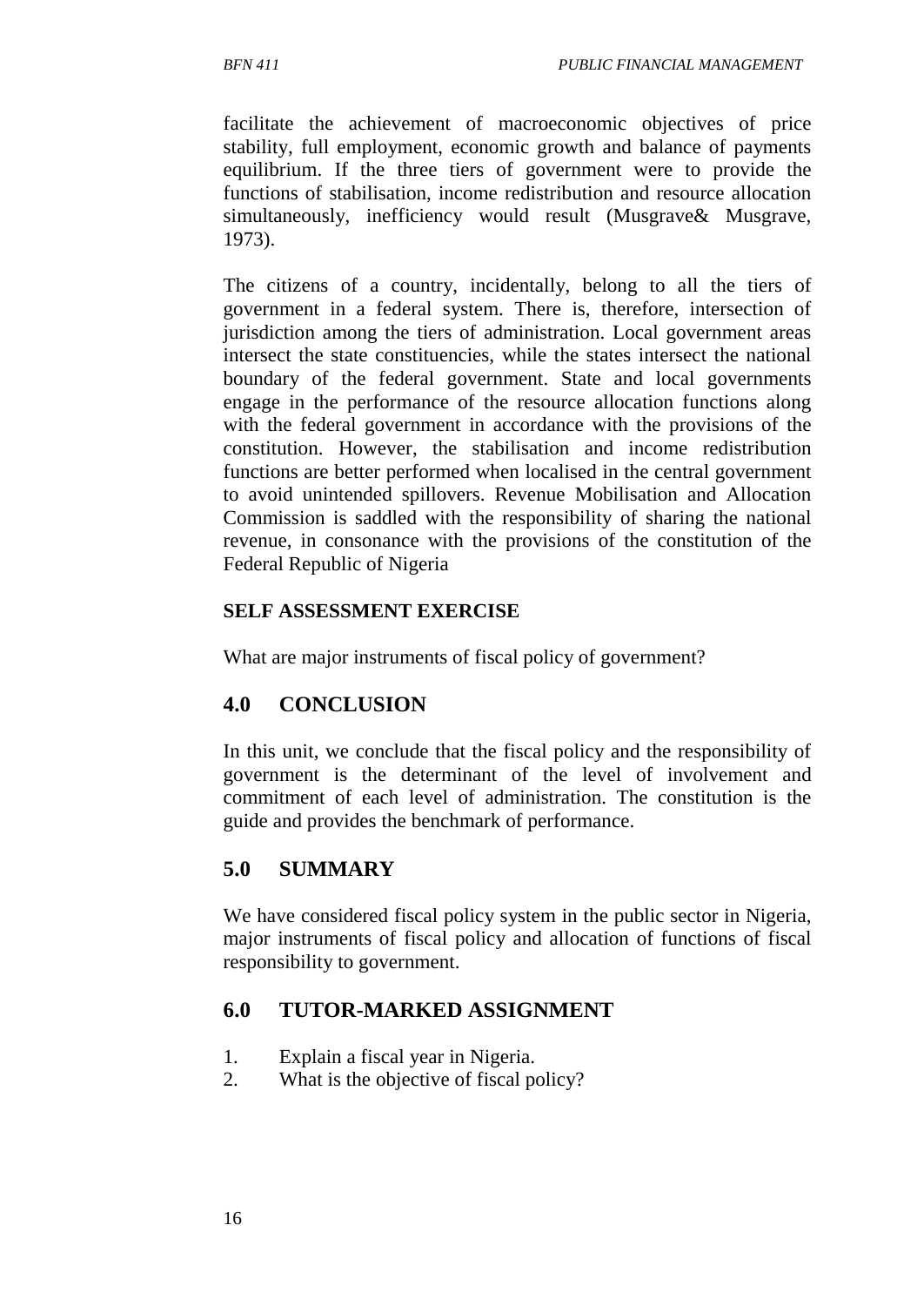facilitate the achievement of macroeconomic objectives of price stability, full employment, economic growth and balance of payments equilibrium. If the three tiers of government were to provide the functions of stabilisation, income redistribution and resource allocation simultaneously, inefficiency would result (Musgrave& Musgrave, 1973).

The citizens of a country, incidentally, belong to all the tiers of government in a federal system. There is, therefore, intersection of jurisdiction among the tiers of administration. Local government areas intersect the state constituencies, while the states intersect the national boundary of the federal government. State and local governments engage in the performance of the resource allocation functions along with the federal government in accordance with the provisions of the constitution. However, the stabilisation and income redistribution functions are better performed when localised in the central government to avoid unintended spillovers. Revenue Mobilisation and Allocation Commission is saddled with the responsibility of sharing the national revenue, in consonance with the provisions of the constitution of the Federal Republic of Nigeria

**SELF ASSESSMENT EXERCISE**

What are major instruments of fiscal policy of government?

## 4.0 CONCLUSION

In this unit, we conclude that the fiscal policy and the responsibility of government is the determinant of the level of involvement and commitment of each level of administration. The constitution is the guide and provides the benchmark of performance.

## 5.0 SUMMARY

We have considered fiscal policy system in the public sector in Nigeria, major instruments of fiscal policy and allocation of functions of fiscal responsibility to government.

## 6.0 TUTOR-MARKED ASSIGNMENT

1. Explain a fiscal year in Nigeria.
2. What is the objective of fiscal policy?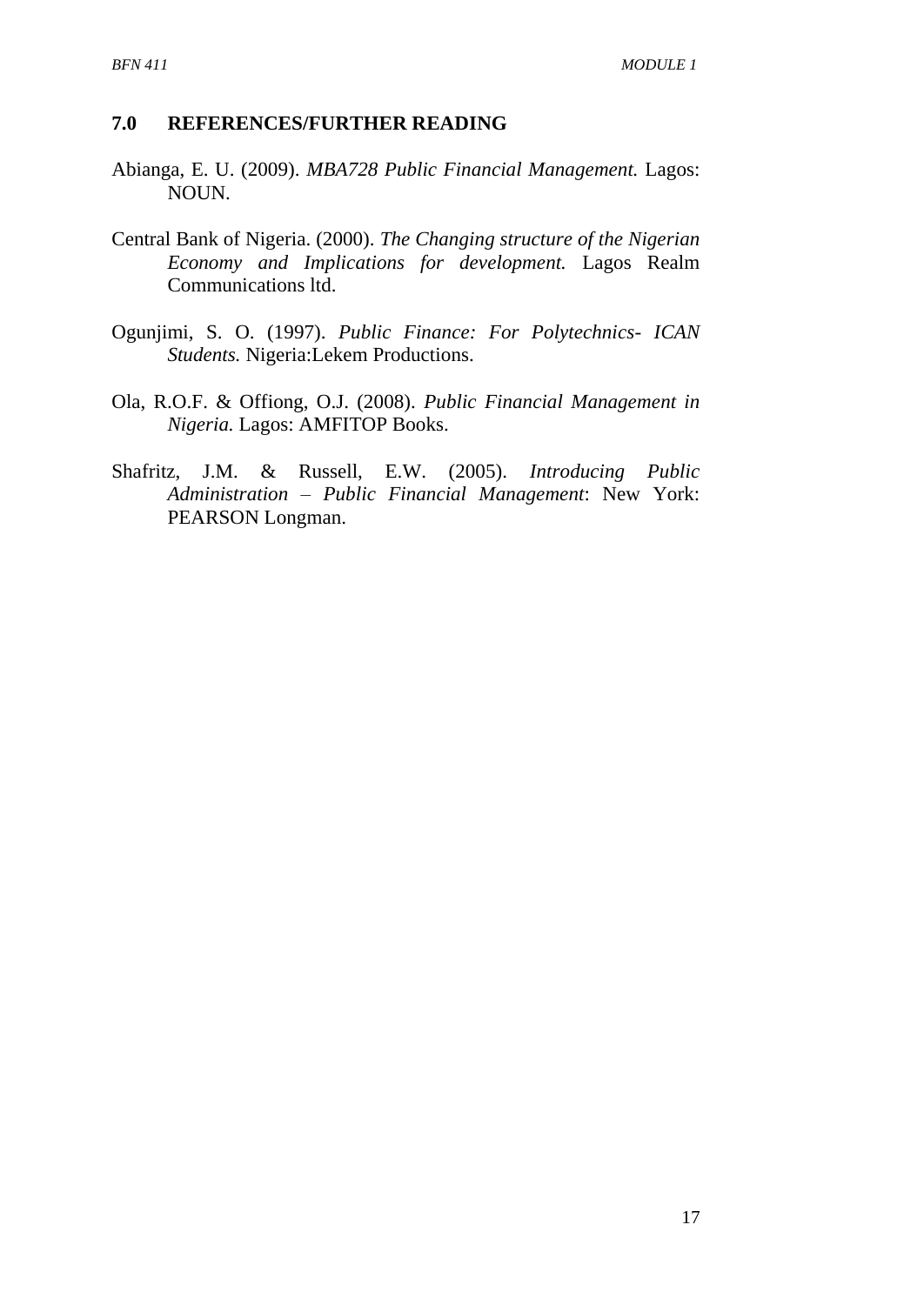## 7.0 REFERENCES/FURTHER READING

Abianga, E. U. (2009). *MBA728 Public Financial Management.* Lagos: NOUN.

Central Bank of Nigeria. (2000). *The Changing structure of the Nigerian Economy and Implications for development.* Lagos Realm Communications ltd.

Ogunjimi, S. O. (1997). *Public Finance: For Polytechnics- ICAN Students.* Nigeria:Lekem Productions.

Ola, R.O.F. & Offiong, O.J. (2008). *Public Financial Management in Nigeria.* Lagos: AMFITOP Books.

Shafritz, J.M. & Russell, E.W. (2005). *Introducing Public Administration – Public Financial Management*: New York: PEARSON Longman.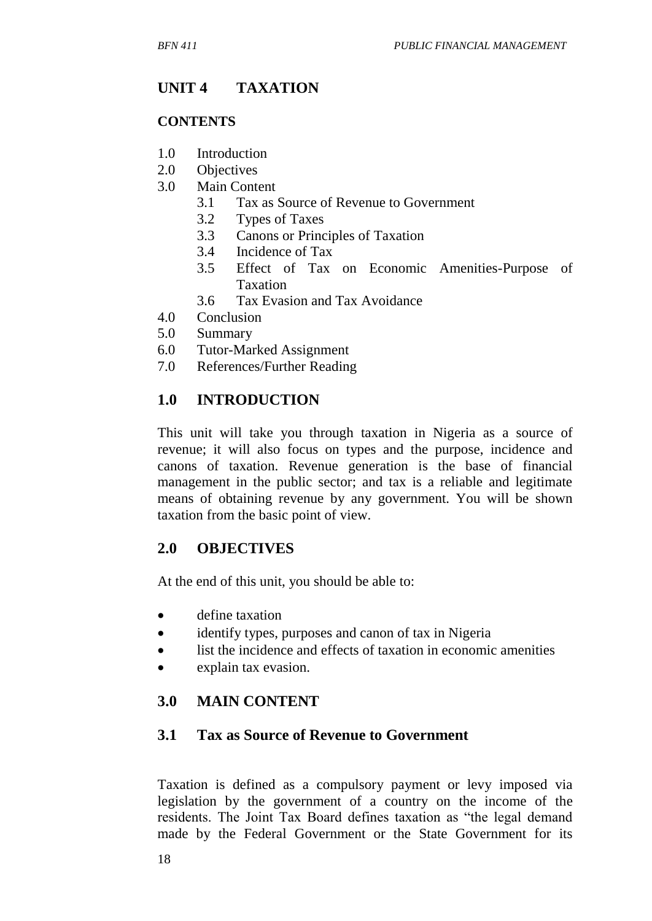## UNIT 4 TAXATION

### CONTENTS

1.0 Introduction
2.0 Objectives
3.0 Main Content
   - 3.1 Tax as Source of Revenue to Government
   - 3.2 Types of Taxes
   - 3.3 Canons or Principles of Taxation
   - 3.4 Incidence of Tax
   - 3.5 Effect of Tax on Economic Amenities-Purpose of Taxation
   - 3.6 Tax Evasion and Tax Avoidance

4.0 Conclusion
5.0 Summary
6.0 Tutor-Marked Assignment
7.0 References/Further Reading

### 1.0 INTRODUCTION

This unit will take you through taxation in Nigeria as a source of revenue; it will also focus on types and the purpose, incidence and canons of taxation. Revenue generation is the base of financial management in the public sector; and tax is a reliable and legitimate means of obtaining revenue by any government. You will be shown taxation from the basic point of view.

### 2.0 OBJECTIVES

At the end of this unit, you should be able to:

- define taxation
- identify types, purposes and canon of tax in Nigeria
- list the incidence and effects of taxation in economic amenities
- explain tax evasion.

### 3.0 MAIN CONTENT

### 3.1 Tax as Source of Revenue to Government

Taxation is defined as a compulsory payment or levy imposed via legislation by the government of a country on the income of the residents. The Joint Tax Board defines taxation as "the legal demand made by the Federal Government or the State Government for its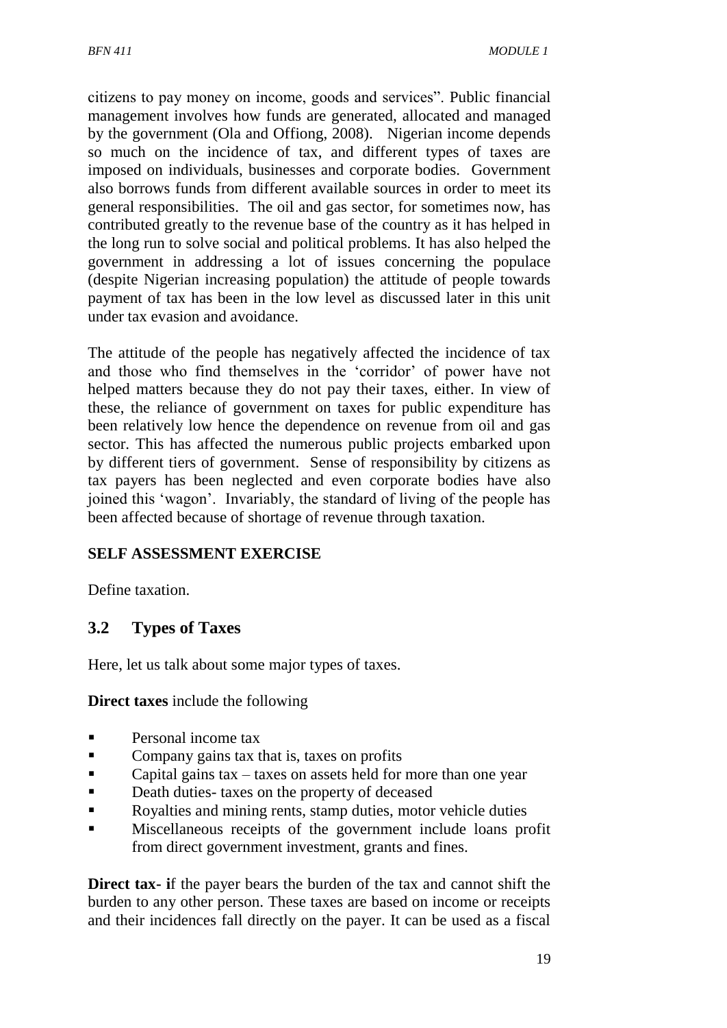citizens to pay money on income, goods and services". Public financial management involves how funds are generated, allocated and managed by the government (Ola and Offiong, 2008). Nigerian income depends so much on the incidence of tax, and different types of taxes are imposed on individuals, businesses and corporate bodies. Government also borrows funds from different available sources in order to meet its general responsibilities. The oil and gas sector, for sometimes now, has contributed greatly to the revenue base of the country as it has helped in the long run to solve social and political problems. It has also helped the government in addressing a lot of issues concerning the populace (despite Nigerian increasing population) the attitude of people towards payment of tax has been in the low level as discussed later in this unit under tax evasion and avoidance.

The attitude of the people has negatively affected the incidence of tax and those who find themselves in the 'corridor' of power have not helped matters because they do not pay their taxes, either. In view of these, the reliance of government on taxes for public expenditure has been relatively low hence the dependence on revenue from oil and gas sector. This has affected the numerous public projects embarked upon by different tiers of government. Sense of responsibility by citizens as tax payers has been neglected and even corporate bodies have also joined this 'wagon'. Invariably, the standard of living of the people has been affected because of shortage of revenue through taxation.

**SELF ASSESSMENT EXERCISE**

Define taxation.

## 3.2 Types of Taxes

Here, let us talk about some major types of taxes.

**Direct taxes** include the following

- Personal income tax
- Company gains tax that is, taxes on profits
- Capital gains tax – taxes on assets held for more than one year
- Death duties- taxes on the property of deceased
- Royalties and mining rents, stamp duties, motor vehicle duties
- Miscellaneous receipts of the government include loans profit from direct government investment, grants and fines.

**Direct tax- i**f the payer bears the burden of the tax and cannot shift the burden to any other person. These taxes are based on income or receipts and their incidences fall directly on the payer. It can be used as a fiscal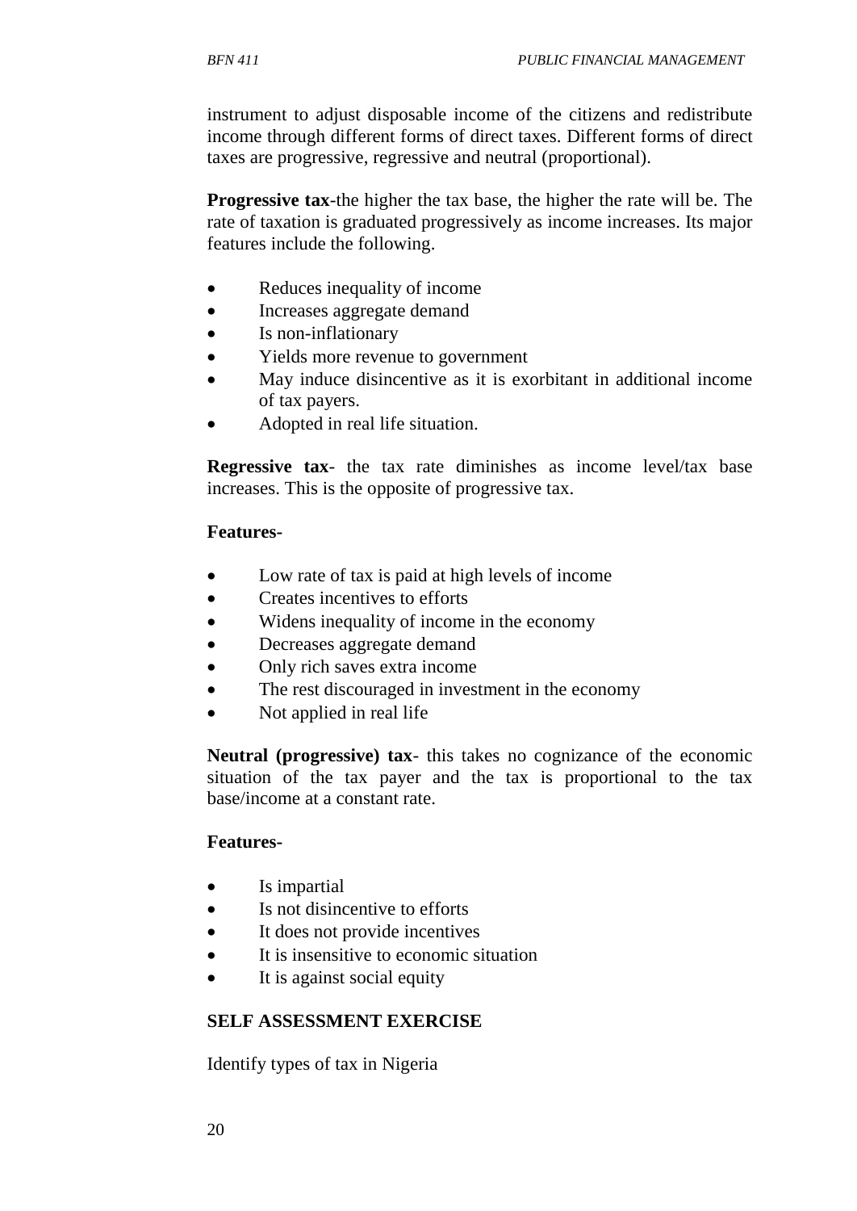instrument to adjust disposable income of the citizens and redistribute income through different forms of direct taxes. Different forms of direct taxes are progressive, regressive and neutral (proportional).

**Progressive tax**-the higher the tax base, the higher the rate will be. The rate of taxation is graduated progressively as income increases. Its major features include the following.

- Reduces inequality of income
- Increases aggregate demand
- Is non-inflationary
- Yields more revenue to government
- May induce disincentive as it is exorbitant in additional income of tax payers.
- Adopted in real life situation.

**Regressive tax**- the tax rate diminishes as income level/tax base increases. This is the opposite of progressive tax.

**Features-**

- Low rate of tax is paid at high levels of income
- Creates incentives to efforts
- Widens inequality of income in the economy
- Decreases aggregate demand
- Only rich saves extra income
- The rest discouraged in investment in the economy
- Not applied in real life

**Neutral (progressive) tax**- this takes no cognizance of the economic situation of the tax payer and the tax is proportional to the tax base/income at a constant rate.

**Features-**

- Is impartial
- Is not disincentive to efforts
- It does not provide incentives
- It is insensitive to economic situation
- It is against social equity

**SELF ASSESSMENT EXERCISE**

Identify types of tax in Nigeria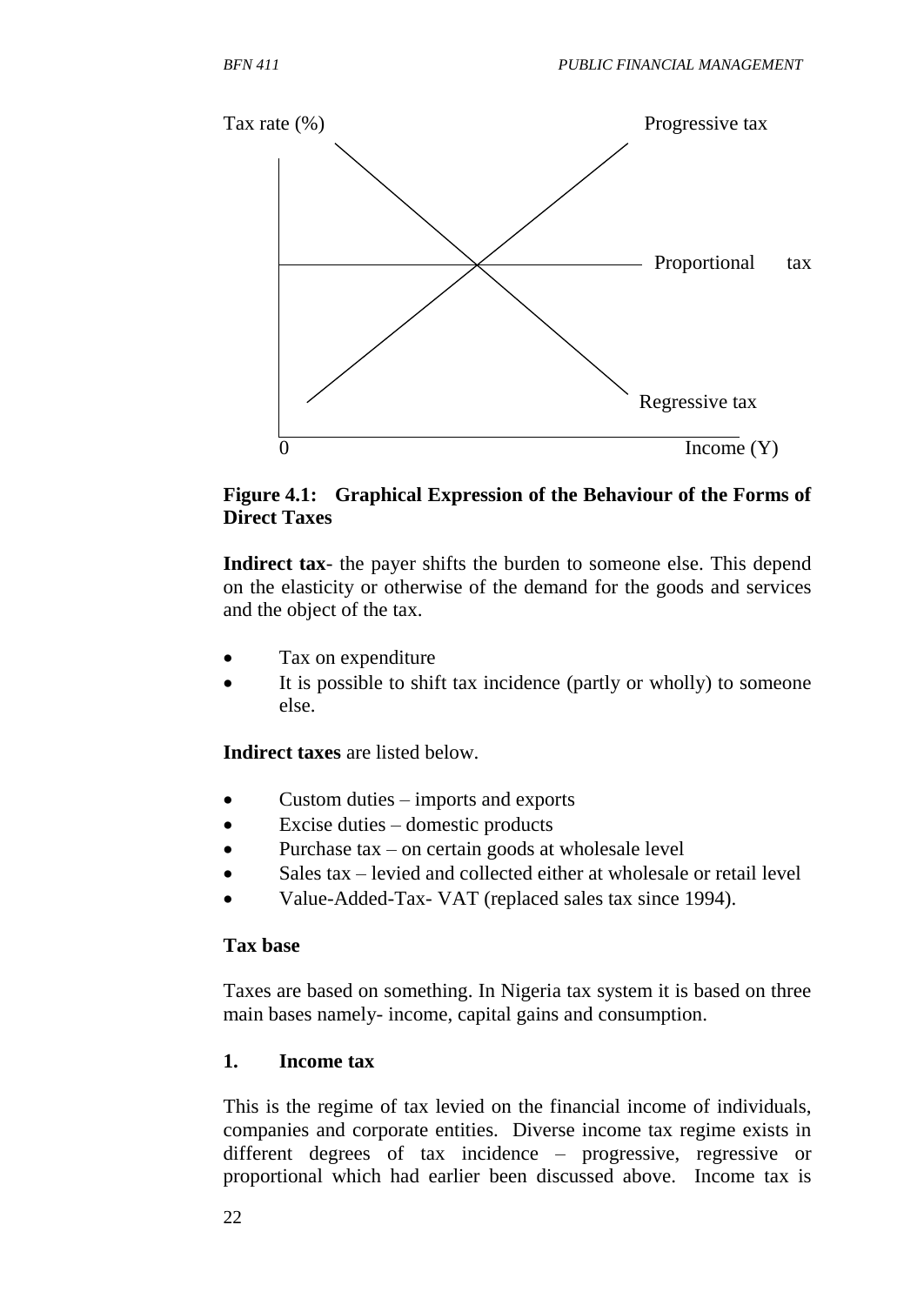Tax rate (%)

Progressive tax

Proportional tax

Regressive tax

0 Income (Y)

**Figure 4.1: Graphical Expression of the Behaviour of the Forms of Direct Taxes**

**Indirect tax**- the payer shifts the burden to someone else. This depend on the elasticity or otherwise of the demand for the goods and services and the object of the tax.

- Tax on expenditure
- It is possible to shift tax incidence (partly or wholly) to someone else.

**Indirect taxes** are listed below.

- Custom duties – imports and exports
- Excise duties – domestic products
- Purchase tax – on certain goods at wholesale level
- Sales tax – levied and collected either at wholesale or retail level
- Value-Added-Tax- VAT (replaced sales tax since 1994).

**Tax base**

Taxes are based on something. In Nigeria tax system it is based on three main bases namely- income, capital gains and consumption.

**1. Income tax**

This is the regime of tax levied on the financial income of individuals, companies and corporate entities. Diverse income tax regime exists in different degrees of tax incidence – progressive, regressive or proportional which had earlier been discussed above. Income tax is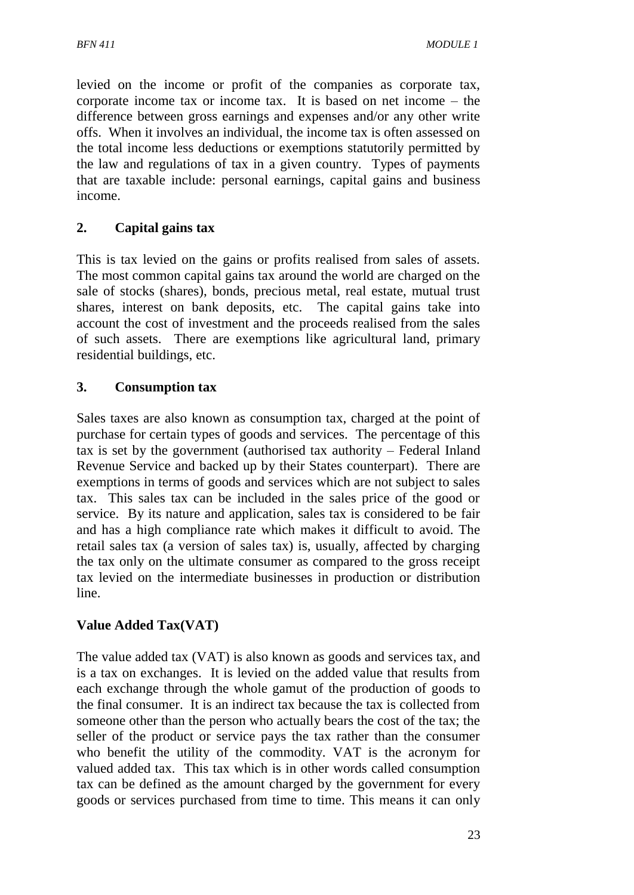levied on the income or profit of the companies as corporate tax, corporate income tax or income tax. It is based on net income – the difference between gross earnings and expenses and/or any other write offs. When it involves an individual, the income tax is often assessed on the total income less deductions or exemptions statutorily permitted by the law and regulations of tax in a given country. Types of payments that are taxable include: personal earnings, capital gains and business income.

**2. Capital gains tax**

This is tax levied on the gains or profits realised from sales of assets. The most common capital gains tax around the world are charged on the sale of stocks (shares), bonds, precious metal, real estate, mutual trust shares, interest on bank deposits, etc. The capital gains take into account the cost of investment and the proceeds realised from the sales of such assets. There are exemptions like agricultural land, primary residential buildings, etc.

**3. Consumption tax**

Sales taxes are also known as consumption tax, charged at the point of purchase for certain types of goods and services. The percentage of this tax is set by the government (authorised tax authority – Federal Inland Revenue Service and backed up by their States counterpart). There are exemptions in terms of goods and services which are not subject to sales tax. This sales tax can be included in the sales price of the good or service. By its nature and application, sales tax is considered to be fair and has a high compliance rate which makes it difficult to avoid. The retail sales tax (a version of sales tax) is, usually, affected by charging the tax only on the ultimate consumer as compared to the gross receipt tax levied on the intermediate businesses in production or distribution line.

**Value Added Tax(VAT)**

The value added tax (VAT) is also known as goods and services tax, and is a tax on exchanges. It is levied on the added value that results from each exchange through the whole gamut of the production of goods to the final consumer. It is an indirect tax because the tax is collected from someone other than the person who actually bears the cost of the tax; the seller of the product or service pays the tax rather than the consumer who benefit the utility of the commodity. VAT is the acronym for valued added tax. This tax which is in other words called consumption tax can be defined as the amount charged by the government for every goods or services purchased from time to time. This means it can only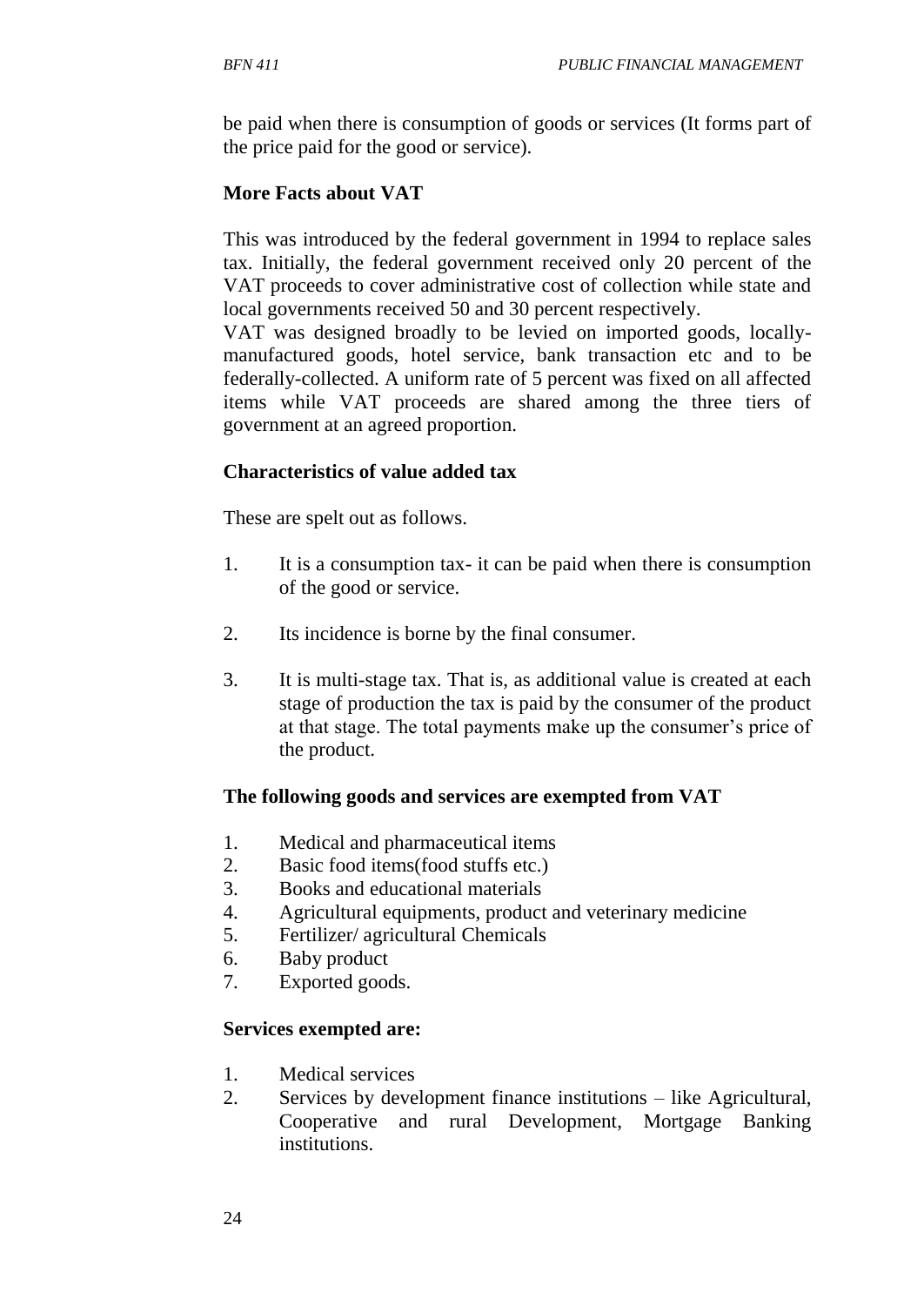be paid when there is consumption of goods or services (It forms part of the price paid for the good or service).

**More Facts about VAT**

This was introduced by the federal government in 1994 to replace sales tax. Initially, the federal government received only 20 percent of the VAT proceeds to cover administrative cost of collection while state and local governments received 50 and 30 percent respectively.

VAT was designed broadly to be levied on imported goods, locally-manufactured goods, hotel service, bank transaction etc and to be federally-collected. A uniform rate of 5 percent was fixed on all affected items while VAT proceeds are shared among the three tiers of government at an agreed proportion.

**Characteristics of value added tax**

These are spelt out as follows.

1. It is a consumption tax- it can be paid when there is consumption of the good or service.
2. Its incidence is borne by the final consumer.
3. It is multi-stage tax. That is, as additional value is created at each stage of production the tax is paid by the consumer of the product at that stage. The total payments make up the consumer's price of the product.

**The following goods and services are exempted from VAT**

1. Medical and pharmaceutical items
2. Basic food items(food stuffs etc.)
3. Books and educational materials
4. Agricultural equipments, product and veterinary medicine
5. Fertilizer/ agricultural Chemicals
6. Baby product
7. Exported goods.

**Services exempted are:**

1. Medical services
2. Services by development finance institutions – like Agricultural, Cooperative and rural Development, Mortgage Banking institutions.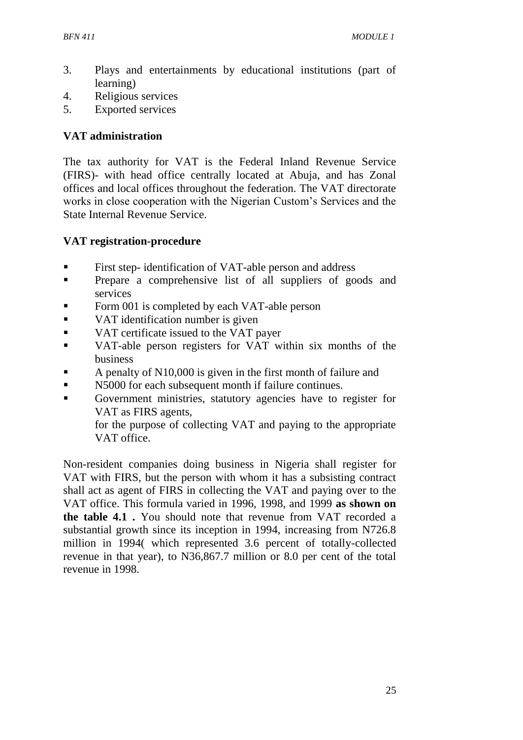3. Plays and entertainments by educational institutions (part of learning)
4. Religious services
5. Exported services

**VAT administration**

The tax authority for VAT is the Federal Inland Revenue Service (FIRS)- with head office centrally located at Abuja, and has Zonal offices and local offices throughout the federation. The VAT directorate works in close cooperation with the Nigerian Custom's Services and the State Internal Revenue Service.

**VAT registration-procedure**

- First step- identification of VAT-able person and address
- Prepare a comprehensive list of all suppliers of goods and services
- Form 001 is completed by each VAT-able person
- VAT identification number is given
- VAT certificate issued to the VAT payer
- VAT-able person registers for VAT within six months of the business
- A penalty of N10,000 is given in the first month of failure and
- N5000 for each subsequent month if failure continues.
- Government ministries, statutory agencies have to register for VAT as FIRS agents,
  for the purpose of collecting VAT and paying to the appropriate VAT office.

Non-resident companies doing business in Nigeria shall register for VAT with FIRS, but the person with whom it has a subsisting contract shall act as agent of FIRS in collecting the VAT and paying over to the VAT office. This formula varied in 1996, 1998, and 1999 **as shown on the table 4.1 .** You should note that revenue from VAT recorded a substantial growth since its inception in 1994, increasing from N726.8 million in 1994( which represented 3.6 percent of totally-collected revenue in that year), to N36,867.7 million or 8.0 per cent of the total revenue in 1998.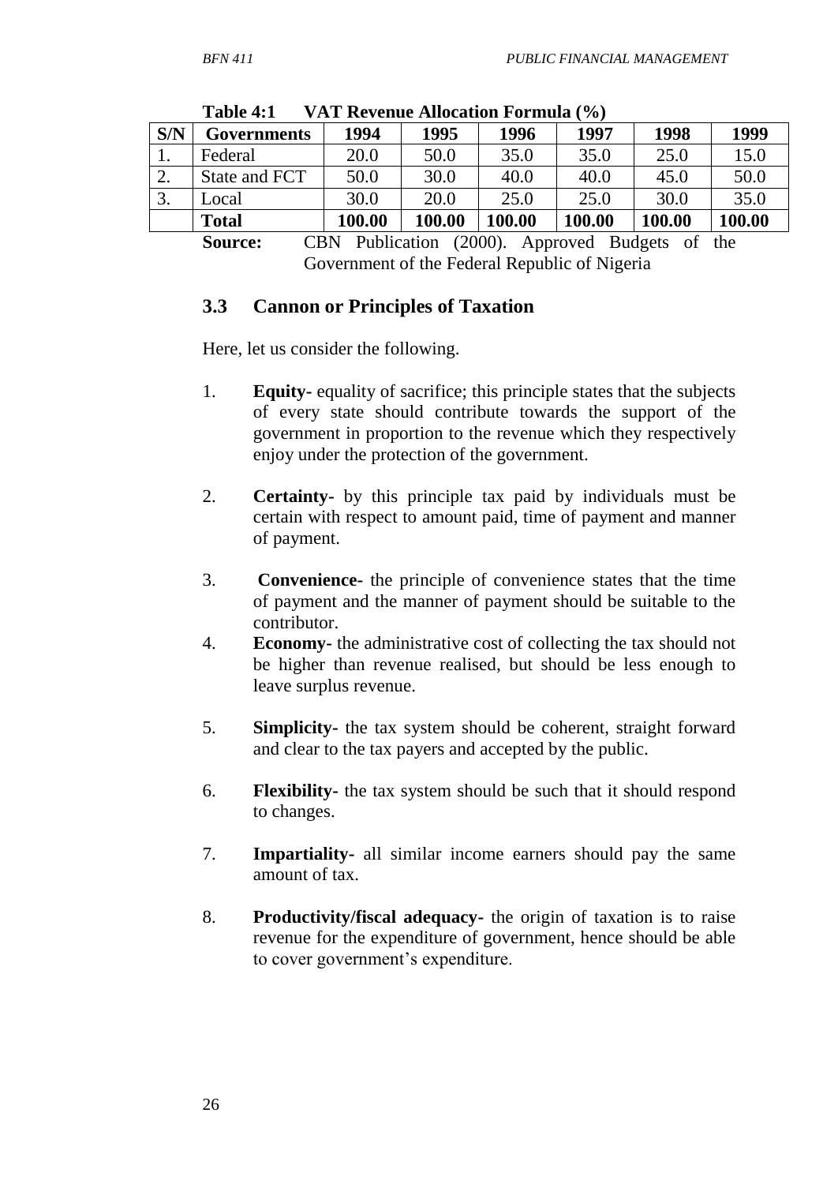**Table 4:1 VAT Revenue Allocation Formula (%)**

| S/N | Governments | 1994 | 1995 | 1996 | 1997 | 1998 | 1999 |
|---|---|---|---|---|---|---|---|
| 1. | Federal | 20.0 | 50.0 | 35.0 | 35.0 | 25.0 | 15.0 |
| 2. | State and FCT | 50.0 | 30.0 | 40.0 | 40.0 | 45.0 | 50.0 |
| 3. | Local | 30.0 | 20.0 | 25.0 | 25.0 | 30.0 | 35.0 |
| | **Total** | **100.00** | **100.00** | **100.00** | **100.00** | **100.00** | **100.00** |

**Source:** CBN Publication (2000). Approved Budgets of the Government of the Federal Republic of Nigeria

### 3.3 Cannon or Principles of Taxation

Here, let us consider the following.

1. **Equity-** equality of sacrifice; this principle states that the subjects of every state should contribute towards the support of the government in proportion to the revenue which they respectively enjoy under the protection of the government.

2. **Certainty-** by this principle tax paid by individuals must be certain with respect to amount paid, time of payment and manner of payment.

3. **Convenience-** the principle of convenience states that the time of payment and the manner of payment should be suitable to the contributor.
4. **Economy-** the administrative cost of collecting the tax should not be higher than revenue realised, but should be less enough to leave surplus revenue.

5. **Simplicity-** the tax system should be coherent, straight forward and clear to the tax payers and accepted by the public.

6. **Flexibility-** the tax system should be such that it should respond to changes.

7. **Impartiality-** all similar income earners should pay the same amount of tax.

8. **Productivity/fiscal adequacy-** the origin of taxation is to raise revenue for the expenditure of government, hence should be able to cover government's expenditure.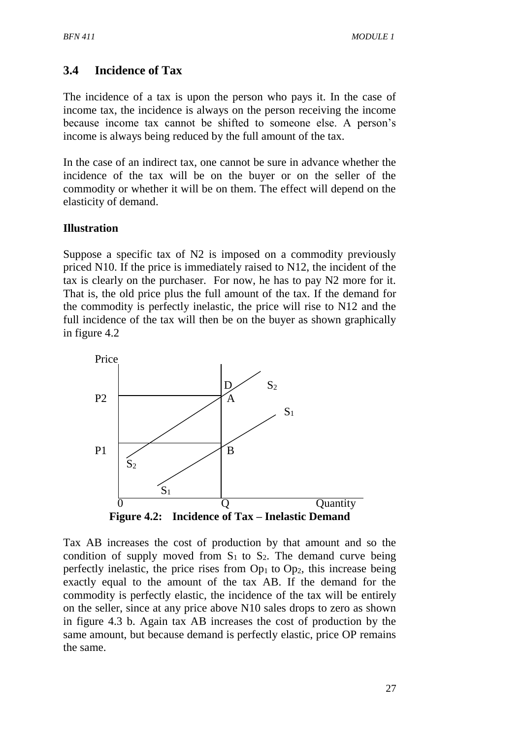## 3.4 Incidence of Tax

The incidence of a tax is upon the person who pays it. In the case of income tax, the incidence is always on the person receiving the income because income tax cannot be shifted to someone else. A person's income is always being reduced by the full amount of the tax.

In the case of an indirect tax, one cannot be sure in advance whether the incidence of the tax will be on the buyer or on the seller of the commodity or whether it will be on them. The effect will depend on the elasticity of demand.

### Illustration

Suppose a specific tax of N2 is imposed on a commodity previously priced N10. If the price is immediately raised to N12, the incident of the tax is clearly on the purchaser. For now, he has to pay N2 more for it. That is, the old price plus the full amount of the tax. If the demand for the commodity is perfectly inelastic, the price will rise to N12 and the full incidence of the tax will then be on the buyer as shown graphically in figure 4.2

**Figure 4.2: Incidence of Tax – Inelastic Demand**

Tax AB increases the cost of production by that amount and so the condition of supply moved from $S_1$ to $S_2$. The demand curve being perfectly inelastic, the price rises from $Op_1$ to $Op_2$, this increase being exactly equal to the amount of the tax AB. If the demand for the commodity is perfectly elastic, the incidence of the tax will be entirely on the seller, since at any price above N10 sales drops to zero as shown in figure 4.3 b. Again tax AB increases the cost of production by the same amount, but because demand is perfectly elastic, price OP remains the same.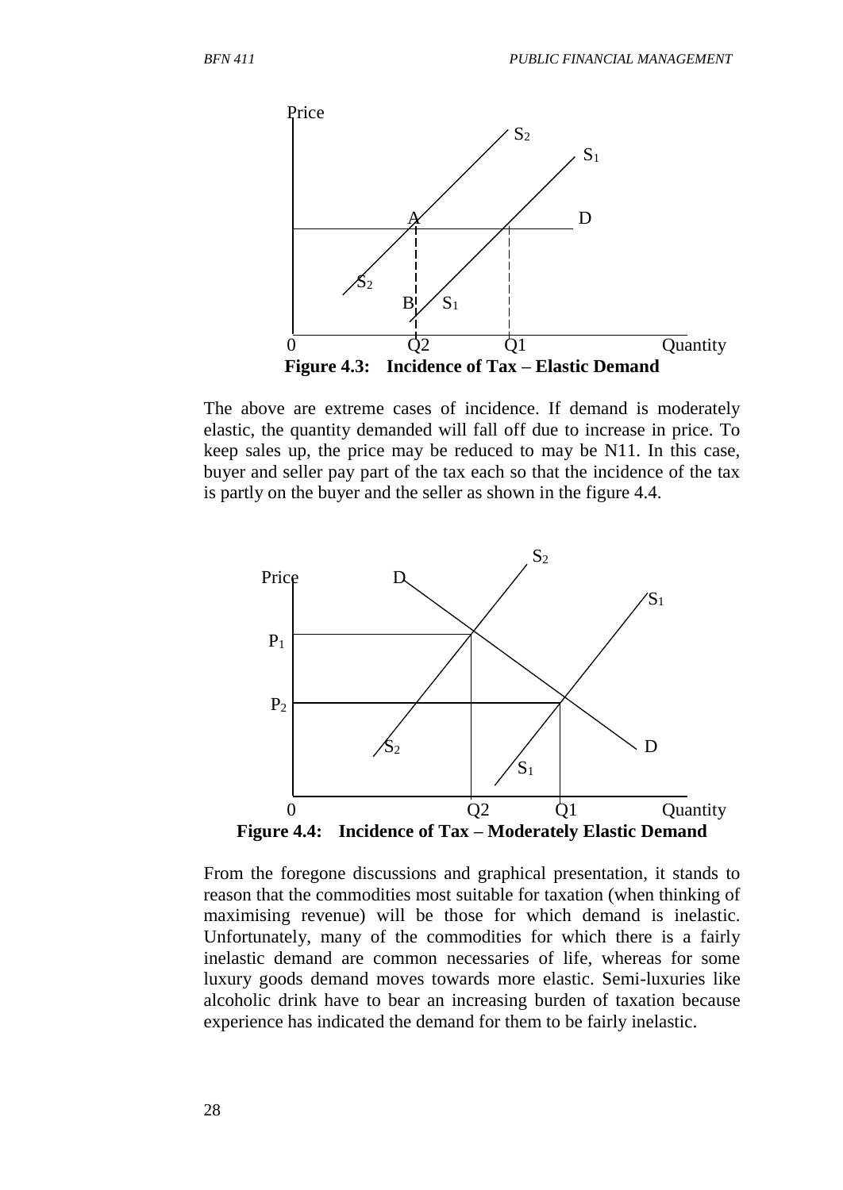**Figure 4.3: Incidence of Tax – Elastic Demand**

The above are extreme cases of incidence. If demand is moderately elastic, the quantity demanded will fall off due to increase in price. To keep sales up, the price may be reduced to may be N11. In this case, buyer and seller pay part of the tax each so that the incidence of the tax is partly on the buyer and the seller as shown in the figure 4.4.

**Figure 4.4: Incidence of Tax – Moderately Elastic Demand**

From the foregone discussions and graphical presentation, it stands to reason that the commodities most suitable for taxation (when thinking of maximising revenue) will be those for which demand is inelastic. Unfortunately, many of the commodities for which there is a fairly inelastic demand are common necessaries of life, whereas for some luxury goods demand moves towards more elastic. Semi-luxuries like alcoholic drink have to bear an increasing burden of taxation because experience has indicated the demand for them to be fairly inelastic.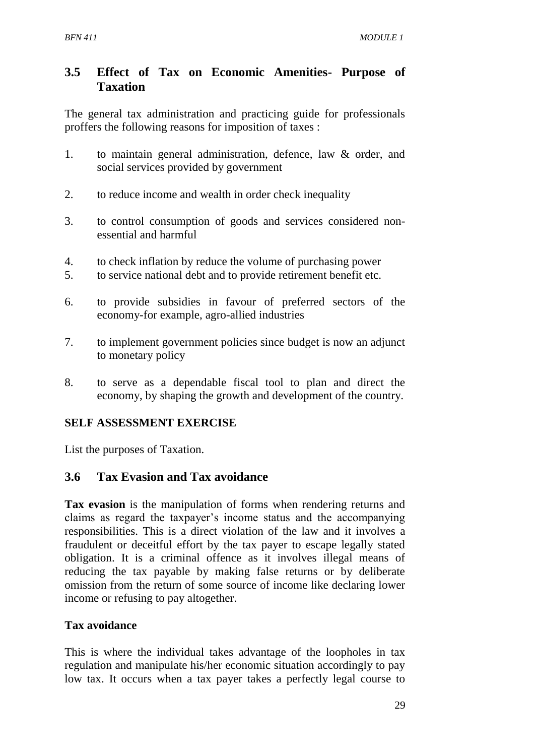## 3.5 Effect of Tax on Economic Amenities- Purpose of Taxation

The general tax administration and practicing guide for professionals proffers the following reasons for imposition of taxes :

1. to maintain general administration, defence, law & order, and social services provided by government
2. to reduce income and wealth in order check inequality
3. to control consumption of goods and services considered non-essential and harmful
4. to check inflation by reduce the volume of purchasing power
5. to service national debt and to provide retirement benefit etc.
6. to provide subsidies in favour of preferred sectors of the economy-for example, agro-allied industries
7. to implement government policies since budget is now an adjunct to monetary policy
8. to serve as a dependable fiscal tool to plan and direct the economy, by shaping the growth and development of the country.

**SELF ASSESSMENT EXERCISE**

List the purposes of Taxation.

## 3.6 Tax Evasion and Tax avoidance

**Tax evasion** is the manipulation of forms when rendering returns and claims as regard the taxpayer's income status and the accompanying responsibilities. This is a direct violation of the law and it involves a fraudulent or deceitful effort by the tax payer to escape legally stated obligation. It is a criminal offence as it involves illegal means of reducing the tax payable by making false returns or by deliberate omission from the return of some source of income like declaring lower income or refusing to pay altogether.

**Tax avoidance**

This is where the individual takes advantage of the loopholes in tax regulation and manipulate his/her economic situation accordingly to pay low tax. It occurs when a tax payer takes a perfectly legal course to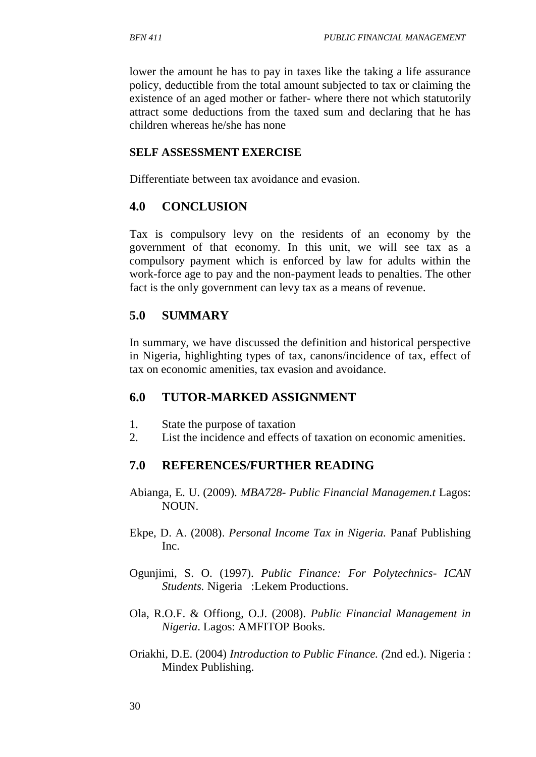lower the amount he has to pay in taxes like the taking a life assurance policy, deductible from the total amount subjected to tax or claiming the existence of an aged mother or father- where there not which statutorily attract some deductions from the taxed sum and declaring that he has children whereas he/she has none

**SELF ASSESSMENT EXERCISE**

Differentiate between tax avoidance and evasion.

## 4.0 CONCLUSION

Tax is compulsory levy on the residents of an economy by the government of that economy. In this unit, we will see tax as a compulsory payment which is enforced by law for adults within the work-force age to pay and the non-payment leads to penalties. The other fact is the only government can levy tax as a means of revenue.

## 5.0 SUMMARY

In summary, we have discussed the definition and historical perspective in Nigeria, highlighting types of tax, canons/incidence of tax, effect of tax on economic amenities, tax evasion and avoidance.

## 6.0 TUTOR-MARKED ASSIGNMENT

1. State the purpose of taxation
2. List the incidence and effects of taxation on economic amenities.

## 7.0 REFERENCES/FURTHER READING

Abianga, E. U. (2009). *MBA728- Public Financial Managemen.t* Lagos: NOUN.

Ekpe, D. A. (2008). *Personal Income Tax in Nigeria.* Panaf Publishing Inc.

Ogunjimi, S. O. (1997). *Public Finance: For Polytechnics- ICAN Students.* Nigeria :Lekem Productions.

Ola, R.O.F. & Offiong, O.J. (2008). *Public Financial Management in Nigeria*. Lagos: AMFITOP Books.

Oriakhi, D.E. (2004) *Introduction to Public Finance. (*2nd ed.). Nigeria : Mindex Publishing.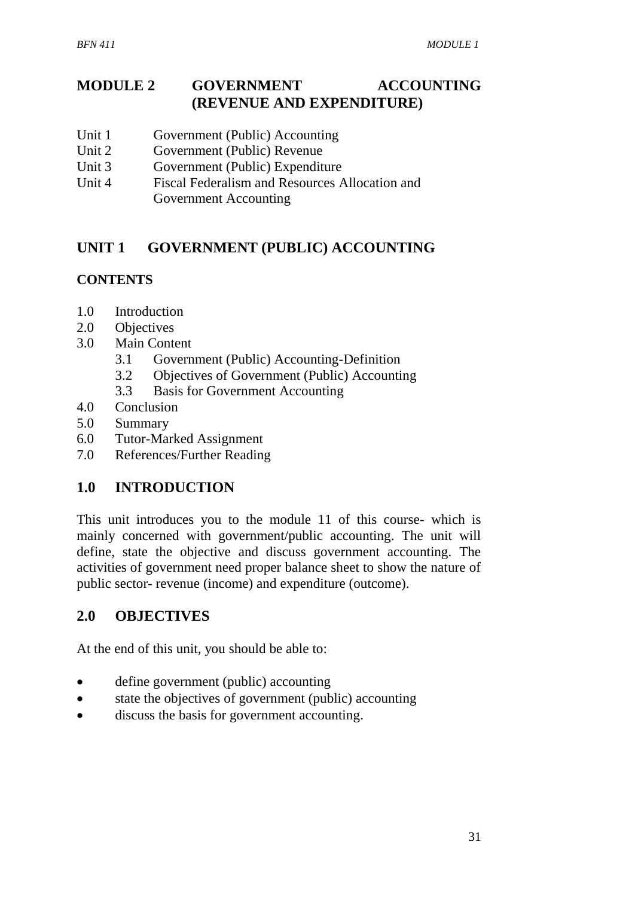# MODULE 2 GOVERNMENT ACCOUNTING (REVENUE AND EXPENDITURE)

Unit 1 Government (Public) Accounting
Unit 2 Government (Public) Revenue
Unit 3 Government (Public) Expenditure
Unit 4 Fiscal Federalism and Resources Allocation and Government Accounting

## UNIT 1 GOVERNMENT (PUBLIC) ACCOUNTING

### CONTENTS

1.0 Introduction
2.0 Objectives
3.0 Main Content
    3.1 Government (Public) Accounting-Definition
    3.2 Objectives of Government (Public) Accounting
    3.3 Basis for Government Accounting
4.0 Conclusion
5.0 Summary
6.0 Tutor-Marked Assignment
7.0 References/Further Reading

## 1.0 INTRODUCTION

This unit introduces you to the module 11 of this course- which is mainly concerned with government/public accounting. The unit will define, state the objective and discuss government accounting. The activities of government need proper balance sheet to show the nature of public sector- revenue (income) and expenditure (outcome).

## 2.0 OBJECTIVES

At the end of this unit, you should be able to:

- define government (public) accounting
- state the objectives of government (public) accounting
- discuss the basis for government accounting.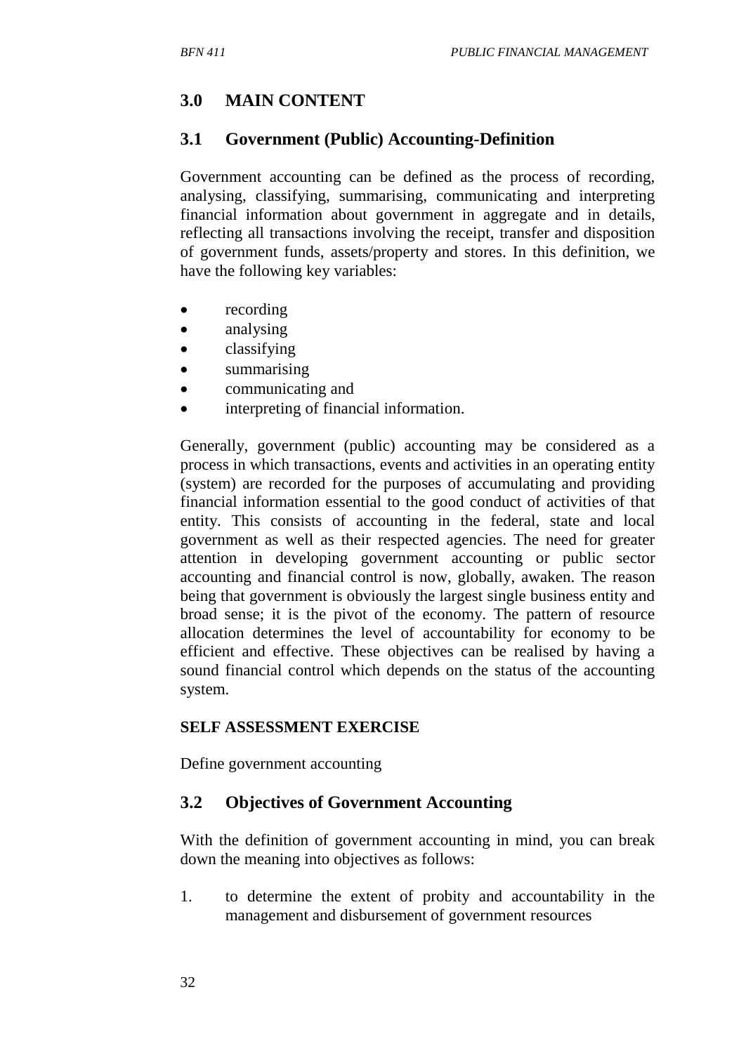## 3.0 MAIN CONTENT

### 3.1 Government (Public) Accounting-Definition

Government accounting can be defined as the process of recording, analysing, classifying, summarising, communicating and interpreting financial information about government in aggregate and in details, reflecting all transactions involving the receipt, transfer and disposition of government funds, assets/property and stores. In this definition, we have the following key variables:

- recording
- analysing
- classifying
- summarising
- communicating and
- interpreting of financial information.

Generally, government (public) accounting may be considered as a process in which transactions, events and activities in an operating entity (system) are recorded for the purposes of accumulating and providing financial information essential to the good conduct of activities of that entity. This consists of accounting in the federal, state and local government as well as their respected agencies. The need for greater attention in developing government accounting or public sector accounting and financial control is now, globally, awaken. The reason being that government is obviously the largest single business entity and broad sense; it is the pivot of the economy. The pattern of resource allocation determines the level of accountability for economy to be efficient and effective. These objectives can be realised by having a sound financial control which depends on the status of the accounting system.

**SELF ASSESSMENT EXERCISE**

Define government accounting

### 3.2 Objectives of Government Accounting

With the definition of government accounting in mind, you can break down the meaning into objectives as follows:

1. to determine the extent of probity and accountability in the management and disbursement of government resources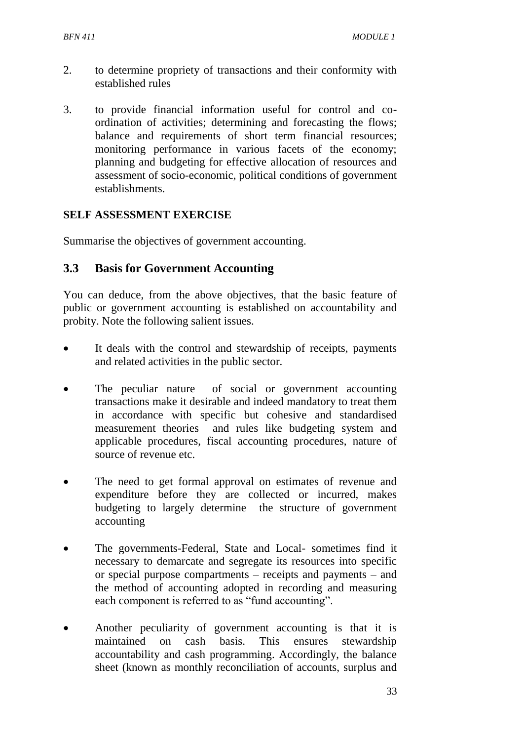2. to determine propriety of transactions and their conformity with established rules

3. to provide financial information useful for control and co-ordination of activities; determining and forecasting the flows; balance and requirements of short term financial resources; monitoring performance in various facets of the economy; planning and budgeting for effective allocation of resources and assessment of socio-economic, political conditions of government establishments.

**SELF ASSESSMENT EXERCISE**

Summarise the objectives of government accounting.

## 3.3 Basis for Government Accounting

You can deduce, from the above objectives, that the basic feature of public or government accounting is established on accountability and probity. Note the following salient issues.

- It deals with the control and stewardship of receipts, payments and related activities in the public sector.

- The peculiar nature of social or government accounting transactions make it desirable and indeed mandatory to treat them in accordance with specific but cohesive and standardised measurement theories and rules like budgeting system and applicable procedures, fiscal accounting procedures, nature of source of revenue etc.

- The need to get formal approval on estimates of revenue and expenditure before they are collected or incurred, makes budgeting to largely determine the structure of government accounting

- The governments-Federal, State and Local- sometimes find it necessary to demarcate and segregate its resources into specific or special purpose compartments – receipts and payments – and the method of accounting adopted in recording and measuring each component is referred to as "fund accounting".

- Another peculiarity of government accounting is that it is maintained on cash basis. This ensures stewardship accountability and cash programming. Accordingly, the balance sheet (known as monthly reconciliation of accounts, surplus and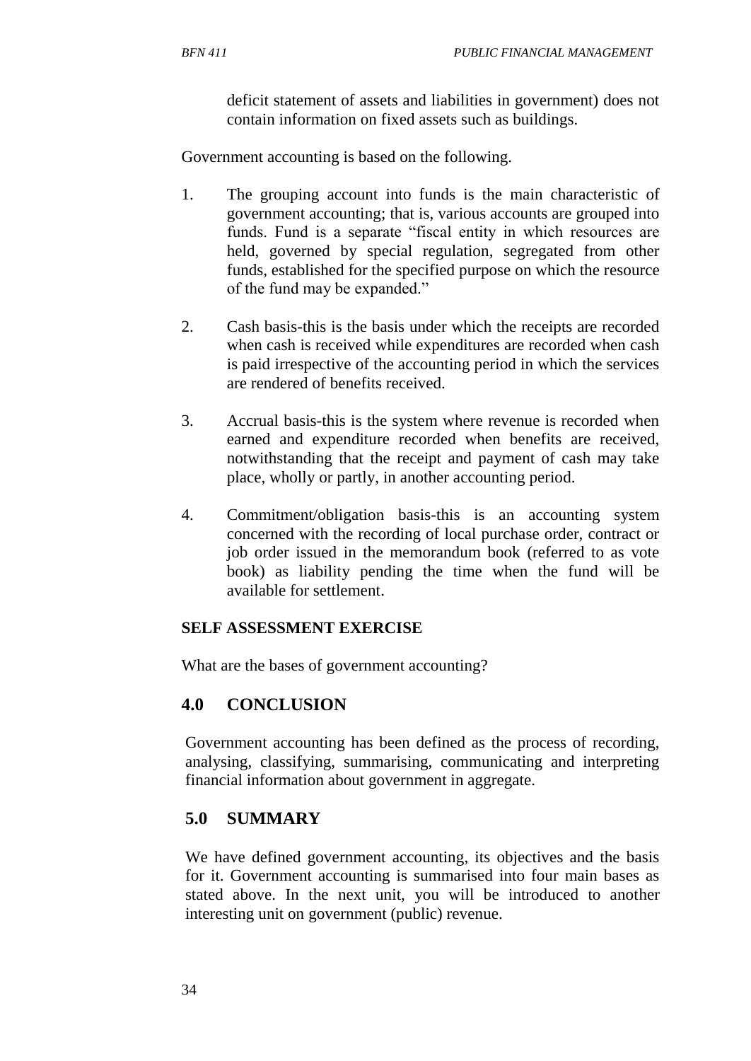deficit statement of assets and liabilities in government) does not contain information on fixed assets such as buildings.

Government accounting is based on the following.

1. The grouping account into funds is the main characteristic of government accounting; that is, various accounts are grouped into funds. Fund is a separate "fiscal entity in which resources are held, governed by special regulation, segregated from other funds, established for the specified purpose on which the resource of the fund may be expanded."

2. Cash basis-this is the basis under which the receipts are recorded when cash is received while expenditures are recorded when cash is paid irrespective of the accounting period in which the services are rendered of benefits received.

3. Accrual basis-this is the system where revenue is recorded when earned and expenditure recorded when benefits are received, notwithstanding that the receipt and payment of cash may take place, wholly or partly, in another accounting period.

4. Commitment/obligation basis-this is an accounting system concerned with the recording of local purchase order, contract or job order issued in the memorandum book (referred to as vote book) as liability pending the time when the fund will be available for settlement.

**SELF ASSESSMENT EXERCISE**

What are the bases of government accounting?

## 4.0 CONCLUSION

Government accounting has been defined as the process of recording, analysing, classifying, summarising, communicating and interpreting financial information about government in aggregate.

## 5.0 SUMMARY

We have defined government accounting, its objectives and the basis for it. Government accounting is summarised into four main bases as stated above. In the next unit, you will be introduced to another interesting unit on government (public) revenue.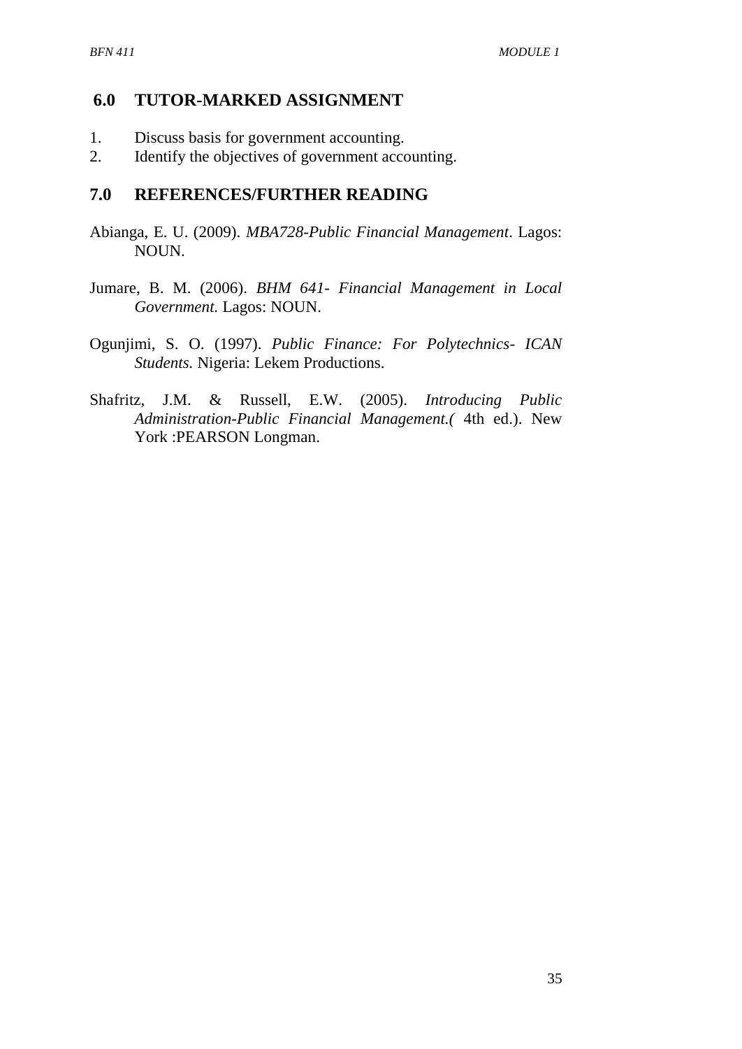## 6.0 TUTOR-MARKED ASSIGNMENT

1. Discuss basis for government accounting.
2. Identify the objectives of government accounting.

## 7.0 REFERENCES/FURTHER READING

Abianga, E. U. (2009). *MBA728-Public Financial Management*. Lagos: NOUN.

Jumare, B. M. (2006). *BHM 641- Financial Management in Local Government.* Lagos: NOUN.

Ogunjimi, S. O. (1997). *Public Finance: For Polytechnics- ICAN Students.* Nigeria: Lekem Productions.

Shafritz, J.M. & Russell, E.W. (2005). *Introducing Public Administration-Public Financial Management.(* 4th ed.). New York :PEARSON Longman.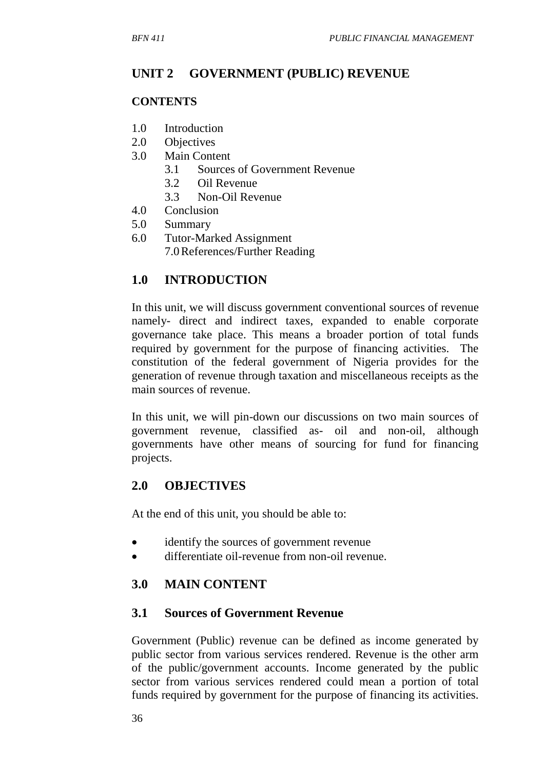## UNIT 2 GOVERNMENT (PUBLIC) REVENUE

### CONTENTS

1.0 Introduction
2.0 Objectives
3.0 Main Content
    3.1 Sources of Government Revenue
    3.2 Oil Revenue
    3.3 Non-Oil Revenue
4.0 Conclusion
5.0 Summary
6.0 Tutor-Marked Assignment
    7.0 References/Further Reading

## 1.0 INTRODUCTION

In this unit, we will discuss government conventional sources of revenue namely- direct and indirect taxes, expanded to enable corporate governance take place. This means a broader portion of total funds required by government for the purpose of financing activities. The constitution of the federal government of Nigeria provides for the generation of revenue through taxation and miscellaneous receipts as the main sources of revenue.

In this unit, we will pin-down our discussions on two main sources of government revenue, classified as- oil and non-oil, although governments have other means of sourcing for fund for financing projects.

## 2.0 OBJECTIVES

At the end of this unit, you should be able to:

- identify the sources of government revenue
- differentiate oil-revenue from non-oil revenue.

## 3.0 MAIN CONTENT

### 3.1 Sources of Government Revenue

Government (Public) revenue can be defined as income generated by public sector from various services rendered. Revenue is the other arm of the public/government accounts. Income generated by the public sector from various services rendered could mean a portion of total funds required by government for the purpose of financing its activities.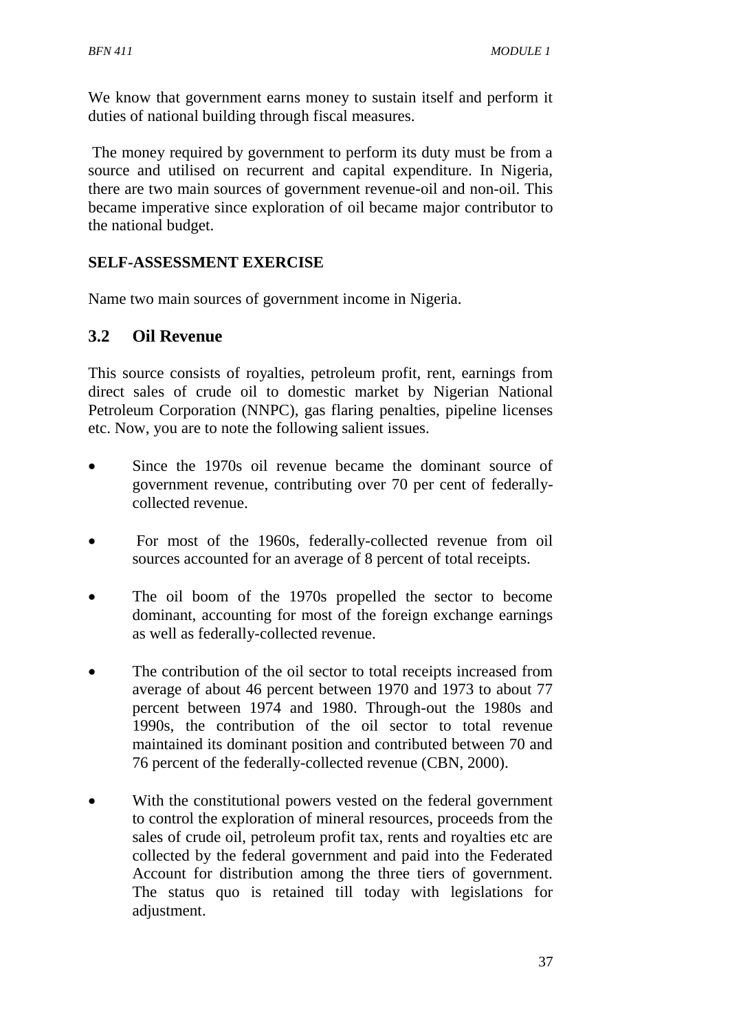We know that government earns money to sustain itself and perform it duties of national building through fiscal measures.

The money required by government to perform its duty must be from a source and utilised on recurrent and capital expenditure. In Nigeria, there are two main sources of government revenue-oil and non-oil. This became imperative since exploration of oil became major contributor to the national budget.

**SELF-ASSESSMENT EXERCISE**

Name two main sources of government income in Nigeria.

## 3.2 Oil Revenue

This source consists of royalties, petroleum profit, rent, earnings from direct sales of crude oil to domestic market by Nigerian National Petroleum Corporation (NNPC), gas flaring penalties, pipeline licenses etc. Now, you are to note the following salient issues.

- Since the 1970s oil revenue became the dominant source of government revenue, contributing over 70 per cent of federally-collected revenue.
- For most of the 1960s, federally-collected revenue from oil sources accounted for an average of 8 percent of total receipts.
- The oil boom of the 1970s propelled the sector to become dominant, accounting for most of the foreign exchange earnings as well as federally-collected revenue.
- The contribution of the oil sector to total receipts increased from average of about 46 percent between 1970 and 1973 to about 77 percent between 1974 and 1980. Through-out the 1980s and 1990s, the contribution of the oil sector to total revenue maintained its dominant position and contributed between 70 and 76 percent of the federally-collected revenue (CBN, 2000).
- With the constitutional powers vested on the federal government to control the exploration of mineral resources, proceeds from the sales of crude oil, petroleum profit tax, rents and royalties etc are collected by the federal government and paid into the Federated Account for distribution among the three tiers of government. The status quo is retained till today with legislations for adjustment.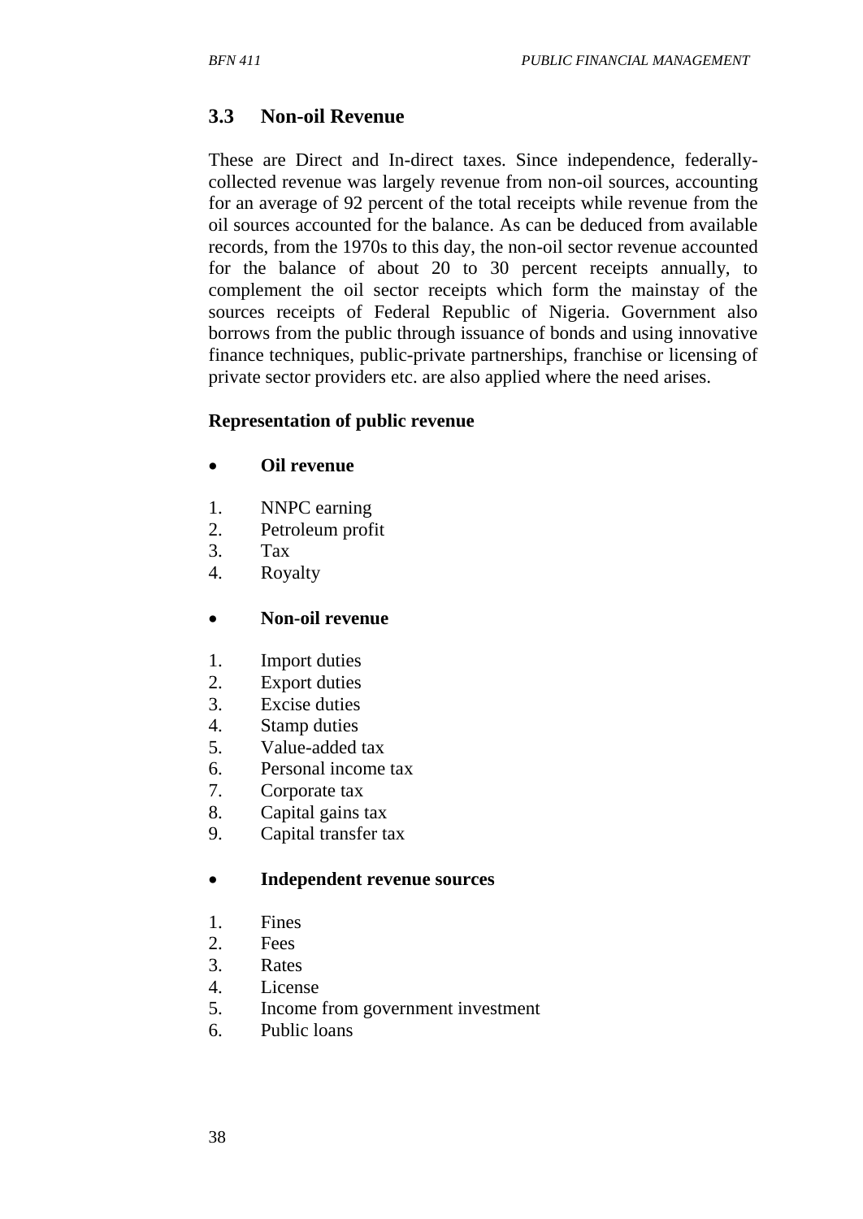## 3.3 Non-oil Revenue

These are Direct and In-direct taxes. Since independence, federally-collected revenue was largely revenue from non-oil sources, accounting for an average of 92 percent of the total receipts while revenue from the oil sources accounted for the balance. As can be deduced from available records, from the 1970s to this day, the non-oil sector revenue accounted for the balance of about 20 to 30 percent receipts annually, to complement the oil sector receipts which form the mainstay of the sources receipts of Federal Republic of Nigeria. Government also borrows from the public through issuance of bonds and using innovative finance techniques, public-private partnerships, franchise or licensing of private sector providers etc. are also applied where the need arises.

**Representation of public revenue**

- **Oil revenue**

1. NNPC earning
2. Petroleum profit
3. Tax
4. Royalty

- **Non-oil revenue**

1. Import duties
2. Export duties
3. Excise duties
4. Stamp duties
5. Value-added tax
6. Personal income tax
7. Corporate tax
8. Capital gains tax
9. Capital transfer tax

- **Independent revenue sources**

1. Fines
2. Fees
3. Rates
4. License
5. Income from government investment
6. Public loans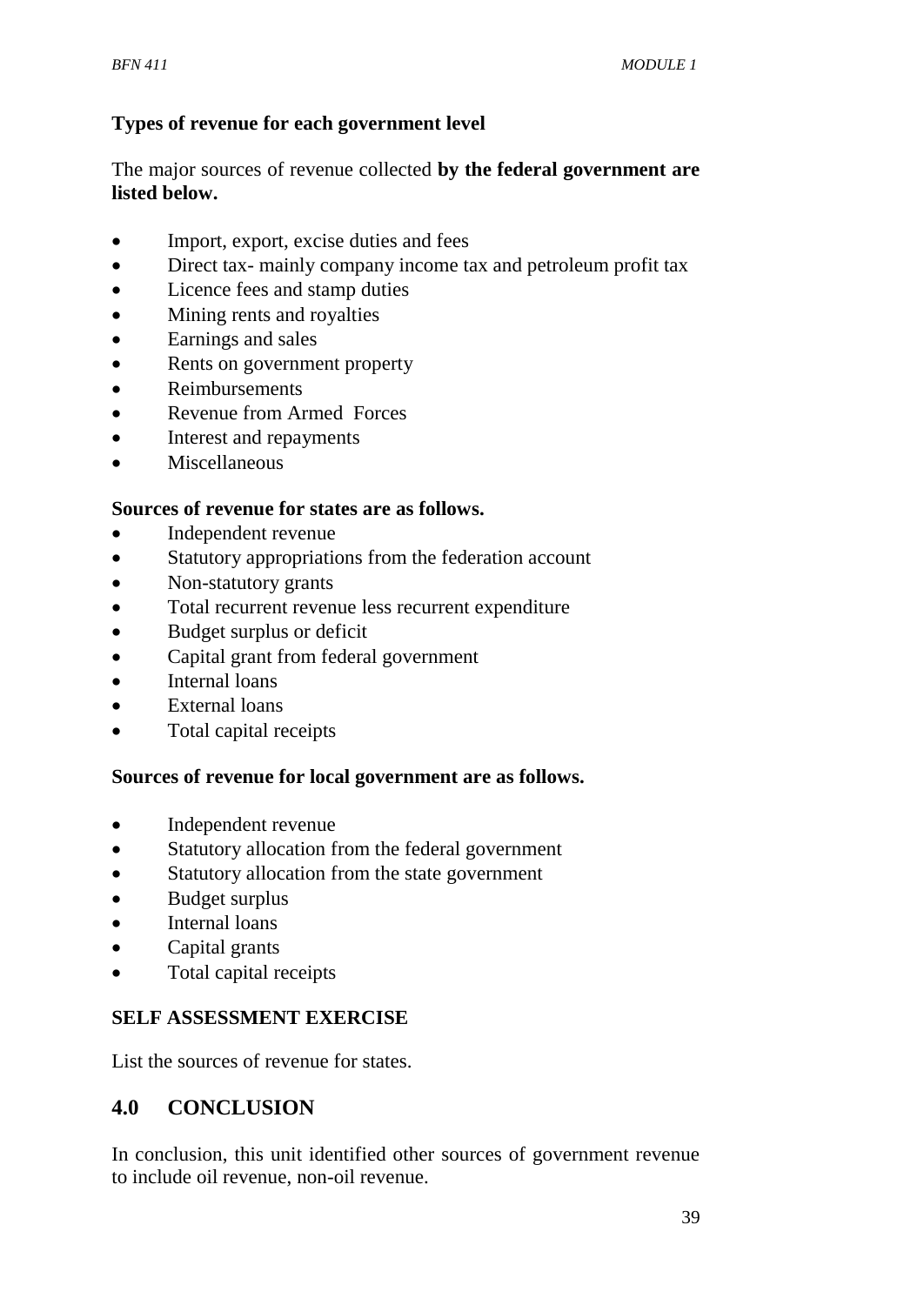**Types of revenue for each government level**

The major sources of revenue collected **by the federal government are listed below.**

- Import, export, excise duties and fees
- Direct tax- mainly company income tax and petroleum profit tax
- Licence fees and stamp duties
- Mining rents and royalties
- Earnings and sales
- Rents on government property
- Reimbursements
- Revenue from Armed Forces
- Interest and repayments
- Miscellaneous

**Sources of revenue for states are as follows.**

- Independent revenue
- Statutory appropriations from the federation account
- Non-statutory grants
- Total recurrent revenue less recurrent expenditure
- Budget surplus or deficit
- Capital grant from federal government
- Internal loans
- External loans
- Total capital receipts

**Sources of revenue for local government are as follows.**

- Independent revenue
- Statutory allocation from the federal government
- Statutory allocation from the state government
- Budget surplus
- Internal loans
- Capital grants
- Total capital receipts

**SELF ASSESSMENT EXERCISE**

List the sources of revenue for states.

## 4.0 CONCLUSION

In conclusion, this unit identified other sources of government revenue to include oil revenue, non-oil revenue.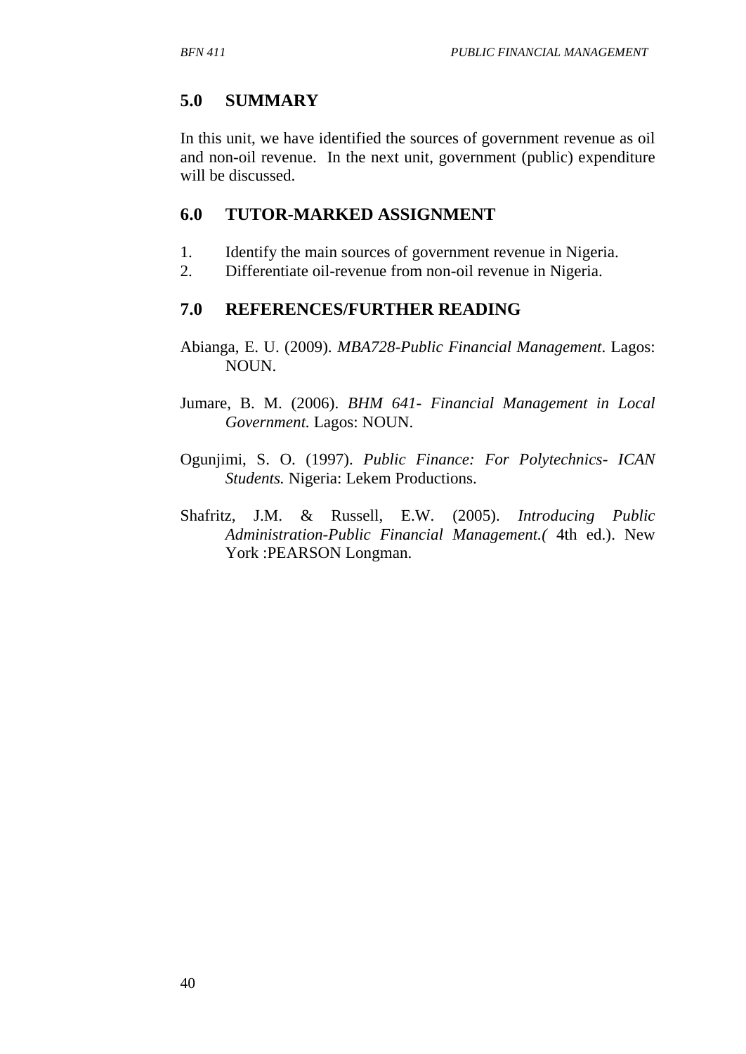## 5.0 SUMMARY

In this unit, we have identified the sources of government revenue as oil and non-oil revenue. In the next unit, government (public) expenditure will be discussed.

## 6.0 TUTOR-MARKED ASSIGNMENT

1. Identify the main sources of government revenue in Nigeria.
2. Differentiate oil-revenue from non-oil revenue in Nigeria.

## 7.0 REFERENCES/FURTHER READING

Abianga, E. U. (2009). *MBA728-Public Financial Management*. Lagos: NOUN.

Jumare, B. M. (2006). *BHM 641- Financial Management in Local Government.* Lagos: NOUN.

Ogunjimi, S. O. (1997). *Public Finance: For Polytechnics- ICAN Students.* Nigeria: Lekem Productions.

Shafritz, J.M. & Russell, E.W. (2005). *Introducing Public Administration-Public Financial Management.(* 4th ed.). New York :PEARSON Longman.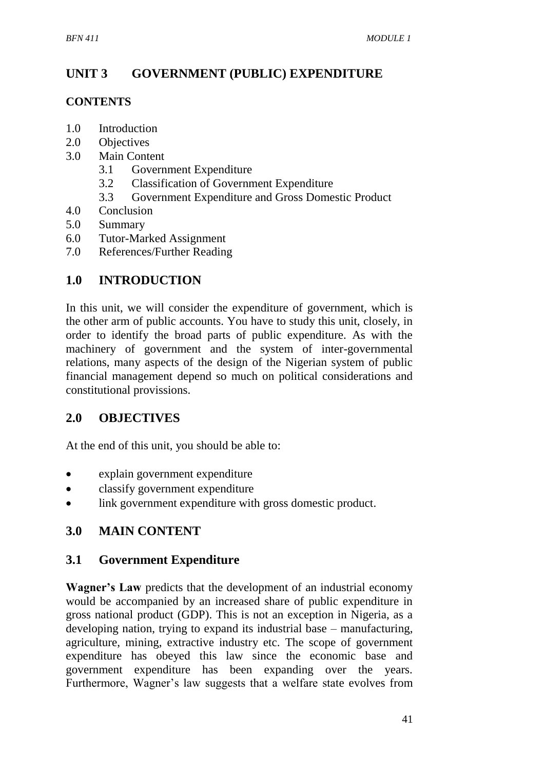## UNIT 3 GOVERNMENT (PUBLIC) EXPENDITURE

### CONTENTS

1.0 Introduction
2.0 Objectives
3.0 Main Content
   3.1 Government Expenditure
   3.2 Classification of Government Expenditure
   3.3 Government Expenditure and Gross Domestic Product
4.0 Conclusion
5.0 Summary
6.0 Tutor-Marked Assignment
7.0 References/Further Reading

## 1.0 INTRODUCTION

In this unit, we will consider the expenditure of government, which is the other arm of public accounts. You have to study this unit, closely, in order to identify the broad parts of public expenditure. As with the machinery of government and the system of inter-governmental relations, many aspects of the design of the Nigerian system of public financial management depend so much on political considerations and constitutional provissions.

## 2.0 OBJECTIVES

At the end of this unit, you should be able to:

- explain government expenditure
- classify government expenditure
- link government expenditure with gross domestic product.

## 3.0 MAIN CONTENT

### 3.1 Government Expenditure

**Wagner's Law** predicts that the development of an industrial economy would be accompanied by an increased share of public expenditure in gross national product (GDP). This is not an exception in Nigeria, as a developing nation, trying to expand its industrial base – manufacturing, agriculture, mining, extractive industry etc. The scope of government expenditure has obeyed this law since the economic base and government expenditure has been expanding over the years. Furthermore, Wagner's law suggests that a welfare state evolves from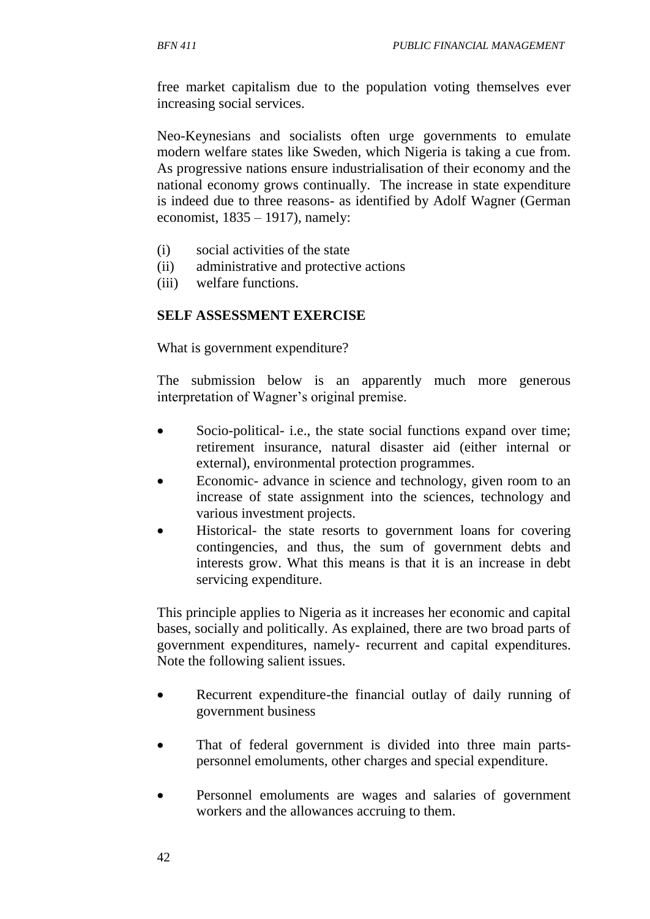free market capitalism due to the population voting themselves ever increasing social services.

Neo-Keynesians and socialists often urge governments to emulate modern welfare states like Sweden, which Nigeria is taking a cue from. As progressive nations ensure industrialisation of their economy and the national economy grows continually. The increase in state expenditure is indeed due to three reasons- as identified by Adolf Wagner (German economist, 1835 – 1917), namely:

(i) social activities of the state
(ii) administrative and protective actions
(iii) welfare functions.

**SELF ASSESSMENT EXERCISE**

What is government expenditure?

The submission below is an apparently much more generous interpretation of Wagner's original premise.

- Socio-political- i.e., the state social functions expand over time; retirement insurance, natural disaster aid (either internal or external), environmental protection programmes.
- Economic- advance in science and technology, given room to an increase of state assignment into the sciences, technology and various investment projects.
- Historical- the state resorts to government loans for covering contingencies, and thus, the sum of government debts and interests grow. What this means is that it is an increase in debt servicing expenditure.

This principle applies to Nigeria as it increases her economic and capital bases, socially and politically. As explained, there are two broad parts of government expenditures, namely- recurrent and capital expenditures. Note the following salient issues.

- Recurrent expenditure-the financial outlay of daily running of government business
- That of federal government is divided into three main parts- personnel emoluments, other charges and special expenditure.
- Personnel emoluments are wages and salaries of government workers and the allowances accruing to them.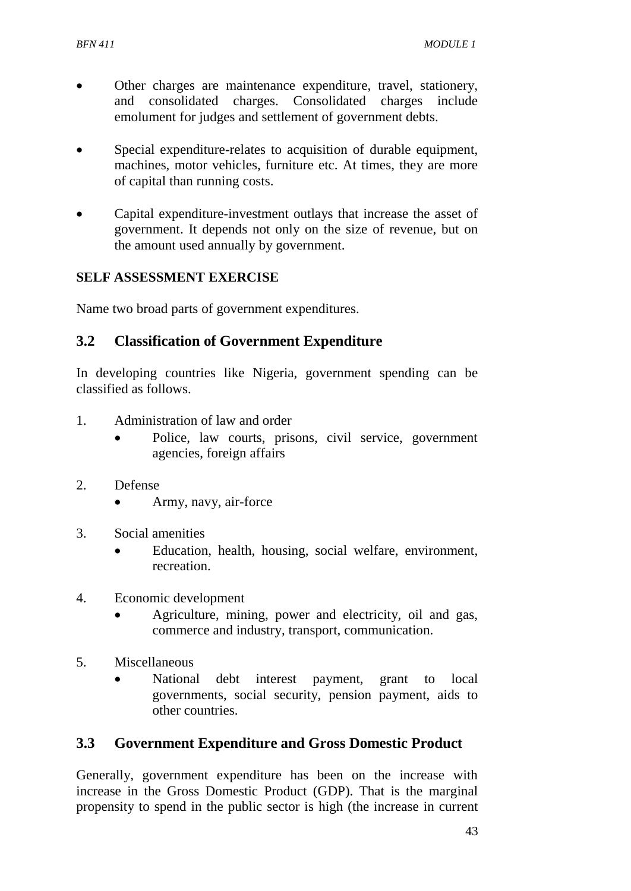- Other charges are maintenance expenditure, travel, stationery, and consolidated charges. Consolidated charges include emolument for judges and settlement of government debts.

- Special expenditure-relates to acquisition of durable equipment, machines, motor vehicles, furniture etc. At times, they are more of capital than running costs.

- Capital expenditure-investment outlays that increase the asset of government. It depends not only on the size of revenue, but on the amount used annually by government.

**SELF ASSESSMENT EXERCISE**

Name two broad parts of government expenditures.

## 3.2 Classification of Government Expenditure

In developing countries like Nigeria, government spending can be classified as follows.

1. Administration of law and order
   - Police, law courts, prisons, civil service, government agencies, foreign affairs

2. Defense
   - Army, navy, air-force

3. Social amenities
   - Education, health, housing, social welfare, environment, recreation.

4. Economic development
   - Agriculture, mining, power and electricity, oil and gas, commerce and industry, transport, communication.

5. Miscellaneous
   - National debt interest payment, grant to local governments, social security, pension payment, aids to other countries.

## 3.3 Government Expenditure and Gross Domestic Product

Generally, government expenditure has been on the increase with increase in the Gross Domestic Product (GDP). That is the marginal propensity to spend in the public sector is high (the increase in current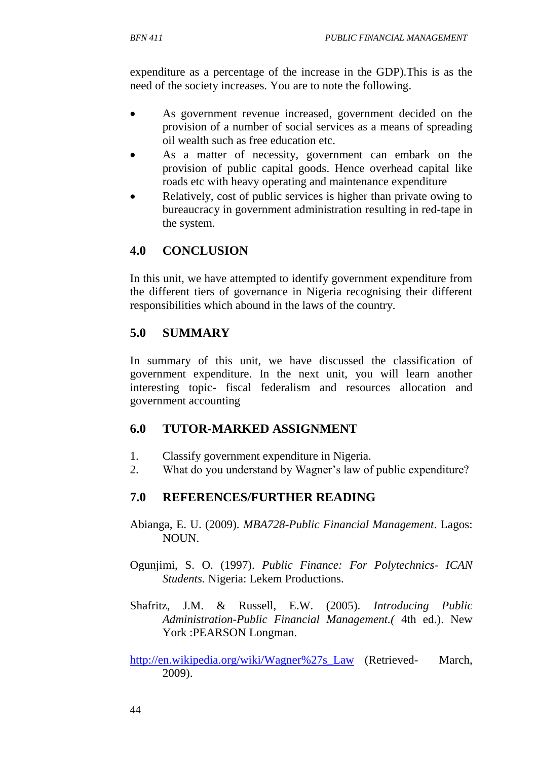expenditure as a percentage of the increase in the GDP).This is as the need of the society increases. You are to note the following.

- As government revenue increased, government decided on the provision of a number of social services as a means of spreading oil wealth such as free education etc.
- As a matter of necessity, government can embark on the provision of public capital goods. Hence overhead capital like roads etc with heavy operating and maintenance expenditure
- Relatively, cost of public services is higher than private owing to bureaucracy in government administration resulting in red-tape in the system.

## 4.0 CONCLUSION

In this unit, we have attempted to identify government expenditure from the different tiers of governance in Nigeria recognising their different responsibilities which abound in the laws of the country.

## 5.0 SUMMARY

In summary of this unit, we have discussed the classification of government expenditure. In the next unit, you will learn another interesting topic- fiscal federalism and resources allocation and government accounting

## 6.0 TUTOR-MARKED ASSIGNMENT

1. Classify government expenditure in Nigeria.
2. What do you understand by Wagner's law of public expenditure?

## 7.0 REFERENCES/FURTHER READING

Abianga, E. U. (2009). *MBA728-Public Financial Management*. Lagos: NOUN.

Ogunjimi, S. O. (1997). *Public Finance: For Polytechnics- ICAN Students.* Nigeria: Lekem Productions.

Shafritz, J.M. & Russell, E.W. (2005). *Introducing Public Administration-Public Financial Management.(* 4th ed.). New York :PEARSON Longman.

http://en.wikipedia.org/wiki/Wagner%27s_Law (Retrieved- March, 2009).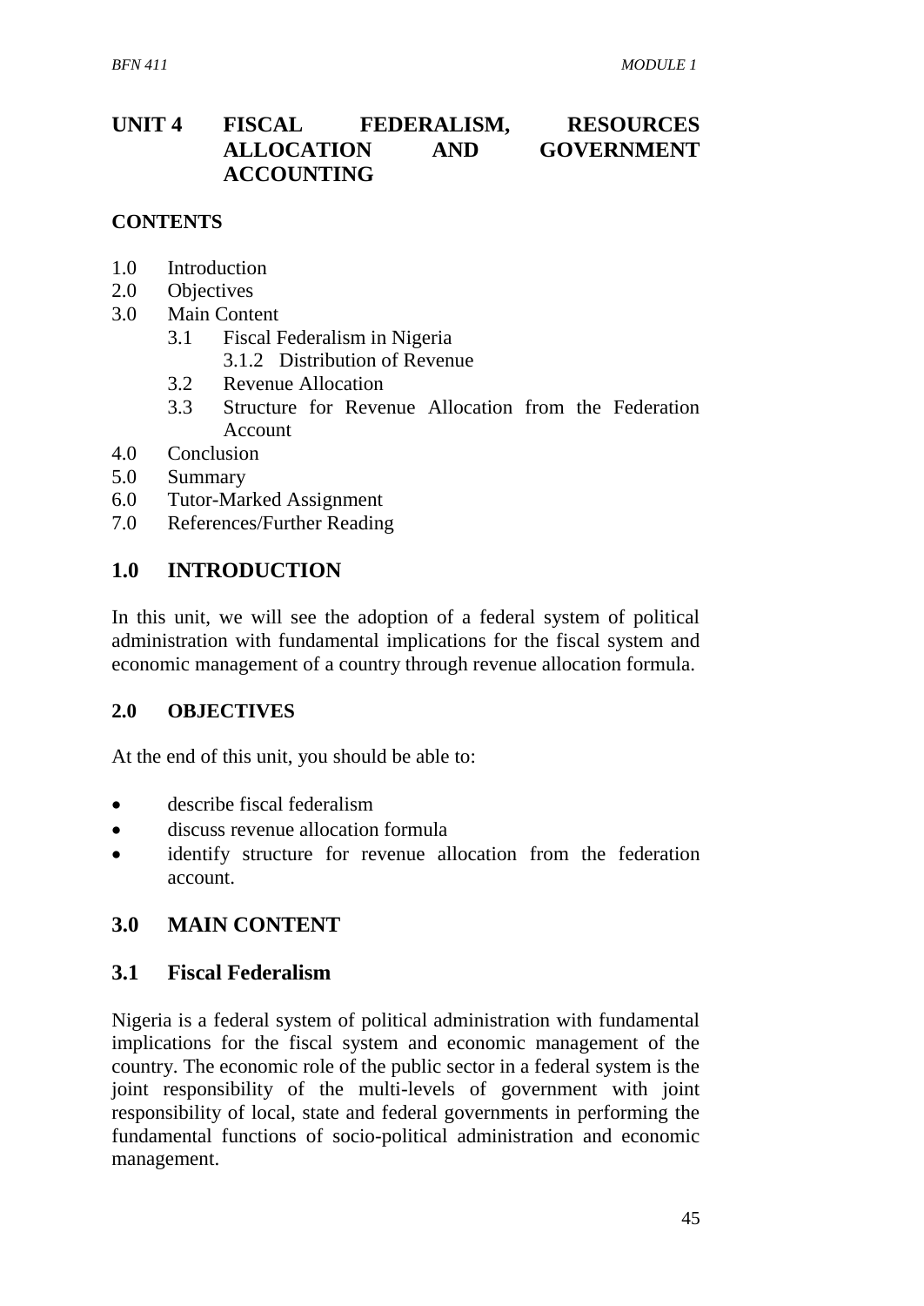# UNIT 4 FISCAL FEDERALISM, RESOURCES ALLOCATION AND GOVERNMENT ACCOUNTING

**CONTENTS**

1.0 Introduction
2.0 Objectives
3.0 Main Content
 3.1 Fiscal Federalism in Nigeria
  3.1.2 Distribution of Revenue
 3.2 Revenue Allocation
 3.3 Structure for Revenue Allocation from the Federation Account
4.0 Conclusion
5.0 Summary
6.0 Tutor-Marked Assignment
7.0 References/Further Reading

## 1.0 INTRODUCTION

In this unit, we will see the adoption of a federal system of political administration with fundamental implications for the fiscal system and economic management of a country through revenue allocation formula.

### 2.0 OBJECTIVES

At the end of this unit, you should be able to:

- describe fiscal federalism
- discuss revenue allocation formula
- identify structure for revenue allocation from the federation account.

## 3.0 MAIN CONTENT

## 3.1 Fiscal Federalism

Nigeria is a federal system of political administration with fundamental implications for the fiscal system and economic management of the country. The economic role of the public sector in a federal system is the joint responsibility of the multi-levels of government with joint responsibility of local, state and federal governments in performing the fundamental functions of socio-political administration and economic management.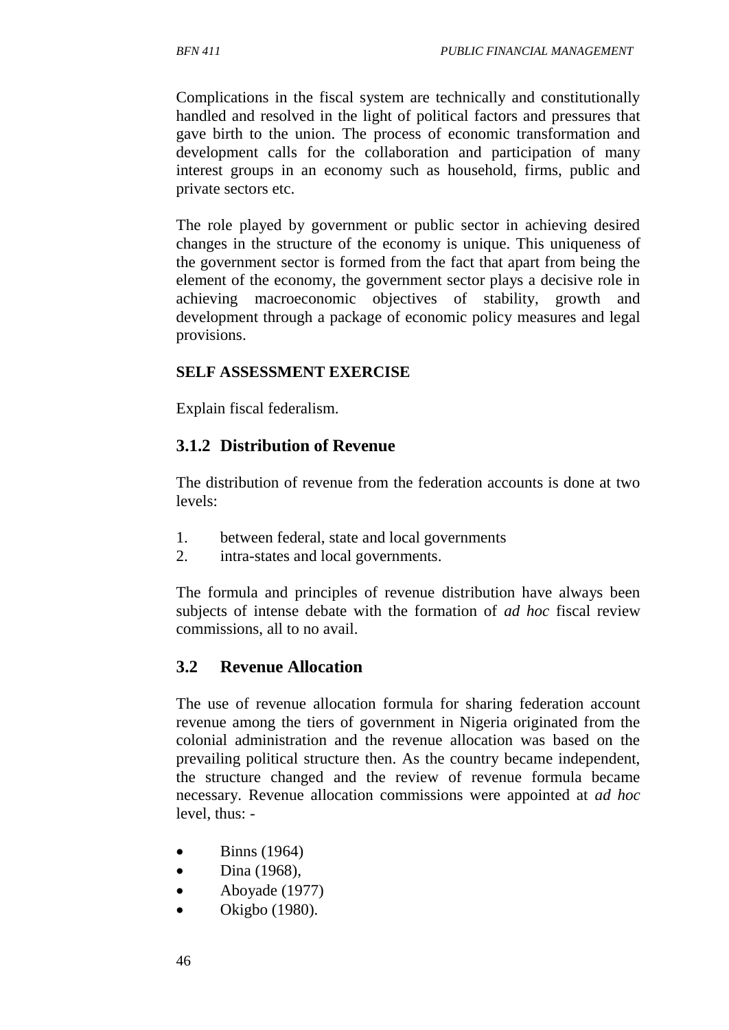Complications in the fiscal system are technically and constitutionally handled and resolved in the light of political factors and pressures that gave birth to the union. The process of economic transformation and development calls for the collaboration and participation of many interest groups in an economy such as household, firms, public and private sectors etc.

The role played by government or public sector in achieving desired changes in the structure of the economy is unique. This uniqueness of the government sector is formed from the fact that apart from being the element of the economy, the government sector plays a decisive role in achieving macroeconomic objectives of stability, growth and development through a package of economic policy measures and legal provisions.

**SELF ASSESSMENT EXERCISE**

Explain fiscal federalism.

### 3.1.2 Distribution of Revenue

The distribution of revenue from the federation accounts is done at two levels:

1. between federal, state and local governments
2. intra-states and local governments.

The formula and principles of revenue distribution have always been subjects of intense debate with the formation of *ad hoc* fiscal review commissions, all to no avail.

## 3.2 Revenue Allocation

The use of revenue allocation formula for sharing federation account revenue among the tiers of government in Nigeria originated from the colonial administration and the revenue allocation was based on the prevailing political structure then. As the country became independent, the structure changed and the review of revenue formula became necessary. Revenue allocation commissions were appointed at *ad hoc* level, thus: -

- Binns (1964)
- Dina (1968),
- Aboyade (1977)
- Okigbo (1980).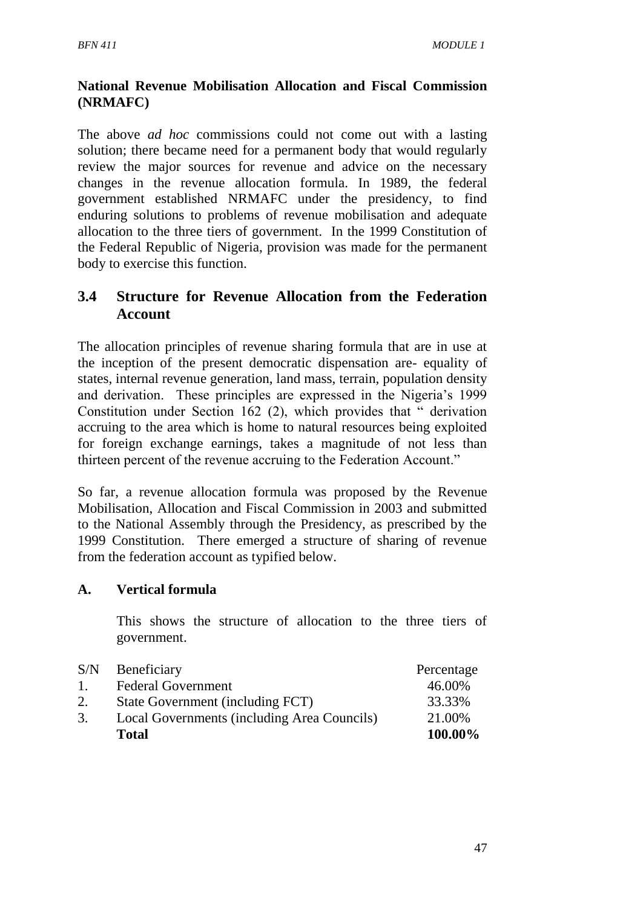**National Revenue Mobilisation Allocation and Fiscal Commission (NRMAFC)**

The above *ad hoc* commissions could not come out with a lasting solution; there became need for a permanent body that would regularly review the major sources for revenue and advice on the necessary changes in the revenue allocation formula. In 1989, the federal government established NRMAFC under the presidency, to find enduring solutions to problems of revenue mobilisation and adequate allocation to the three tiers of government. In the 1999 Constitution of the Federal Republic of Nigeria, provision was made for the permanent body to exercise this function.

## 3.4 Structure for Revenue Allocation from the Federation Account

The allocation principles of revenue sharing formula that are in use at the inception of the present democratic dispensation are- equality of states, internal revenue generation, land mass, terrain, population density and derivation. These principles are expressed in the Nigeria's 1999 Constitution under Section 162 (2), which provides that " derivation accruing to the area which is home to natural resources being exploited for foreign exchange earnings, takes a magnitude of not less than thirteen percent of the revenue accruing to the Federation Account."

So far, a revenue allocation formula was proposed by the Revenue Mobilisation, Allocation and Fiscal Commission in 2003 and submitted to the National Assembly through the Presidency, as prescribed by the 1999 Constitution. There emerged a structure of sharing of revenue from the federation account as typified below.

**A. Vertical formula**

This shows the structure of allocation to the three tiers of government.

| S/N | Beneficiary | Percentage |
|---|---|---|
| 1. | Federal Government | 46.00% |
| 2. | State Government (including FCT) | 33.33% |
| 3. | Local Governments (including Area Councils) | 21.00% |
| | **Total** | **100.00%** |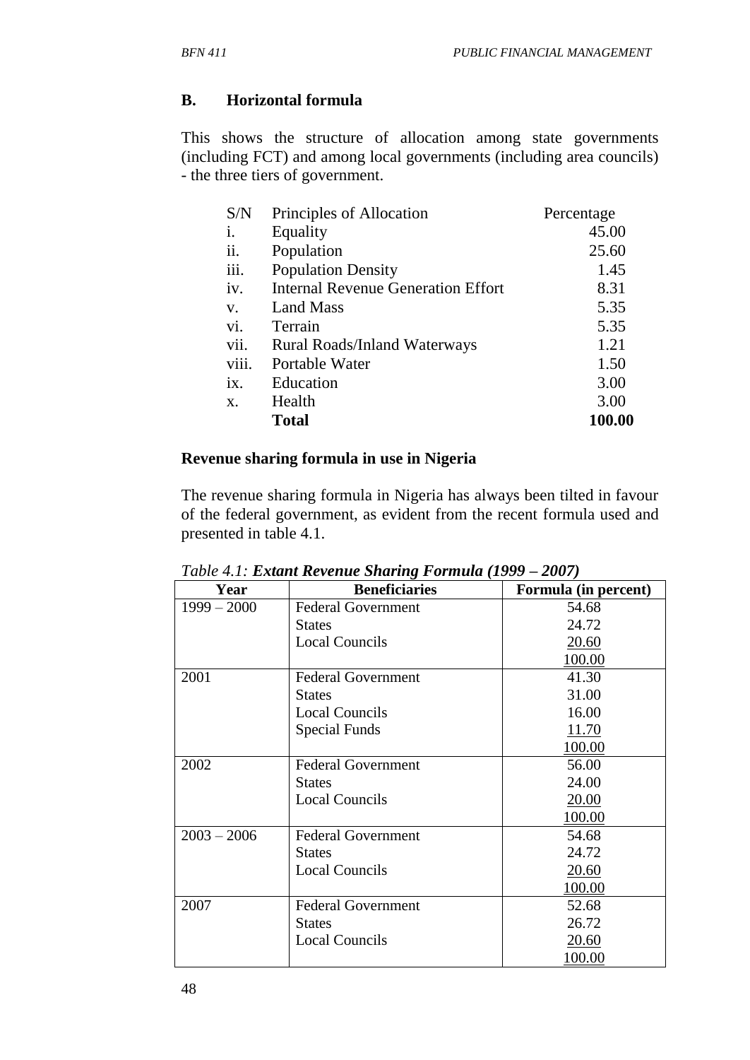### B. Horizontal formula

This shows the structure of allocation among state governments (including FCT) and among local governments (including area councils) - the three tiers of government.

| S/N | Principles of Allocation | Percentage |
|---|---|---|
| i. | Equality | 45.00 |
| ii. | Population | 25.60 |
| iii. | Population Density | 1.45 |
| iv. | Internal Revenue Generation Effort | 8.31 |
| v. | Land Mass | 5.35 |
| vi. | Terrain | 5.35 |
| vii. | Rural Roads/Inland Waterways | 1.21 |
| viii. | Portable Water | 1.50 |
| ix. | Education | 3.00 |
| x. | Health | 3.00 |
| | **Total** | **100.00** |

**Revenue sharing formula in use in Nigeria**

The revenue sharing formula in Nigeria has always been tilted in favour of the federal government, as evident from the recent formula used and presented in table 4.1.

*Table 4.1:* ***Extant Revenue Sharing Formula (1999 – 2007)***

| Year | Beneficiaries | Formula (in percent) |
|---|---|---|
| 1999 – 2000 | Federal Government | 54.68 |
| | States | 24.72 |
| | Local Councils | 20.60 |
| | | 100.00 |
| 2001 | Federal Government | 41.30 |
| | States | 31.00 |
| | Local Councils | 16.00 |
| | Special Funds | 11.70 |
| | | 100.00 |
| 2002 | Federal Government | 56.00 |
| | States | 24.00 |
| | Local Councils | 20.00 |
| | | 100.00 |
| 2003 – 2006 | Federal Government | 54.68 |
| | States | 24.72 |
| | Local Councils | 20.60 |
| | | 100.00 |
| 2007 | Federal Government | 52.68 |
| | States | 26.72 |
| | Local Councils | 20.60 |
| | | 100.00 |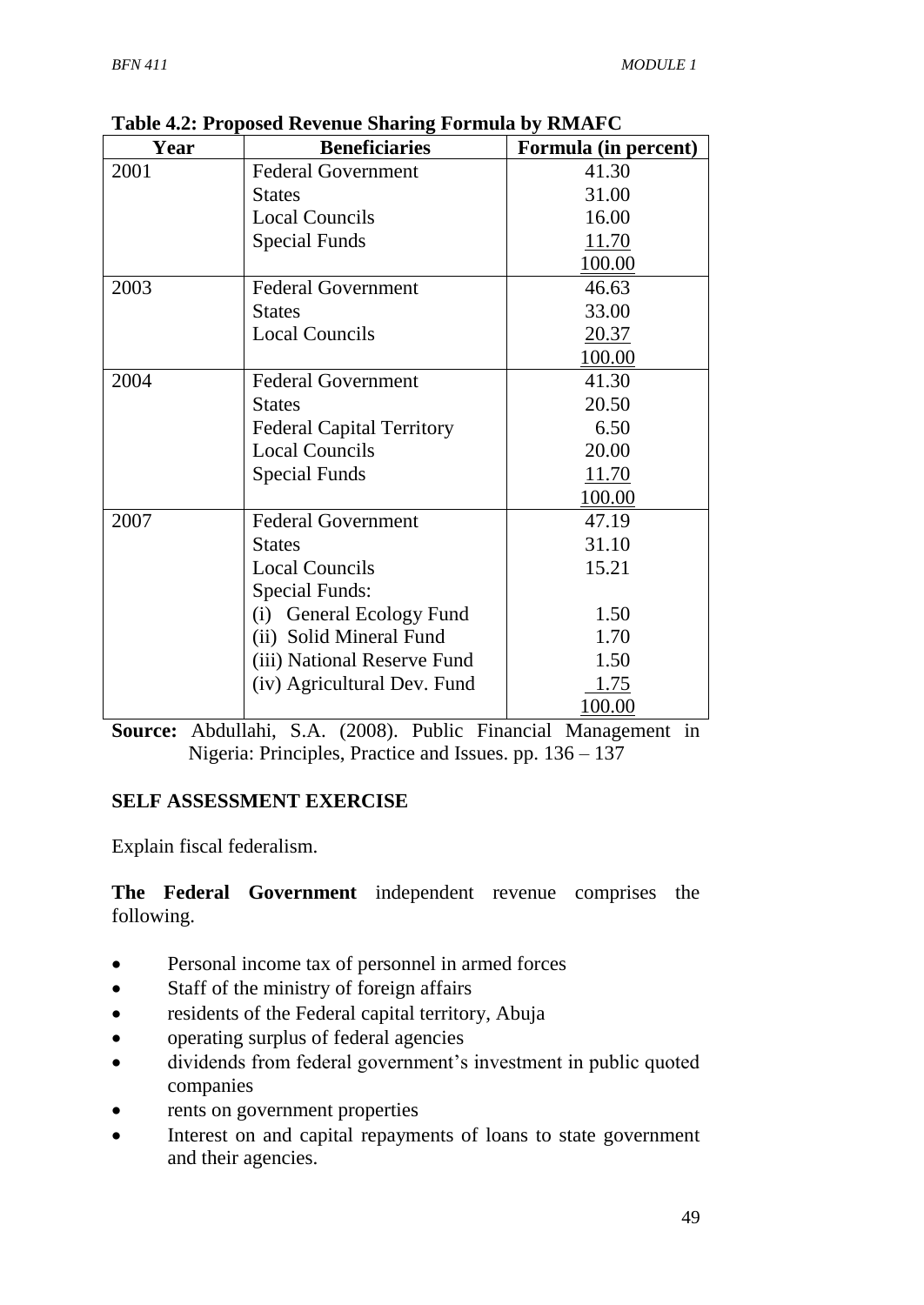**Table 4.2: Proposed Revenue Sharing Formula by RMAFC**

| Year | Beneficiaries | Formula (in percent) |
|---|---|---|
| 2001 | Federal Government | 41.30 |
| | States | 31.00 |
| | Local Councils | 16.00 |
| | Special Funds | 11.70 |
| | | 100.00 |
| 2003 | Federal Government | 46.63 |
| | States | 33.00 |
| | Local Councils | 20.37 |
| | | 100.00 |
| 2004 | Federal Government | 41.30 |
| | States | 20.50 |
| | Federal Capital Territory | 6.50 |
| | Local Councils | 20.00 |
| | Special Funds | 11.70 |
| | | 100.00 |
| 2007 | Federal Government | 47.19 |
| | States | 31.10 |
| | Local Councils | 15.21 |
| | Special Funds: | |
| | (i) General Ecology Fund | 1.50 |
| | (ii) Solid Mineral Fund | 1.70 |
| | (iii) National Reserve Fund | 1.50 |
| | (iv) Agricultural Dev. Fund | 1.75 |
| | | 100.00 |

**Source:** Abdullahi, S.A. (2008). Public Financial Management in Nigeria: Principles, Practice and Issues. pp. 136 – 137

**SELF ASSESSMENT EXERCISE**

Explain fiscal federalism.

**The Federal Government** independent revenue comprises the following.

- Personal income tax of personnel in armed forces
- Staff of the ministry of foreign affairs
- residents of the Federal capital territory, Abuja
- operating surplus of federal agencies
- dividends from federal government's investment in public quoted companies
- rents on government properties
- Interest on and capital repayments of loans to state government and their agencies.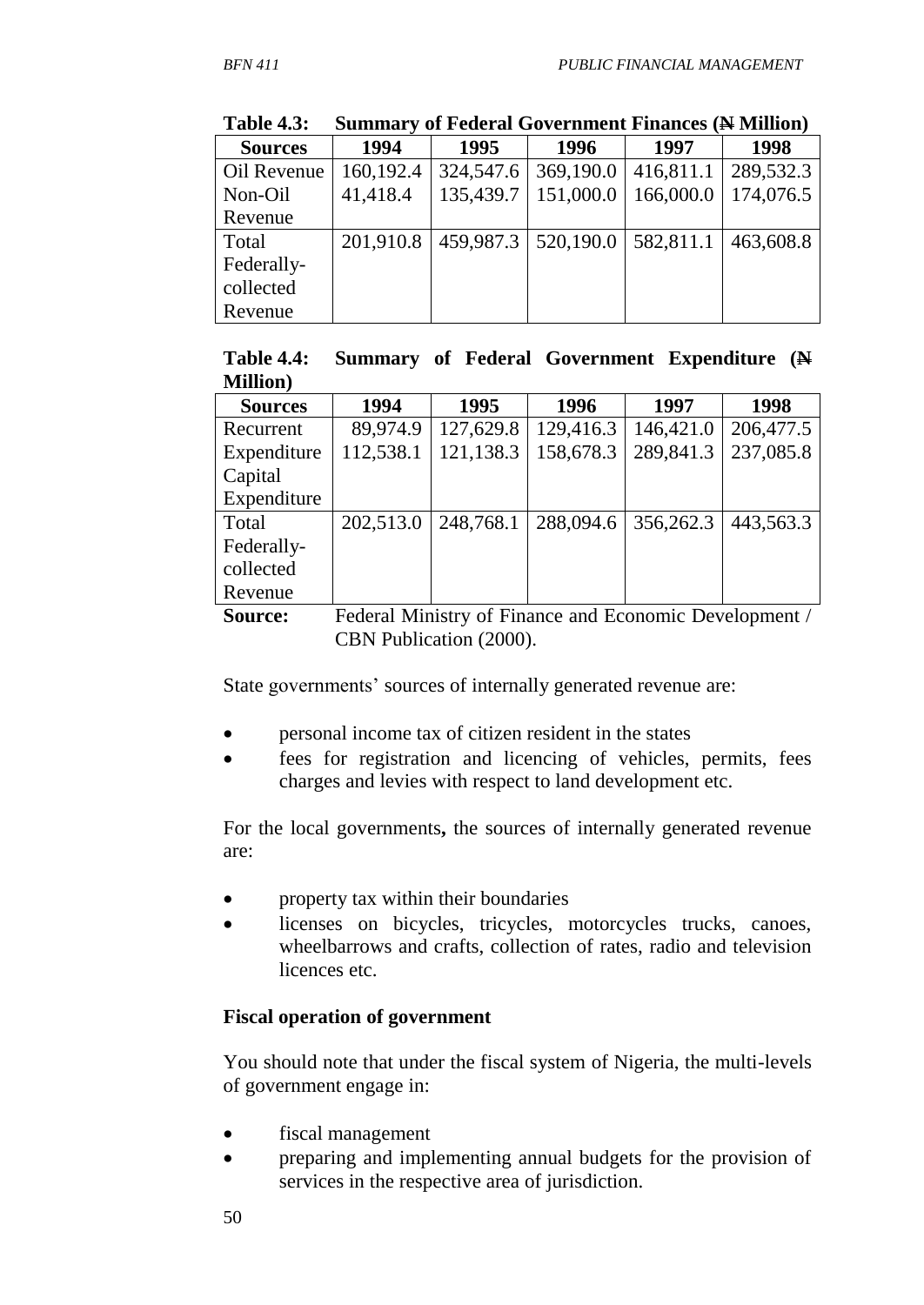**Table 4.3: Summary of Federal Government Finances (N̶ Million)**

| Sources | 1994 | 1995 | 1996 | 1997 | 1998 |
|---|---|---|---|---|---|
| Oil Revenue | 160,192.4 | 324,547.6 | 369,190.0 | 416,811.1 | 289,532.3 |
| Non-Oil Revenue | 41,418.4 | 135,439.7 | 151,000.0 | 166,000.0 | 174,076.5 |
| Total Federally-collected Revenue | 201,910.8 | 459,987.3 | 520,190.0 | 582,811.1 | 463,608.8 |

**Table 4.4: Summary of Federal Government Expenditure (N̶ Million)**

| Sources | 1994 | 1995 | 1996 | 1997 | 1998 |
|---|---|---|---|---|---|
| Recurrent Expenditure | 89,974.9 | 127,629.8 | 129,416.3 | 146,421.0 | 206,477.5 |
| Capital Expenditure | 112,538.1 | 121,138.3 | 158,678.3 | 289,841.3 | 237,085.8 |
| Total Federally-collected Revenue | 202,513.0 | 248,768.1 | 288,094.6 | 356,262.3 | 443,563.3 |

**Source:** Federal Ministry of Finance and Economic Development / CBN Publication (2000).

State governments' sources of internally generated revenue are:

- personal income tax of citizen resident in the states
- fees for registration and licencing of vehicles, permits, fees charges and levies with respect to land development etc.

For the local governments**,** the sources of internally generated revenue are:

- property tax within their boundaries
- licenses on bicycles, tricycles, motorcycles trucks, canoes, wheelbarrows and crafts, collection of rates, radio and television licences etc.

**Fiscal operation of government**

You should note that under the fiscal system of Nigeria, the multi-levels of government engage in:

- fiscal management
- preparing and implementing annual budgets for the provision of services in the respective area of jurisdiction.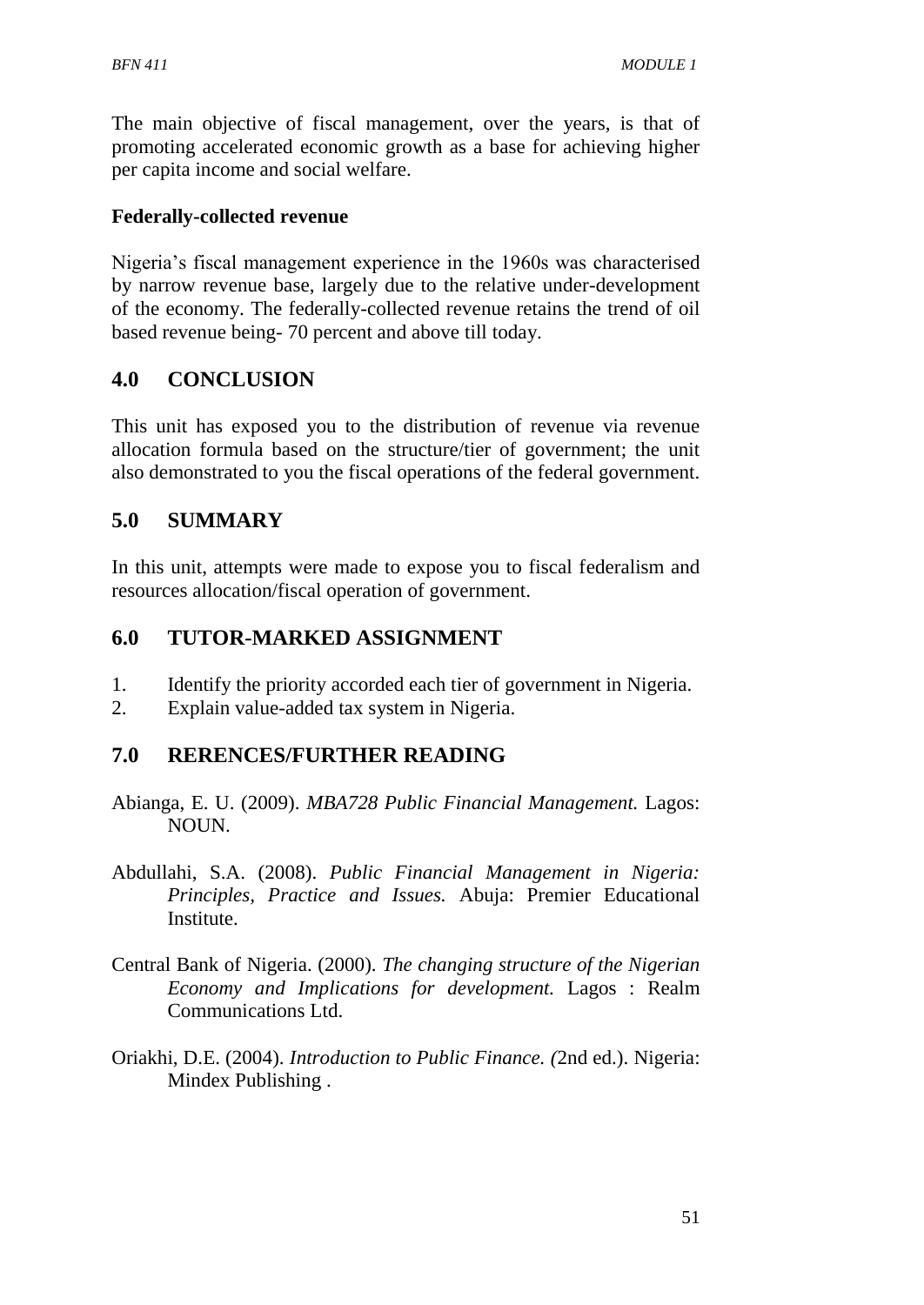The main objective of fiscal management, over the years, is that of promoting accelerated economic growth as a base for achieving higher per capita income and social welfare.

**Federally-collected revenue**

Nigeria's fiscal management experience in the 1960s was characterised by narrow revenue base, largely due to the relative under-development of the economy. The federally-collected revenue retains the trend of oil based revenue being- 70 percent and above till today.

## 4.0 CONCLUSION

This unit has exposed you to the distribution of revenue via revenue allocation formula based on the structure/tier of government; the unit also demonstrated to you the fiscal operations of the federal government.

## 5.0 SUMMARY

In this unit, attempts were made to expose you to fiscal federalism and resources allocation/fiscal operation of government.

## 6.0 TUTOR-MARKED ASSIGNMENT

1. Identify the priority accorded each tier of government in Nigeria.
2. Explain value-added tax system in Nigeria.

## 7.0 RERENCES/FURTHER READING

Abianga, E. U. (2009). *MBA728 Public Financial Management.* Lagos: NOUN.

Abdullahi, S.A. (2008). *Public Financial Management in Nigeria: Principles, Practice and Issues.* Abuja: Premier Educational Institute.

Central Bank of Nigeria. (2000). *The changing structure of the Nigerian Economy and Implications for development.* Lagos : Realm Communications Ltd.

Oriakhi, D.E. (2004). *Introduction to Public Finance. (*2nd ed.). Nigeria: Mindex Publishing .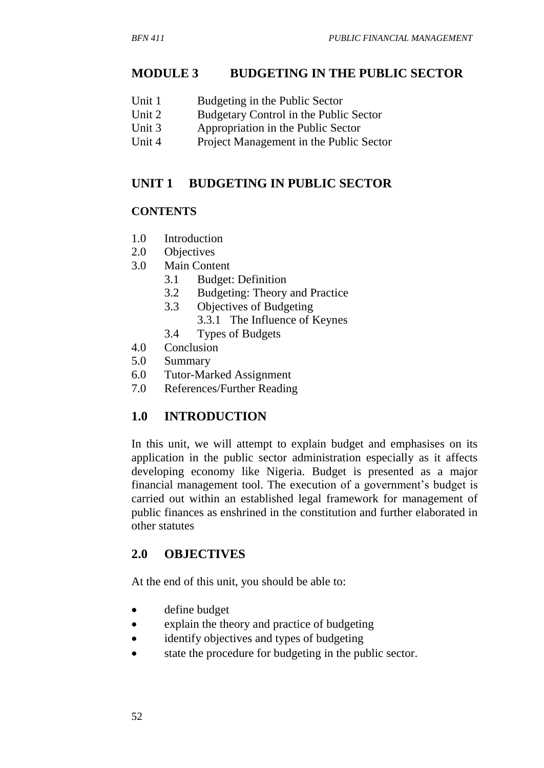## MODULE 3 BUDGETING IN THE PUBLIC SECTOR

Unit 1 Budgeting in the Public Sector
Unit 2 Budgetary Control in the Public Sector
Unit 3 Appropriation in the Public Sector
Unit 4 Project Management in the Public Sector

## UNIT 1 BUDGETING IN PUBLIC SECTOR

### CONTENTS

1.0 Introduction
2.0 Objectives
3.0 Main Content
  3.1 Budget: Definition
  3.2 Budgeting: Theory and Practice
  3.3 Objectives of Budgeting
    3.3.1 The Influence of Keynes
  3.4 Types of Budgets
4.0 Conclusion
5.0 Summary
6.0 Tutor-Marked Assignment
7.0 References/Further Reading

## 1.0 INTRODUCTION

In this unit, we will attempt to explain budget and emphasises on its application in the public sector administration especially as it affects developing economy like Nigeria. Budget is presented as a major financial management tool. The execution of a government's budget is carried out within an established legal framework for management of public finances as enshrined in the constitution and further elaborated in other statutes

## 2.0 OBJECTIVES

At the end of this unit, you should be able to:

- define budget
- explain the theory and practice of budgeting
- identify objectives and types of budgeting
- state the procedure for budgeting in the public sector.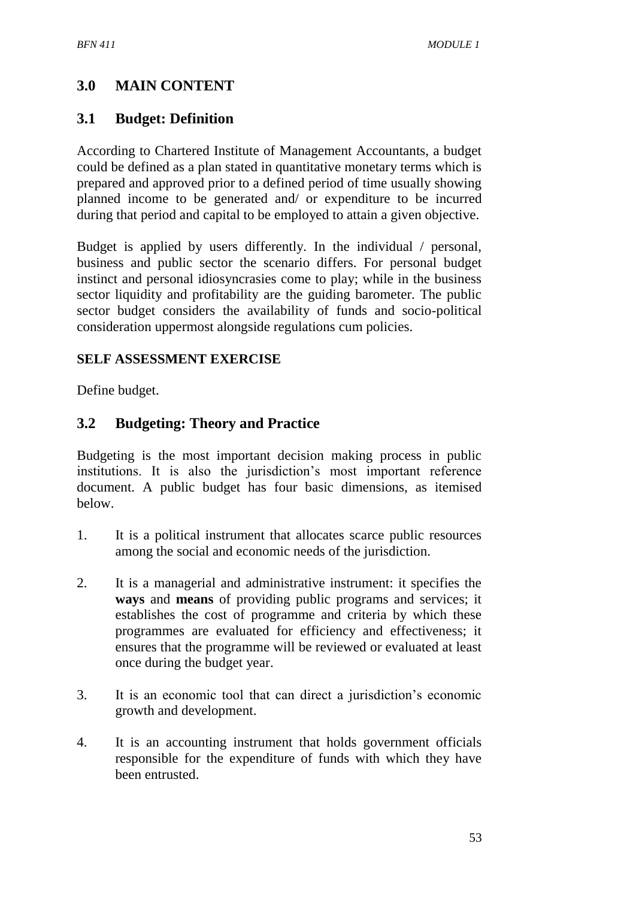## 3.0 MAIN CONTENT

### 3.1 Budget: Definition

According to Chartered Institute of Management Accountants, a budget could be defined as a plan stated in quantitative monetary terms which is prepared and approved prior to a defined period of time usually showing planned income to be generated and/ or expenditure to be incurred during that period and capital to be employed to attain a given objective.

Budget is applied by users differently. In the individual / personal, business and public sector the scenario differs. For personal budget instinct and personal idiosyncrasies come to play; while in the business sector liquidity and profitability are the guiding barometer. The public sector budget considers the availability of funds and socio-political consideration uppermost alongside regulations cum policies.

**SELF ASSESSMENT EXERCISE**

Define budget.

### 3.2 Budgeting: Theory and Practice

Budgeting is the most important decision making process in public institutions. It is also the jurisdiction's most important reference document. A public budget has four basic dimensions, as itemised below.

1. It is a political instrument that allocates scarce public resources among the social and economic needs of the jurisdiction.

2. It is a managerial and administrative instrument: it specifies the **ways** and **means** of providing public programs and services; it establishes the cost of programme and criteria by which these programmes are evaluated for efficiency and effectiveness; it ensures that the programme will be reviewed or evaluated at least once during the budget year.

3. It is an economic tool that can direct a jurisdiction's economic growth and development.

4. It is an accounting instrument that holds government officials responsible for the expenditure of funds with which they have been entrusted.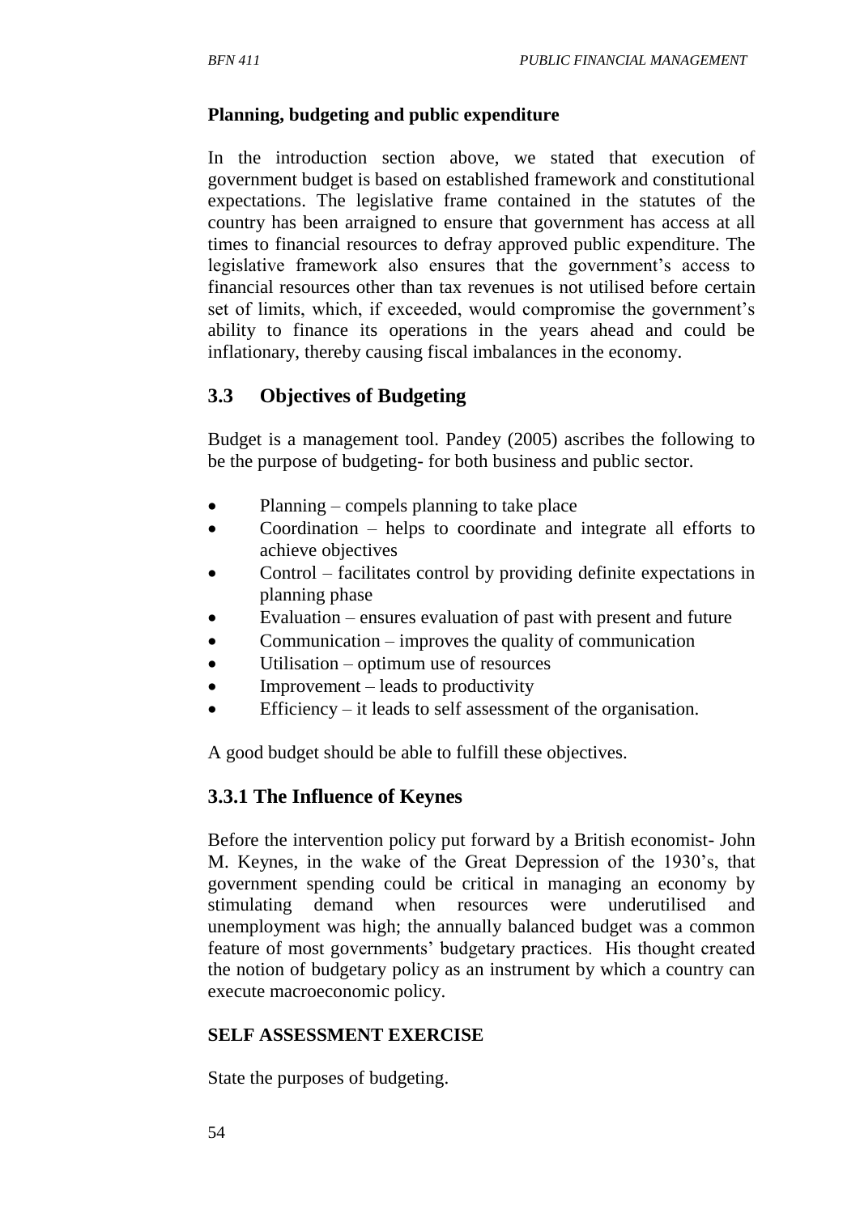**Planning, budgeting and public expenditure**

In the introduction section above, we stated that execution of government budget is based on established framework and constitutional expectations. The legislative frame contained in the statutes of the country has been arraigned to ensure that government has access at all times to financial resources to defray approved public expenditure. The legislative framework also ensures that the government's access to financial resources other than tax revenues is not utilised before certain set of limits, which, if exceeded, would compromise the government's ability to finance its operations in the years ahead and could be inflationary, thereby causing fiscal imbalances in the economy.

## 3.3 Objectives of Budgeting

Budget is a management tool. Pandey (2005) ascribes the following to be the purpose of budgeting- for both business and public sector.

- Planning – compels planning to take place
- Coordination – helps to coordinate and integrate all efforts to achieve objectives
- Control – facilitates control by providing definite expectations in planning phase
- Evaluation – ensures evaluation of past with present and future
- Communication – improves the quality of communication
- Utilisation – optimum use of resources
- Improvement – leads to productivity
- Efficiency – it leads to self assessment of the organisation.

A good budget should be able to fulfill these objectives.

### 3.3.1 The Influence of Keynes

Before the intervention policy put forward by a British economist- John M. Keynes, in the wake of the Great Depression of the 1930's, that government spending could be critical in managing an economy by stimulating demand when resources were underutilised and unemployment was high; the annually balanced budget was a common feature of most governments' budgetary practices. His thought created the notion of budgetary policy as an instrument by which a country can execute macroeconomic policy.

**SELF ASSESSMENT EXERCISE**

State the purposes of budgeting.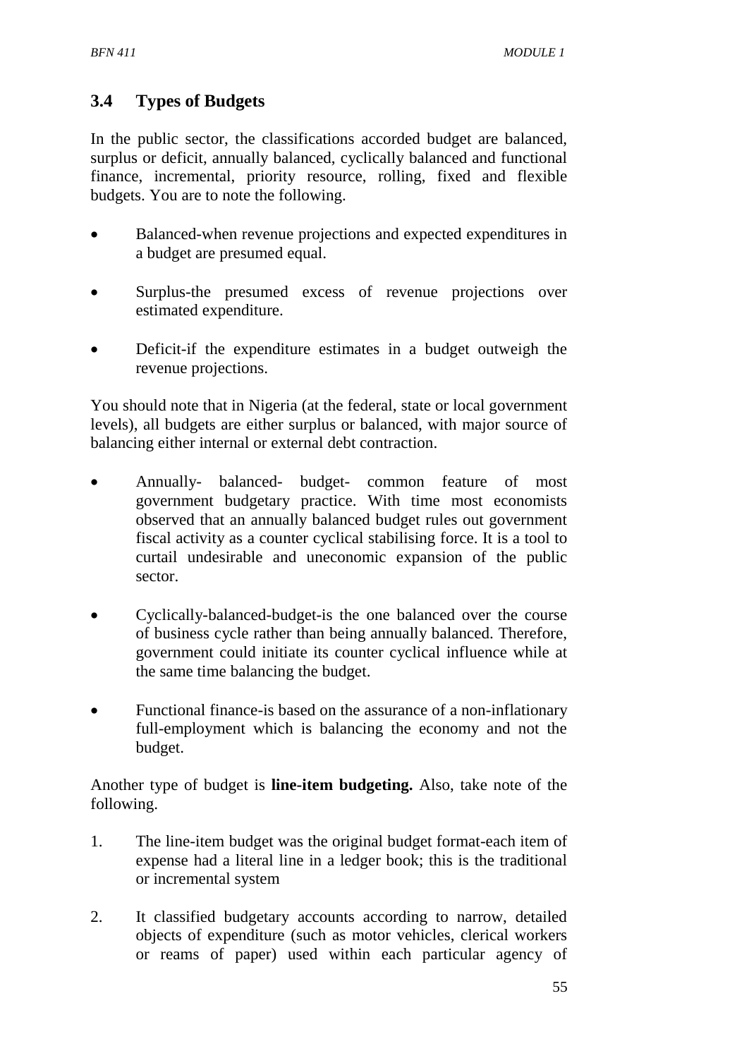### 3.4 Types of Budgets

In the public sector, the classifications accorded budget are balanced, surplus or deficit, annually balanced, cyclically balanced and functional finance, incremental, priority resource, rolling, fixed and flexible budgets. You are to note the following.

- Balanced-when revenue projections and expected expenditures in a budget are presumed equal.
- Surplus-the presumed excess of revenue projections over estimated expenditure.
- Deficit-if the expenditure estimates in a budget outweigh the revenue projections.

You should note that in Nigeria (at the federal, state or local government levels), all budgets are either surplus or balanced, with major source of balancing either internal or external debt contraction.

- Annually- balanced- budget- common feature of most government budgetary practice. With time most economists observed that an annually balanced budget rules out government fiscal activity as a counter cyclical stabilising force. It is a tool to curtail undesirable and uneconomic expansion of the public sector.
- Cyclically-balanced-budget-is the one balanced over the course of business cycle rather than being annually balanced. Therefore, government could initiate its counter cyclical influence while at the same time balancing the budget.
- Functional finance-is based on the assurance of a non-inflationary full-employment which is balancing the economy and not the budget.

Another type of budget is **line-item budgeting.** Also, take note of the following.

1. The line-item budget was the original budget format-each item of expense had a literal line in a ledger book; this is the traditional or incremental system
2. It classified budgetary accounts according to narrow, detailed objects of expenditure (such as motor vehicles, clerical workers or reams of paper) used within each particular agency of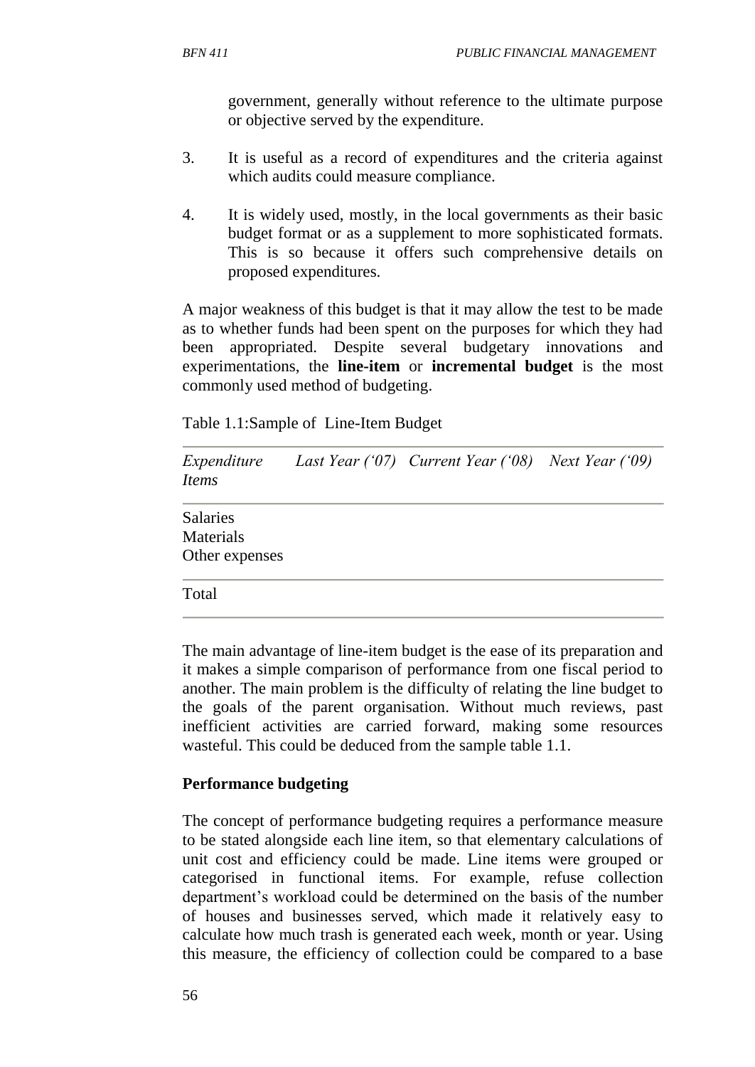government, generally without reference to the ultimate purpose or objective served by the expenditure.

3. It is useful as a record of expenditures and the criteria against which audits could measure compliance.

4. It is widely used, mostly, in the local governments as their basic budget format or as a supplement to more sophisticated formats. This is so because it offers such comprehensive details on proposed expenditures.

A major weakness of this budget is that it may allow the test to be made as to whether funds had been spent on the purposes for which they had been appropriated. Despite several budgetary innovations and experimentations, the **line-item** or **incremental budget** is the most commonly used method of budgeting.

Table 1.1:Sample of Line-Item Budget

| *Expenditure Items* | *Last Year ('07)* | *Current Year ('08)* | *Next Year ('09)* |
|---|---|---|---|
| Salaries | | | |
| Materials | | | |
| Other expenses | | | |
| Total | | | |

The main advantage of line-item budget is the ease of its preparation and it makes a simple comparison of performance from one fiscal period to another. The main problem is the difficulty of relating the line budget to the goals of the parent organisation. Without much reviews, past inefficient activities are carried forward, making some resources wasteful. This could be deduced from the sample table 1.1.

**Performance budgeting**

The concept of performance budgeting requires a performance measure to be stated alongside each line item, so that elementary calculations of unit cost and efficiency could be made. Line items were grouped or categorised in functional items. For example, refuse collection department's workload could be determined on the basis of the number of houses and businesses served, which made it relatively easy to calculate how much trash is generated each week, month or year. Using this measure, the efficiency of collection could be compared to a base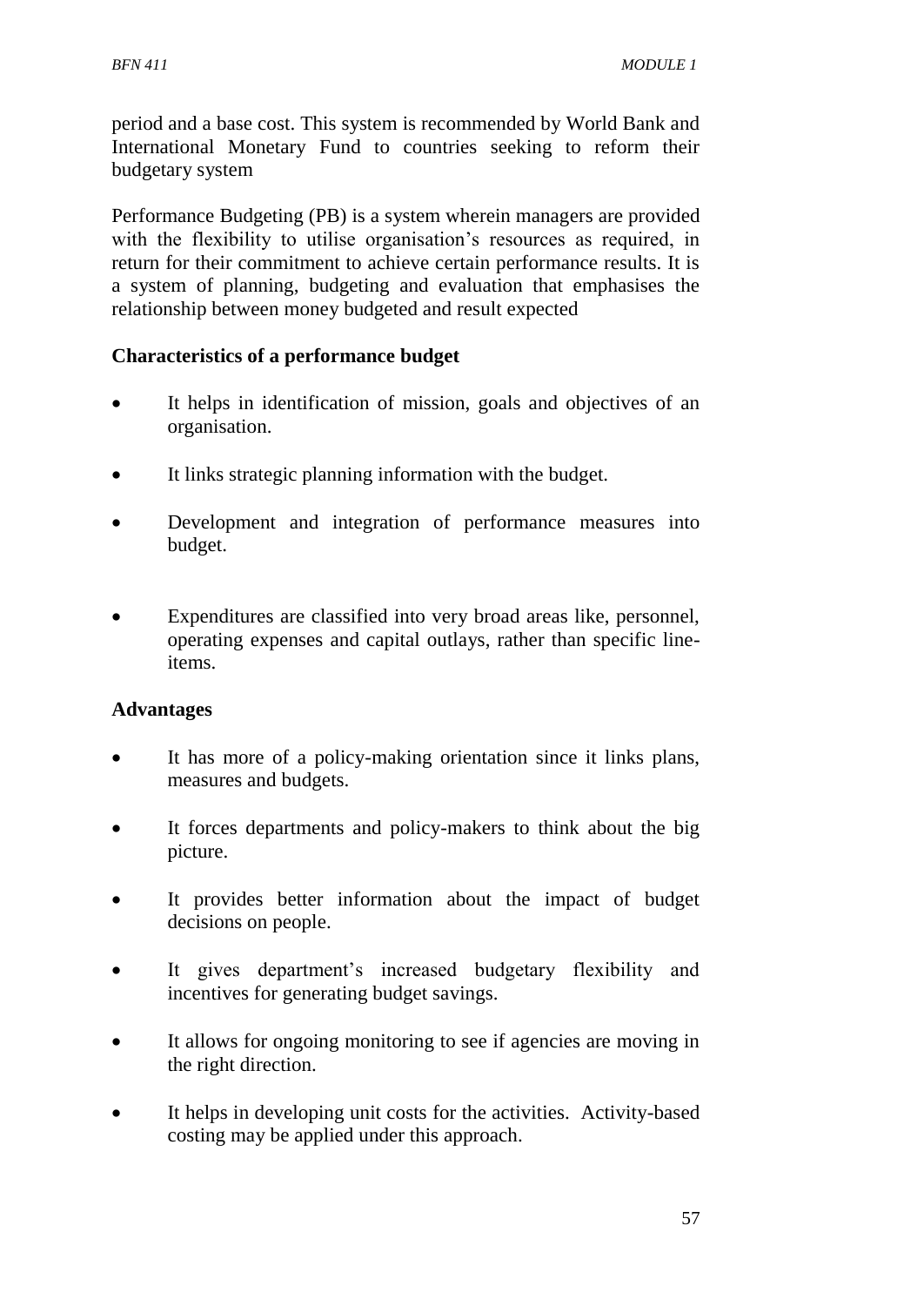period and a base cost. This system is recommended by World Bank and International Monetary Fund to countries seeking to reform their budgetary system

Performance Budgeting (PB) is a system wherein managers are provided with the flexibility to utilise organisation's resources as required, in return for their commitment to achieve certain performance results. It is a system of planning, budgeting and evaluation that emphasises the relationship between money budgeted and result expected

**Characteristics of a performance budget**

- It helps in identification of mission, goals and objectives of an organisation.
- It links strategic planning information with the budget.
- Development and integration of performance measures into budget.
- Expenditures are classified into very broad areas like, personnel, operating expenses and capital outlays, rather than specific line-items.

**Advantages**

- It has more of a policy-making orientation since it links plans, measures and budgets.
- It forces departments and policy-makers to think about the big picture.
- It provides better information about the impact of budget decisions on people.
- It gives department's increased budgetary flexibility and incentives for generating budget savings.
- It allows for ongoing monitoring to see if agencies are moving in the right direction.
- It helps in developing unit costs for the activities. Activity-based costing may be applied under this approach.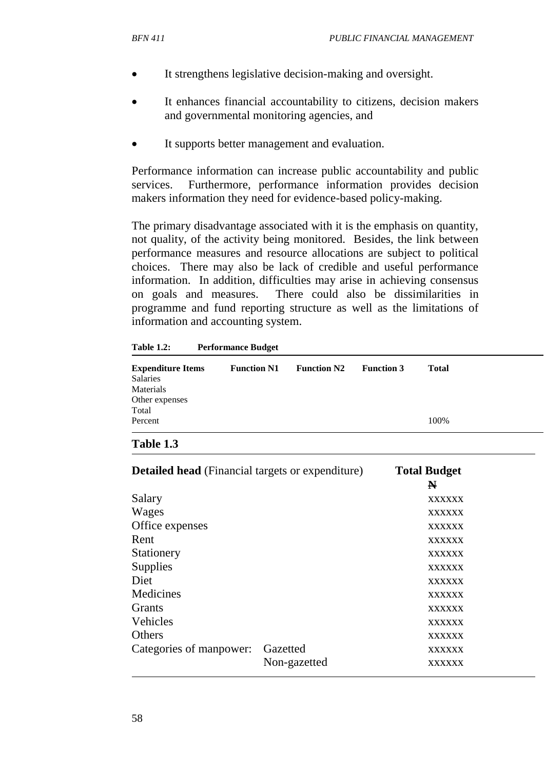- It strengthens legislative decision-making and oversight.
- It enhances financial accountability to citizens, decision makers and governmental monitoring agencies, and
- It supports better management and evaluation.

Performance information can increase public accountability and public services. Furthermore, performance information provides decision makers information they need for evidence-based policy-making.

The primary disadvantage associated with it is the emphasis on quantity, not quality, of the activity being monitored. Besides, the link between performance measures and resource allocations are subject to political choices. There may also be lack of credible and useful performance information. In addition, difficulties may arise in achieving consensus on goals and measures. There could also be dissimilarities in programme and fund reporting structure as well as the limitations of information and accounting system.

**Table 1.2: Performance Budget**

| **Expenditure Items** | **Function N1** | **Function N2** | **Function 3** | **Total** |
|---|---|---|---|---|
| Salaries | | | | |
| Materials | | | | |
| Other expenses | | | | |
| Total | | | | |
| Percent | | | | 100% |

**Table 1.3**

| **Detailed head** (Financial targets or expenditure) | | **Total Budget** ₦ |
|---|---|---|
| Salary | | xxxxxx |
| Wages | | xxxxxx |
| Office expenses | | xxxxxx |
| Rent | | xxxxxx |
| Stationery | | xxxxxx |
| Supplies | | xxxxxx |
| Diet | | xxxxxx |
| Medicines | | xxxxxx |
| Grants | | xxxxxx |
| Vehicles | | xxxxxx |
| Others | | xxxxxx |
| Categories of manpower: | Gazetted | xxxxxx |
| | Non-gazetted | xxxxxx |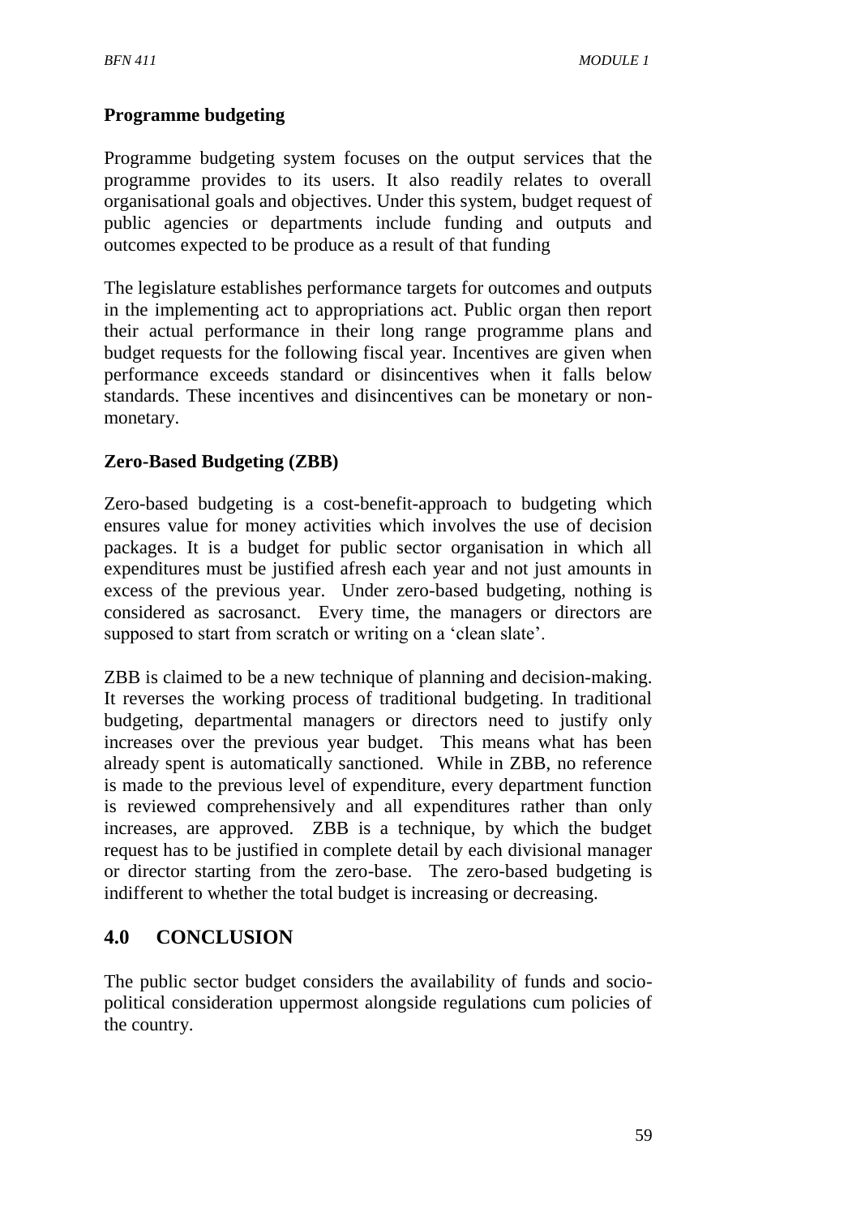**Programme budgeting**

Programme budgeting system focuses on the output services that the programme provides to its users. It also readily relates to overall organisational goals and objectives. Under this system, budget request of public agencies or departments include funding and outputs and outcomes expected to be produce as a result of that funding

The legislature establishes performance targets for outcomes and outputs in the implementing act to appropriations act. Public organ then report their actual performance in their long range programme plans and budget requests for the following fiscal year. Incentives are given when performance exceeds standard or disincentives when it falls below standards. These incentives and disincentives can be monetary or non-monetary.

**Zero-Based Budgeting (ZBB)**

Zero-based budgeting is a cost-benefit-approach to budgeting which ensures value for money activities which involves the use of decision packages. It is a budget for public sector organisation in which all expenditures must be justified afresh each year and not just amounts in excess of the previous year. Under zero-based budgeting, nothing is considered as sacrosanct. Every time, the managers or directors are supposed to start from scratch or writing on a 'clean slate'.

ZBB is claimed to be a new technique of planning and decision-making. It reverses the working process of traditional budgeting. In traditional budgeting, departmental managers or directors need to justify only increases over the previous year budget. This means what has been already spent is automatically sanctioned. While in ZBB, no reference is made to the previous level of expenditure, every department function is reviewed comprehensively and all expenditures rather than only increases, are approved. ZBB is a technique, by which the budget request has to be justified in complete detail by each divisional manager or director starting from the zero-base. The zero-based budgeting is indifferent to whether the total budget is increasing or decreasing.

## 4.0 CONCLUSION

The public sector budget considers the availability of funds and socio-political consideration uppermost alongside regulations cum policies of the country.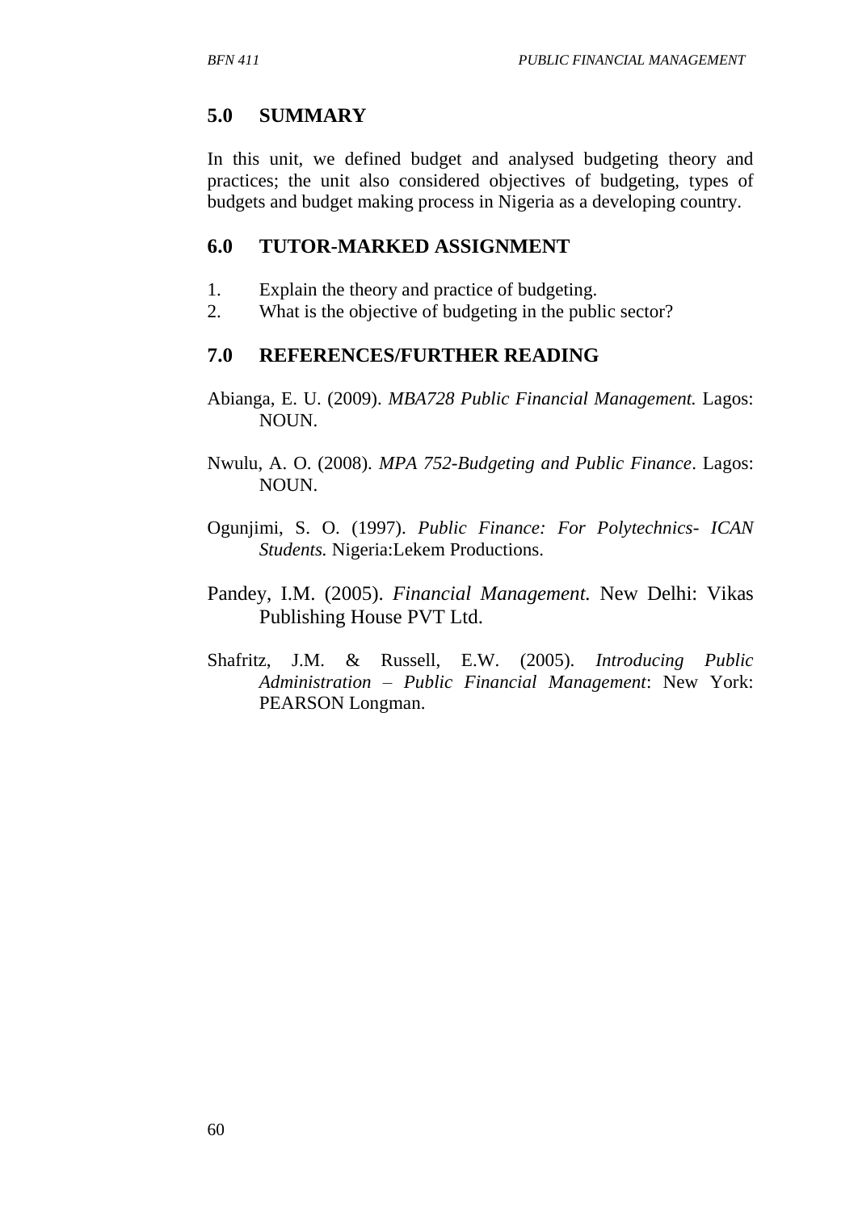## 5.0 SUMMARY

In this unit, we defined budget and analysed budgeting theory and practices; the unit also considered objectives of budgeting, types of budgets and budget making process in Nigeria as a developing country.

## 6.0 TUTOR-MARKED ASSIGNMENT

1. Explain the theory and practice of budgeting.
2. What is the objective of budgeting in the public sector?

## 7.0 REFERENCES/FURTHER READING

Abianga, E. U. (2009). *MBA728 Public Financial Management.* Lagos: NOUN.

Nwulu, A. O. (2008). *MPA 752-Budgeting and Public Finance*. Lagos: NOUN.

Ogunjimi, S. O. (1997). *Public Finance: For Polytechnics- ICAN Students.* Nigeria:Lekem Productions.

Pandey, I.M. (2005). *Financial Management.* New Delhi: Vikas Publishing House PVT Ltd.

Shafritz, J.M. & Russell, E.W. (2005). *Introducing Public Administration – Public Financial Management*: New York: PEARSON Longman.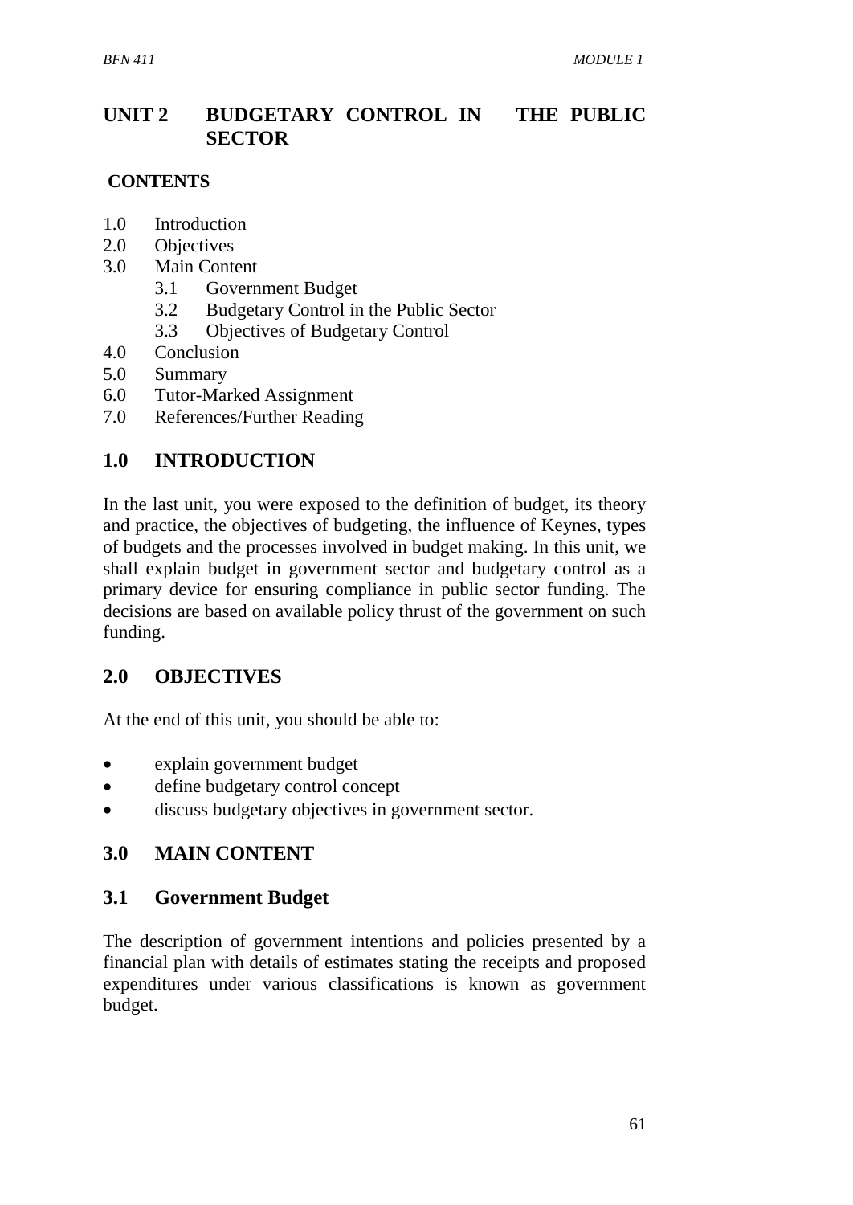# UNIT 2 BUDGETARY CONTROL IN THE PUBLIC SECTOR

**CONTENTS**

1.0 Introduction
2.0 Objectives
3.0 Main Content
  3.1 Government Budget
  3.2 Budgetary Control in the Public Sector
  3.3 Objectives of Budgetary Control
4.0 Conclusion
5.0 Summary
6.0 Tutor-Marked Assignment
7.0 References/Further Reading

## 1.0 INTRODUCTION

In the last unit, you were exposed to the definition of budget, its theory and practice, the objectives of budgeting, the influence of Keynes, types of budgets and the processes involved in budget making. In this unit, we shall explain budget in government sector and budgetary control as a primary device for ensuring compliance in public sector funding. The decisions are based on available policy thrust of the government on such funding.

## 2.0 OBJECTIVES

At the end of this unit, you should be able to:

- explain government budget
- define budgetary control concept
- discuss budgetary objectives in government sector.

## 3.0 MAIN CONTENT

### 3.1 Government Budget

The description of government intentions and policies presented by a financial plan with details of estimates stating the receipts and proposed expenditures under various classifications is known as government budget.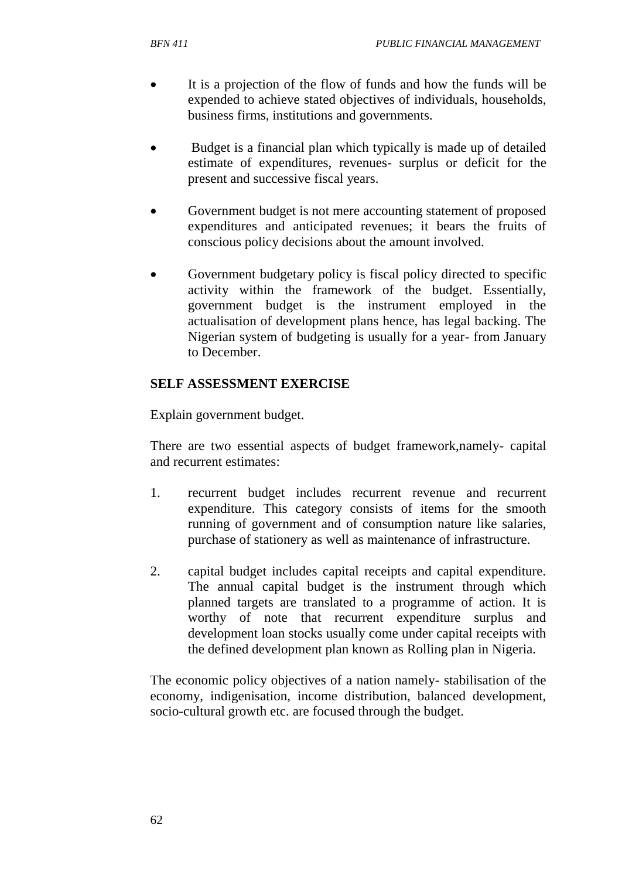- It is a projection of the flow of funds and how the funds will be expended to achieve stated objectives of individuals, households, business firms, institutions and governments.

- Budget is a financial plan which typically is made up of detailed estimate of expenditures, revenues- surplus or deficit for the present and successive fiscal years.

- Government budget is not mere accounting statement of proposed expenditures and anticipated revenues; it bears the fruits of conscious policy decisions about the amount involved.

- Government budgetary policy is fiscal policy directed to specific activity within the framework of the budget. Essentially, government budget is the instrument employed in the actualisation of development plans hence, has legal backing. The Nigerian system of budgeting is usually for a year- from January to December.

**SELF ASSESSMENT EXERCISE**

Explain government budget.

There are two essential aspects of budget framework,namely- capital and recurrent estimates:

1. recurrent budget includes recurrent revenue and recurrent expenditure. This category consists of items for the smooth running of government and of consumption nature like salaries, purchase of stationery as well as maintenance of infrastructure.

2. capital budget includes capital receipts and capital expenditure. The annual capital budget is the instrument through which planned targets are translated to a programme of action. It is worthy of note that recurrent expenditure surplus and development loan stocks usually come under capital receipts with the defined development plan known as Rolling plan in Nigeria.

The economic policy objectives of a nation namely- stabilisation of the economy, indigenisation, income distribution, balanced development, socio-cultural growth etc. are focused through the budget.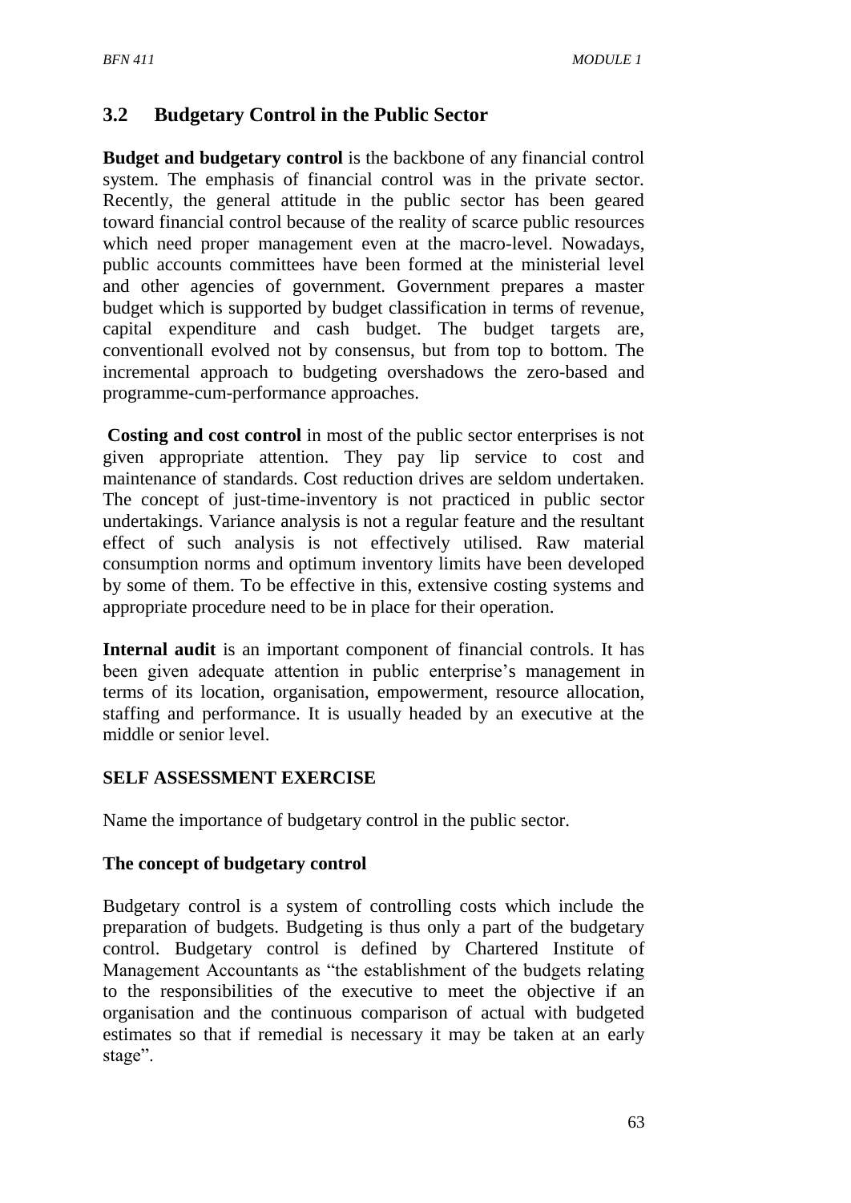## 3.2 Budgetary Control in the Public Sector

**Budget and budgetary control** is the backbone of any financial control system. The emphasis of financial control was in the private sector. Recently, the general attitude in the public sector has been geared toward financial control because of the reality of scarce public resources which need proper management even at the macro-level. Nowadays, public accounts committees have been formed at the ministerial level and other agencies of government. Government prepares a master budget which is supported by budget classification in terms of revenue, capital expenditure and cash budget. The budget targets are, conventionall evolved not by consensus, but from top to bottom. The incremental approach to budgeting overshadows the zero-based and programme-cum-performance approaches.

**Costing and cost control** in most of the public sector enterprises is not given appropriate attention. They pay lip service to cost and maintenance of standards. Cost reduction drives are seldom undertaken. The concept of just-time-inventory is not practiced in public sector undertakings. Variance analysis is not a regular feature and the resultant effect of such analysis is not effectively utilised. Raw material consumption norms and optimum inventory limits have been developed by some of them. To be effective in this, extensive costing systems and appropriate procedure need to be in place for their operation.

**Internal audit** is an important component of financial controls. It has been given adequate attention in public enterprise's management in terms of its location, organisation, empowerment, resource allocation, staffing and performance. It is usually headed by an executive at the middle or senior level.

### SELF ASSESSMENT EXERCISE

Name the importance of budgetary control in the public sector.

### The concept of budgetary control

Budgetary control is a system of controlling costs which include the preparation of budgets. Budgeting is thus only a part of the budgetary control. Budgetary control is defined by Chartered Institute of Management Accountants as "the establishment of the budgets relating to the responsibilities of the executive to meet the objective if an organisation and the continuous comparison of actual with budgeted estimates so that if remedial is necessary it may be taken at an early stage".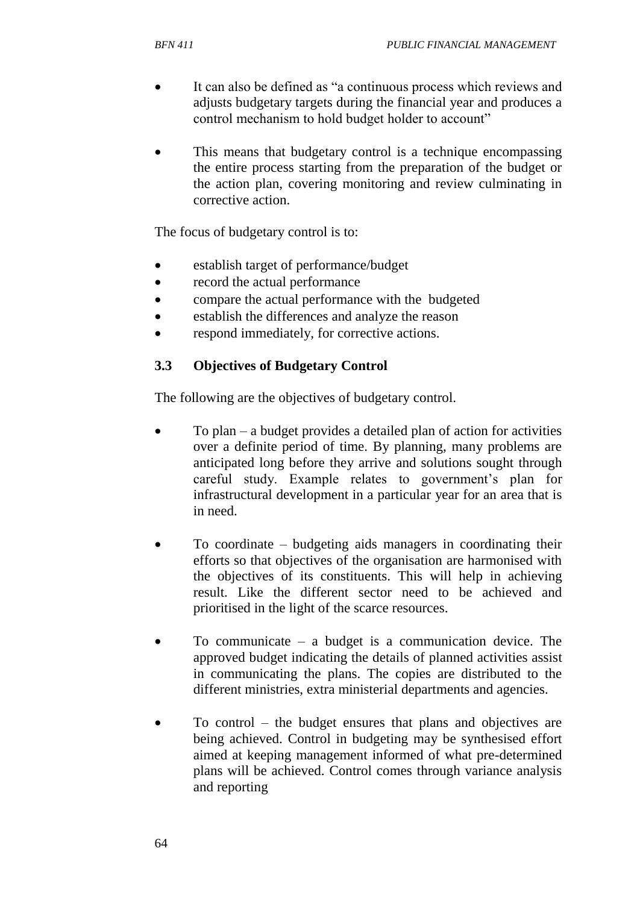- It can also be defined as "a continuous process which reviews and adjusts budgetary targets during the financial year and produces a control mechanism to hold budget holder to account"

- This means that budgetary control is a technique encompassing the entire process starting from the preparation of the budget or the action plan, covering monitoring and review culminating in corrective action.

The focus of budgetary control is to:

- establish target of performance/budget
- record the actual performance
- compare the actual performance with the budgeted
- establish the differences and analyze the reason
- respond immediately, for corrective actions.

### 3.3 Objectives of Budgetary Control

The following are the objectives of budgetary control.

- To plan – a budget provides a detailed plan of action for activities over a definite period of time. By planning, many problems are anticipated long before they arrive and solutions sought through careful study. Example relates to government's plan for infrastructural development in a particular year for an area that is in need.

- To coordinate – budgeting aids managers in coordinating their efforts so that objectives of the organisation are harmonised with the objectives of its constituents. This will help in achieving result. Like the different sector need to be achieved and prioritised in the light of the scarce resources.

- To communicate – a budget is a communication device. The approved budget indicating the details of planned activities assist in communicating the plans. The copies are distributed to the different ministries, extra ministerial departments and agencies.

- To control – the budget ensures that plans and objectives are being achieved. Control in budgeting may be synthesised effort aimed at keeping management informed of what pre-determined plans will be achieved. Control comes through variance analysis and reporting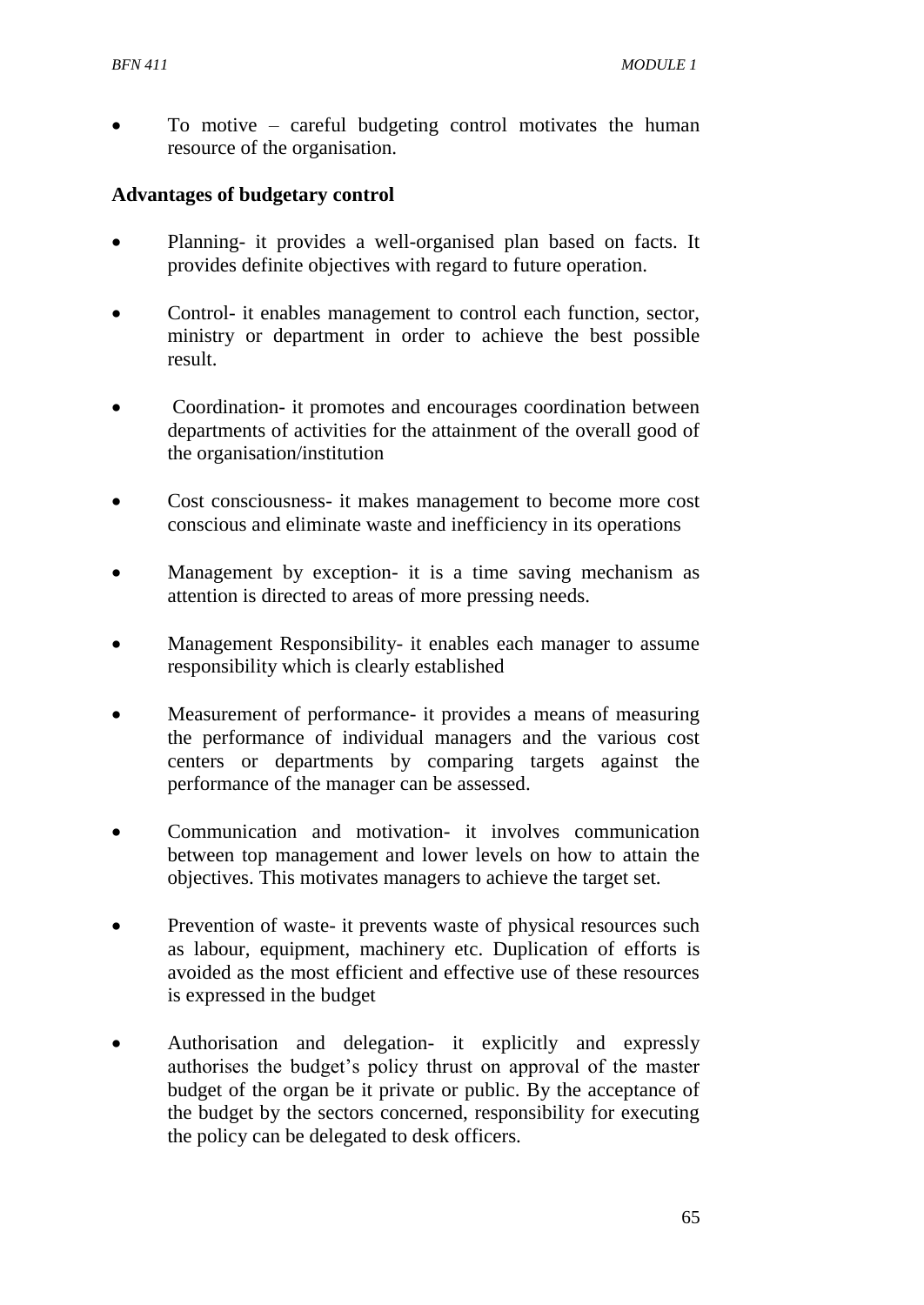- To motive – careful budgeting control motivates the human resource of the organisation.

**Advantages of budgetary control**

- Planning- it provides a well-organised plan based on facts. It provides definite objectives with regard to future operation.
- Control- it enables management to control each function, sector, ministry or department in order to achieve the best possible result.
- Coordination- it promotes and encourages coordination between departments of activities for the attainment of the overall good of the organisation/institution
- Cost consciousness- it makes management to become more cost conscious and eliminate waste and inefficiency in its operations
- Management by exception- it is a time saving mechanism as attention is directed to areas of more pressing needs.
- Management Responsibility- it enables each manager to assume responsibility which is clearly established
- Measurement of performance- it provides a means of measuring the performance of individual managers and the various cost centers or departments by comparing targets against the performance of the manager can be assessed.
- Communication and motivation- it involves communication between top management and lower levels on how to attain the objectives. This motivates managers to achieve the target set.
- Prevention of waste- it prevents waste of physical resources such as labour, equipment, machinery etc. Duplication of efforts is avoided as the most efficient and effective use of these resources is expressed in the budget
- Authorisation and delegation- it explicitly and expressly authorises the budget's policy thrust on approval of the master budget of the organ be it private or public. By the acceptance of the budget by the sectors concerned, responsibility for executing the policy can be delegated to desk officers.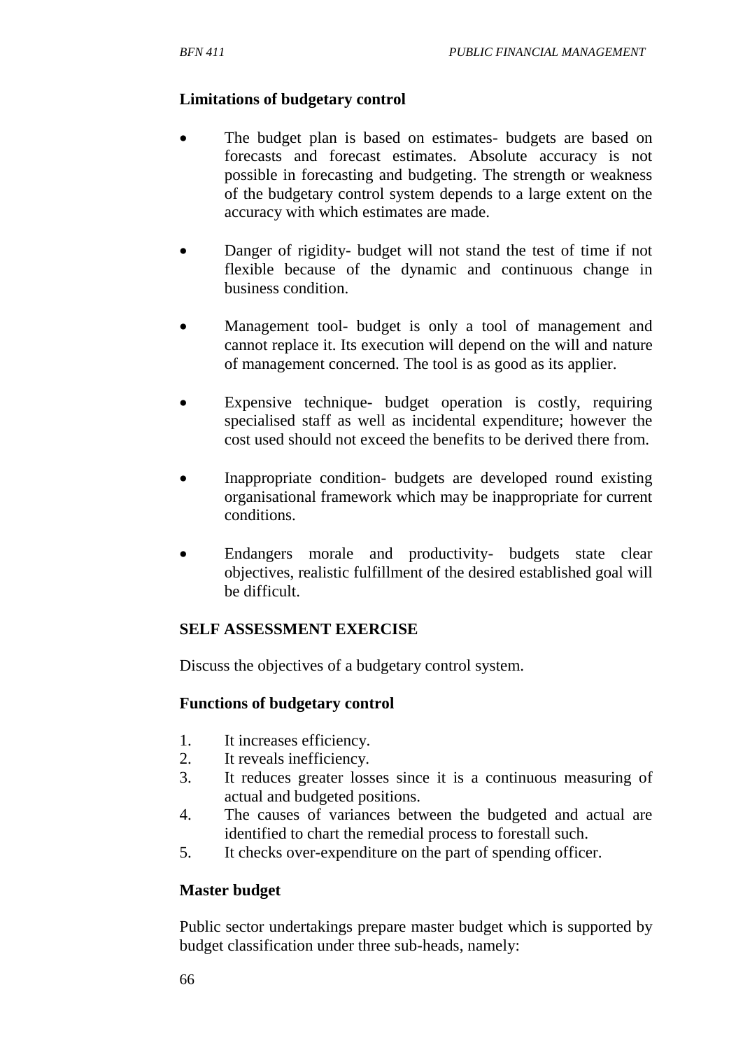**Limitations of budgetary control**

- The budget plan is based on estimates- budgets are based on forecasts and forecast estimates. Absolute accuracy is not possible in forecasting and budgeting. The strength or weakness of the budgetary control system depends to a large extent on the accuracy with which estimates are made.

- Danger of rigidity- budget will not stand the test of time if not flexible because of the dynamic and continuous change in business condition.

- Management tool- budget is only a tool of management and cannot replace it. Its execution will depend on the will and nature of management concerned. The tool is as good as its applier.

- Expensive technique- budget operation is costly, requiring specialised staff as well as incidental expenditure; however the cost used should not exceed the benefits to be derived there from.

- Inappropriate condition- budgets are developed round existing organisational framework which may be inappropriate for current conditions.

- Endangers morale and productivity- budgets state clear objectives, realistic fulfillment of the desired established goal will be difficult.

**SELF ASSESSMENT EXERCISE**

Discuss the objectives of a budgetary control system.

**Functions of budgetary control**

1. It increases efficiency.
2. It reveals inefficiency.
3. It reduces greater losses since it is a continuous measuring of actual and budgeted positions.
4. The causes of variances between the budgeted and actual are identified to chart the remedial process to forestall such.
5. It checks over-expenditure on the part of spending officer.

**Master budget**

Public sector undertakings prepare master budget which is supported by budget classification under three sub-heads, namely: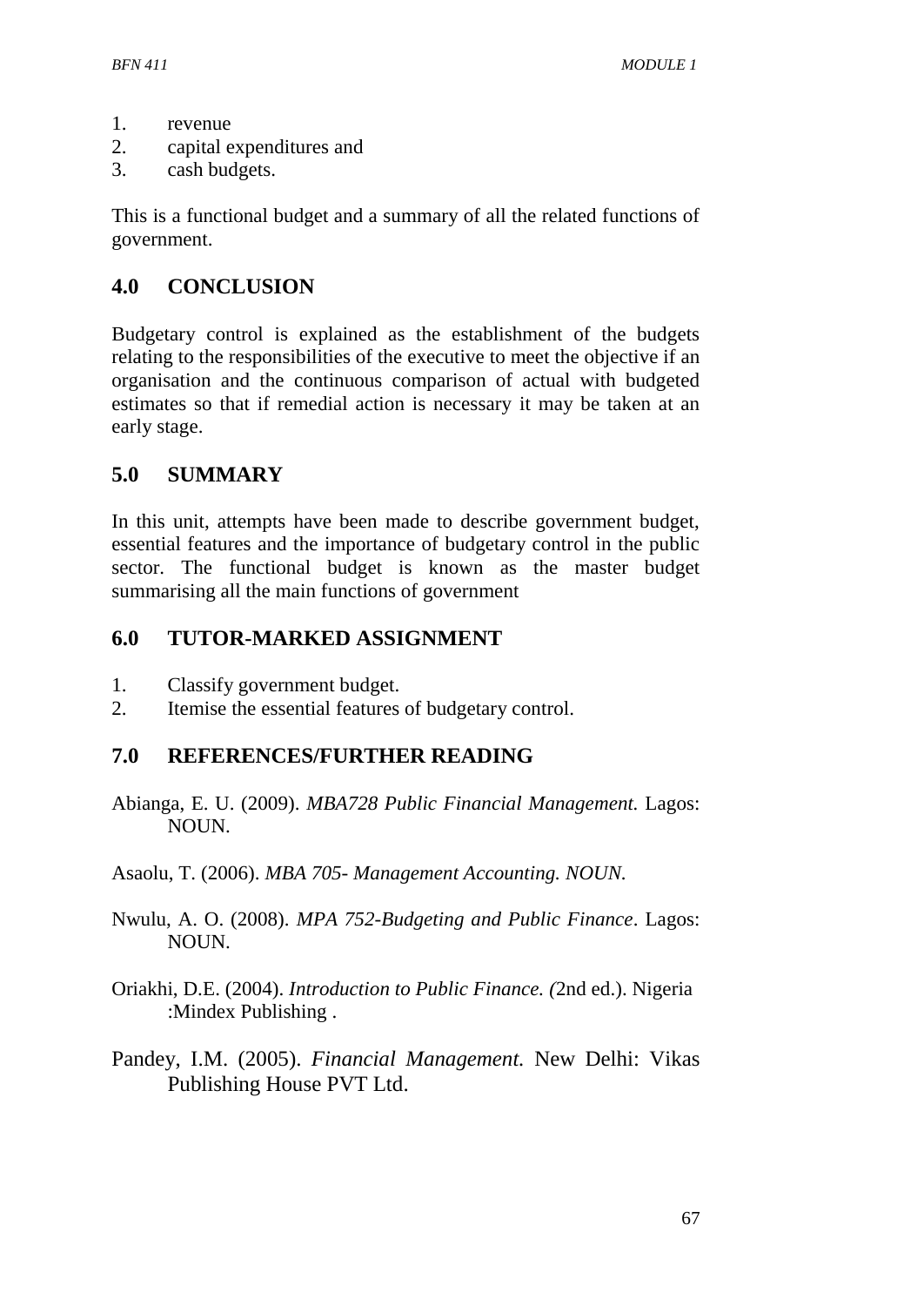1. revenue
2. capital expenditures and
3. cash budgets.

This is a functional budget and a summary of all the related functions of government.

## 4.0 CONCLUSION

Budgetary control is explained as the establishment of the budgets relating to the responsibilities of the executive to meet the objective if an organisation and the continuous comparison of actual with budgeted estimates so that if remedial action is necessary it may be taken at an early stage.

## 5.0 SUMMARY

In this unit, attempts have been made to describe government budget, essential features and the importance of budgetary control in the public sector. The functional budget is known as the master budget summarising all the main functions of government

## 6.0 TUTOR-MARKED ASSIGNMENT

1. Classify government budget.
2. Itemise the essential features of budgetary control.

## 7.0 REFERENCES/FURTHER READING

Abianga, E. U. (2009). *MBA728 Public Financial Management.* Lagos: NOUN.

Asaolu, T. (2006). *MBA 705- Management Accounting. NOUN.*

Nwulu, A. O. (2008). *MPA 752-Budgeting and Public Finance*. Lagos: NOUN.

Oriakhi, D.E. (2004). *Introduction to Public Finance. (*2nd ed.). Nigeria :Mindex Publishing .

Pandey, I.M. (2005). *Financial Management.* New Delhi: Vikas Publishing House PVT Ltd.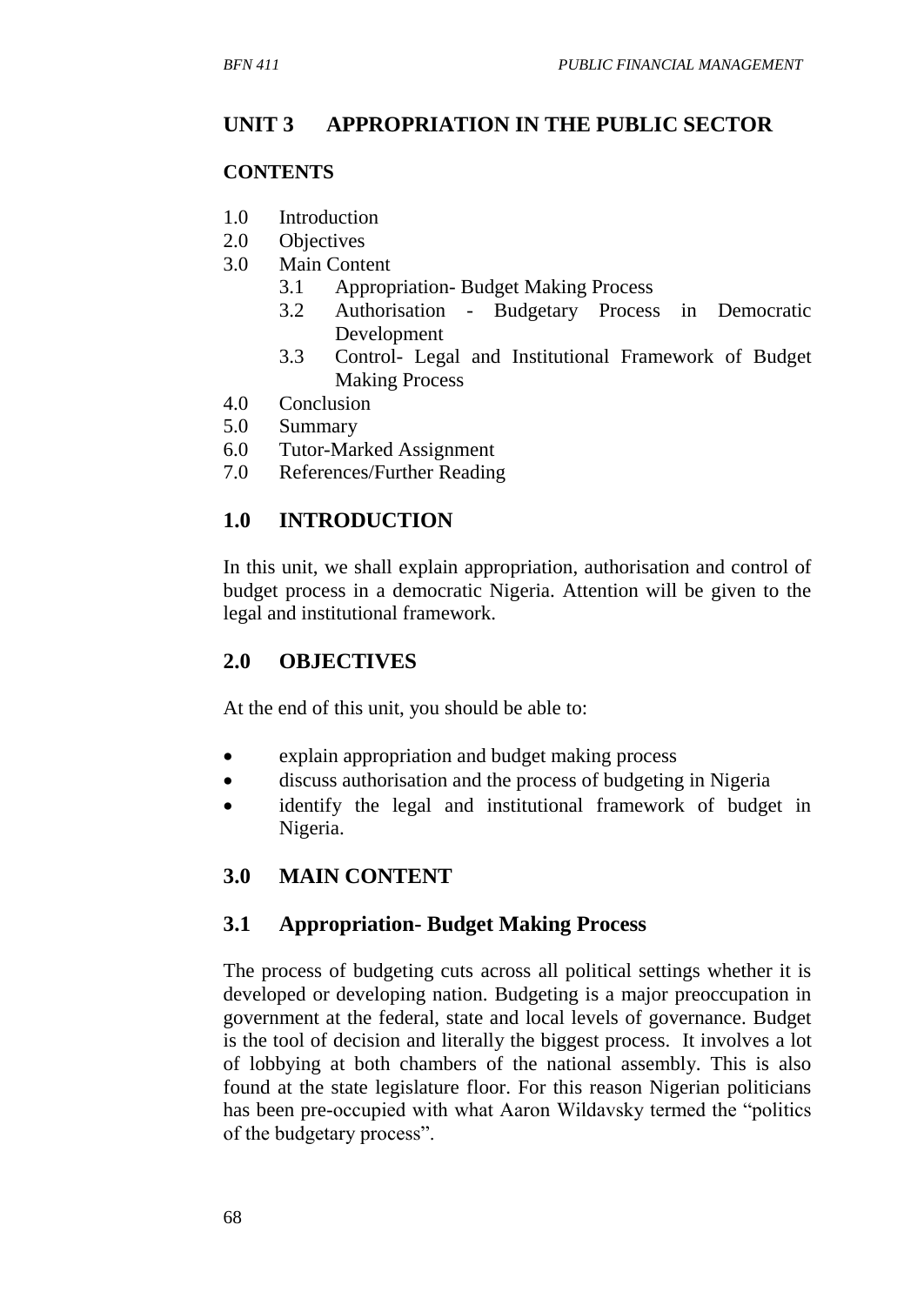## UNIT 3 APPROPRIATION IN THE PUBLIC SECTOR

### CONTENTS

1.0 Introduction
2.0 Objectives
3.0 Main Content
    3.1 Appropriation- Budget Making Process
    3.2 Authorisation - Budgetary Process in Democratic Development
    3.3 Control- Legal and Institutional Framework of Budget Making Process
4.0 Conclusion
5.0 Summary
6.0 Tutor-Marked Assignment
7.0 References/Further Reading

### 1.0 INTRODUCTION

In this unit, we shall explain appropriation, authorisation and control of budget process in a democratic Nigeria. Attention will be given to the legal and institutional framework.

### 2.0 OBJECTIVES

At the end of this unit, you should be able to:

- explain appropriation and budget making process
- discuss authorisation and the process of budgeting in Nigeria
- identify the legal and institutional framework of budget in Nigeria.

### 3.0 MAIN CONTENT

### 3.1 Appropriation- Budget Making Process

The process of budgeting cuts across all political settings whether it is developed or developing nation. Budgeting is a major preoccupation in government at the federal, state and local levels of governance. Budget is the tool of decision and literally the biggest process. It involves a lot of lobbying at both chambers of the national assembly. This is also found at the state legislature floor. For this reason Nigerian politicians has been pre-occupied with what Aaron Wildavsky termed the "politics of the budgetary process".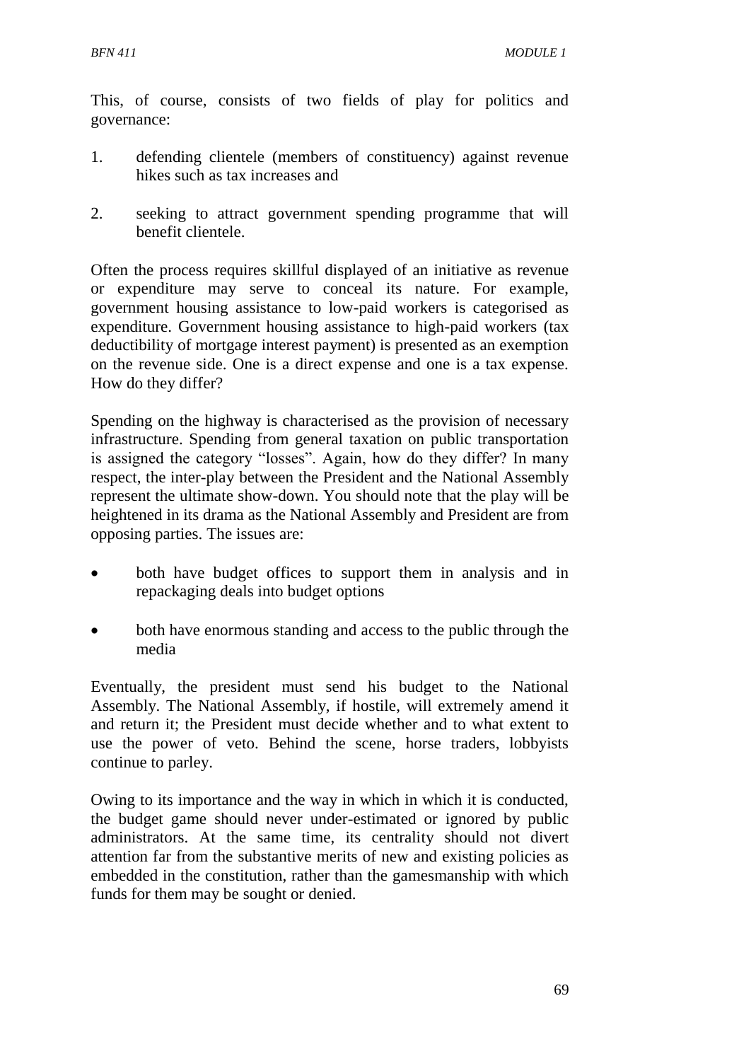This, of course, consists of two fields of play for politics and governance:

1. defending clientele (members of constituency) against revenue hikes such as tax increases and

2. seeking to attract government spending programme that will benefit clientele.

Often the process requires skillful displayed of an initiative as revenue or expenditure may serve to conceal its nature. For example, government housing assistance to low-paid workers is categorised as expenditure. Government housing assistance to high-paid workers (tax deductibility of mortgage interest payment) is presented as an exemption on the revenue side. One is a direct expense and one is a tax expense. How do they differ?

Spending on the highway is characterised as the provision of necessary infrastructure. Spending from general taxation on public transportation is assigned the category "losses". Again, how do they differ? In many respect, the inter-play between the President and the National Assembly represent the ultimate show-down. You should note that the play will be heightened in its drama as the National Assembly and President are from opposing parties. The issues are:

- both have budget offices to support them in analysis and in repackaging deals into budget options
- both have enormous standing and access to the public through the media

Eventually, the president must send his budget to the National Assembly. The National Assembly, if hostile, will extremely amend it and return it; the President must decide whether and to what extent to use the power of veto. Behind the scene, horse traders, lobbyists continue to parley.

Owing to its importance and the way in which in which it is conducted, the budget game should never under-estimated or ignored by public administrators. At the same time, its centrality should not divert attention far from the substantive merits of new and existing policies as embedded in the constitution, rather than the gamesmanship with which funds for them may be sought or denied.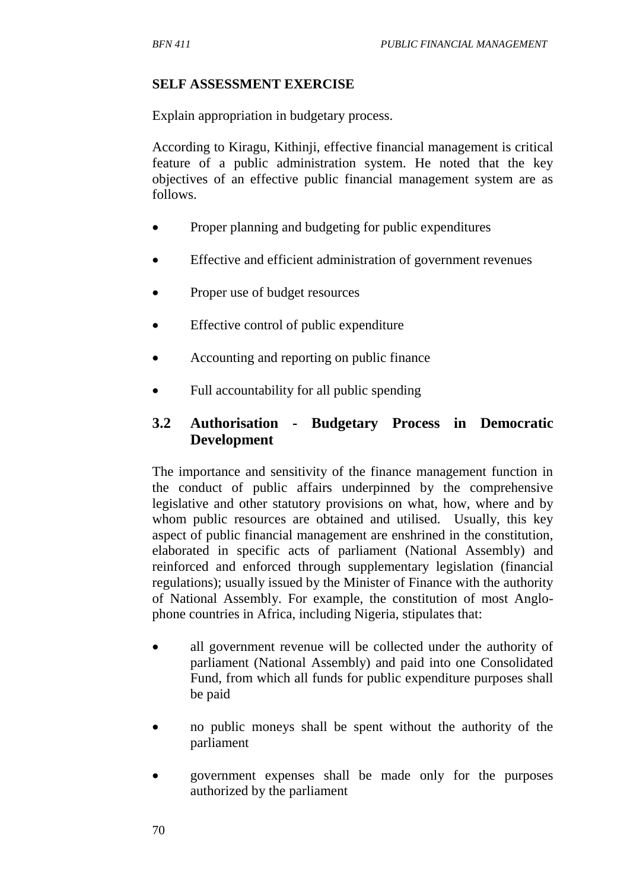**SELF ASSESSMENT EXERCISE**

Explain appropriation in budgetary process.

According to Kiragu, Kithinji, effective financial management is critical feature of a public administration system. He noted that the key objectives of an effective public financial management system are as follows.

- Proper planning and budgeting for public expenditures
- Effective and efficient administration of government revenues
- Proper use of budget resources
- Effective control of public expenditure
- Accounting and reporting on public finance
- Full accountability for all public spending

## 3.2 Authorisation - Budgetary Process in Democratic Development

The importance and sensitivity of the finance management function in the conduct of public affairs underpinned by the comprehensive legislative and other statutory provisions on what, how, where and by whom public resources are obtained and utilised. Usually, this key aspect of public financial management are enshrined in the constitution, elaborated in specific acts of parliament (National Assembly) and reinforced and enforced through supplementary legislation (financial regulations); usually issued by the Minister of Finance with the authority of National Assembly. For example, the constitution of most Anglo-phone countries in Africa, including Nigeria, stipulates that:

- all government revenue will be collected under the authority of parliament (National Assembly) and paid into one Consolidated Fund, from which all funds for public expenditure purposes shall be paid
- no public moneys shall be spent without the authority of the parliament
- government expenses shall be made only for the purposes authorized by the parliament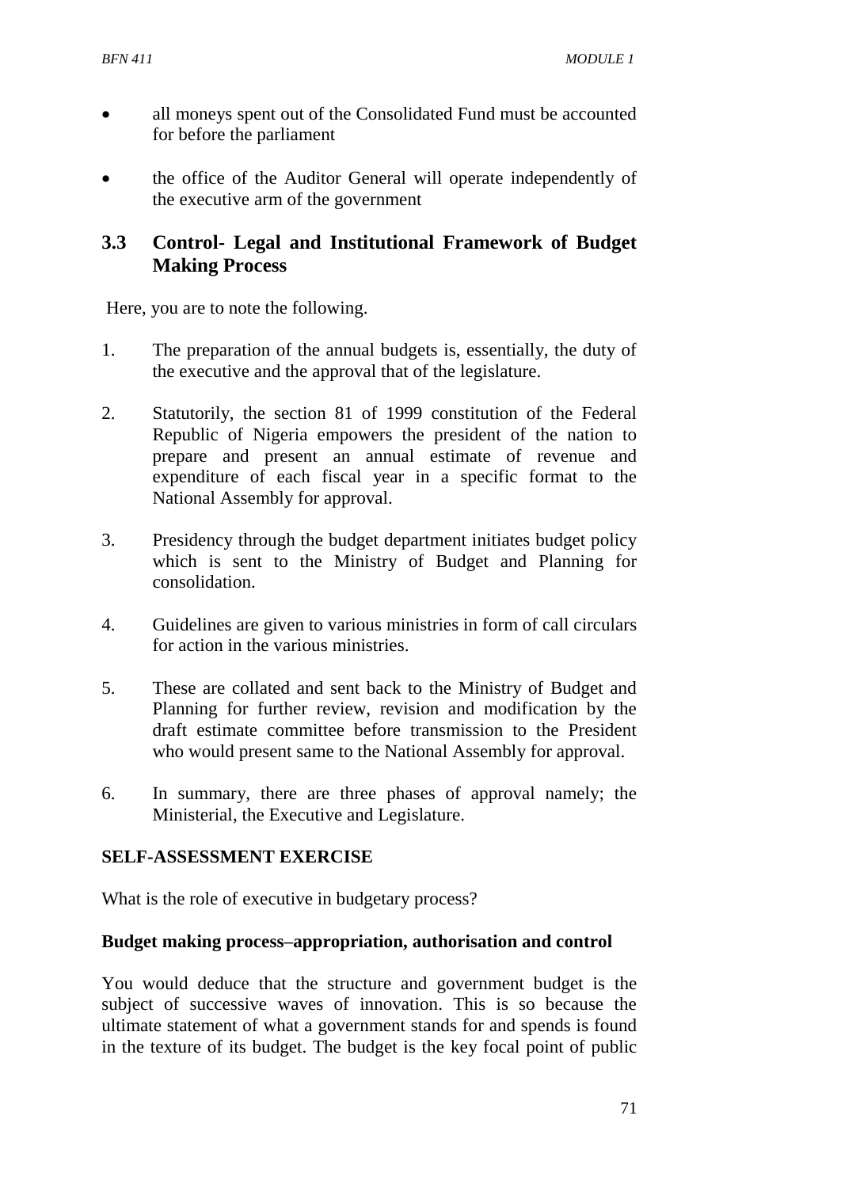- all moneys spent out of the Consolidated Fund must be accounted for before the parliament
- the office of the Auditor General will operate independently of the executive arm of the government

## 3.3 Control- Legal and Institutional Framework of Budget Making Process

Here, you are to note the following.

1. The preparation of the annual budgets is, essentially, the duty of the executive and the approval that of the legislature.
2. Statutorily, the section 81 of 1999 constitution of the Federal Republic of Nigeria empowers the president of the nation to prepare and present an annual estimate of revenue and expenditure of each fiscal year in a specific format to the National Assembly for approval.
3. Presidency through the budget department initiates budget policy which is sent to the Ministry of Budget and Planning for consolidation.
4. Guidelines are given to various ministries in form of call circulars for action in the various ministries.
5. These are collated and sent back to the Ministry of Budget and Planning for further review, revision and modification by the draft estimate committee before transmission to the President who would present same to the National Assembly for approval.
6. In summary, there are three phases of approval namely; the Ministerial, the Executive and Legislature.

**SELF-ASSESSMENT EXERCISE**

What is the role of executive in budgetary process?

**Budget making process–appropriation, authorisation and control**

You would deduce that the structure and government budget is the subject of successive waves of innovation. This is so because the ultimate statement of what a government stands for and spends is found in the texture of its budget. The budget is the key focal point of public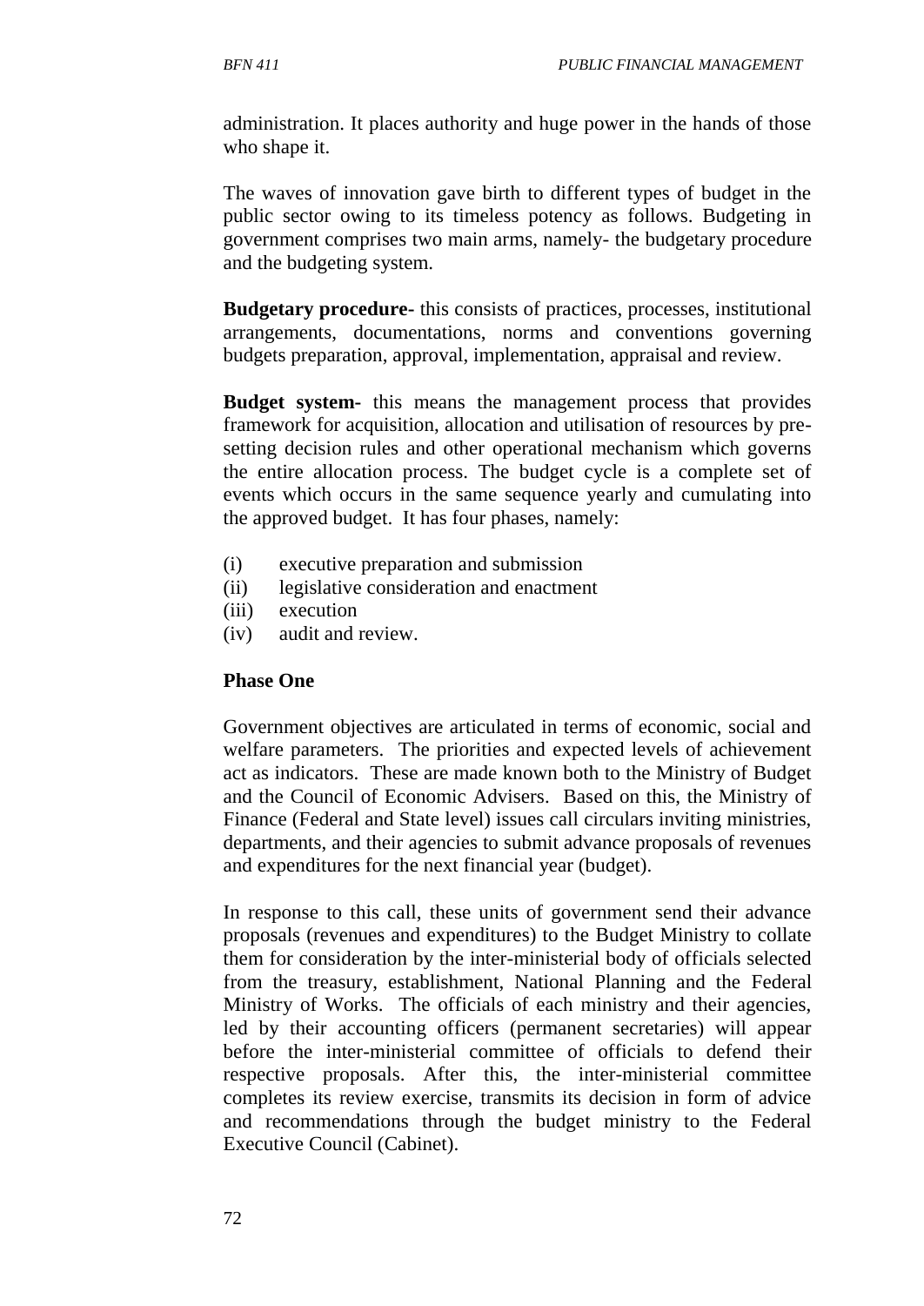administration. It places authority and huge power in the hands of those who shape it.

The waves of innovation gave birth to different types of budget in the public sector owing to its timeless potency as follows. Budgeting in government comprises two main arms, namely- the budgetary procedure and the budgeting system.

**Budgetary procedure-** this consists of practices, processes, institutional arrangements, documentations, norms and conventions governing budgets preparation, approval, implementation, appraisal and review.

**Budget system-** this means the management process that provides framework for acquisition, allocation and utilisation of resources by pre-setting decision rules and other operational mechanism which governs the entire allocation process. The budget cycle is a complete set of events which occurs in the same sequence yearly and cumulating into the approved budget. It has four phases, namely:

(i) executive preparation and submission
(ii) legislative consideration and enactment
(iii) execution
(iv) audit and review.

**Phase One**

Government objectives are articulated in terms of economic, social and welfare parameters. The priorities and expected levels of achievement act as indicators. These are made known both to the Ministry of Budget and the Council of Economic Advisers. Based on this, the Ministry of Finance (Federal and State level) issues call circulars inviting ministries, departments, and their agencies to submit advance proposals of revenues and expenditures for the next financial year (budget).

In response to this call, these units of government send their advance proposals (revenues and expenditures) to the Budget Ministry to collate them for consideration by the inter-ministerial body of officials selected from the treasury, establishment, National Planning and the Federal Ministry of Works. The officials of each ministry and their agencies, led by their accounting officers (permanent secretaries) will appear before the inter-ministerial committee of officials to defend their respective proposals. After this, the inter-ministerial committee completes its review exercise, transmits its decision in form of advice and recommendations through the budget ministry to the Federal Executive Council (Cabinet).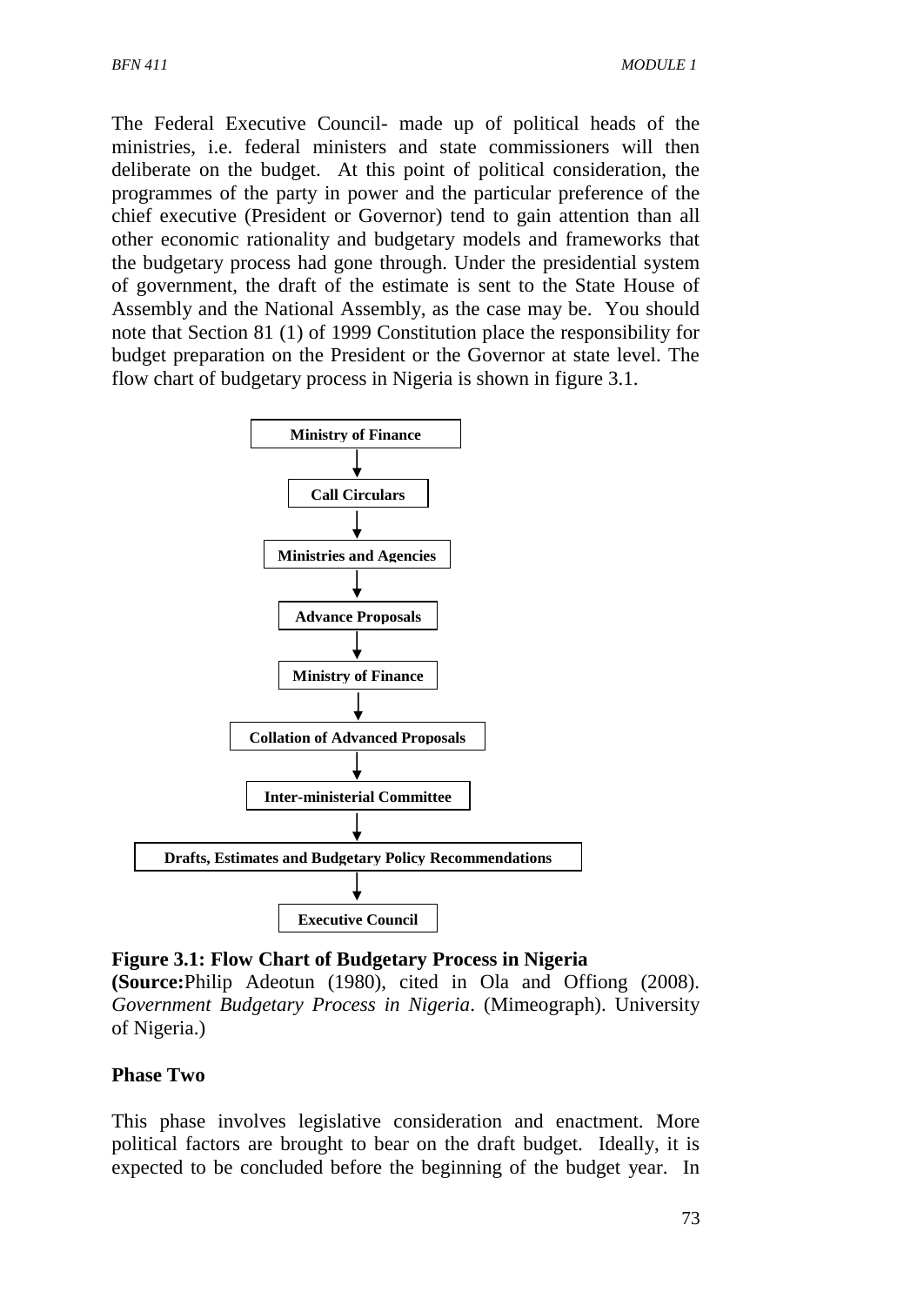The Federal Executive Council- made up of political heads of the ministries, i.e. federal ministers and state commissioners will then deliberate on the budget. At this point of political consideration, the programmes of the party in power and the particular preference of the chief executive (President or Governor) tend to gain attention than all other economic rationality and budgetary models and frameworks that the budgetary process had gone through. Under the presidential system of government, the draft of the estimate is sent to the State House of Assembly and the National Assembly, as the case may be. You should note that Section 81 (1) of 1999 Constitution place the responsibility for budget preparation on the President or the Governor at state level. The flow chart of budgetary process in Nigeria is shown in figure 3.1.

**Ministry of Finance**

↓

**Call Circulars**

↓

**Ministries and Agencies**

↓

**Advance Proposals**

↓

**Ministry of Finance**

↓

**Collation of Advanced Proposals**

↓

**Inter-ministerial Committee**

↓

**Drafts, Estimates and Budgetary Policy Recommendations**

↓

**Executive Council**

**Figure 3.1: Flow Chart of Budgetary Process in Nigeria**
**(Source:**Philip Adeotun (1980), cited in Ola and Offiong (2008). *Government Budgetary Process in Nigeria*. (Mimeograph). University of Nigeria.)

### Phase Two

This phase involves legislative consideration and enactment. More political factors are brought to bear on the draft budget. Ideally, it is expected to be concluded before the beginning of the budget year. In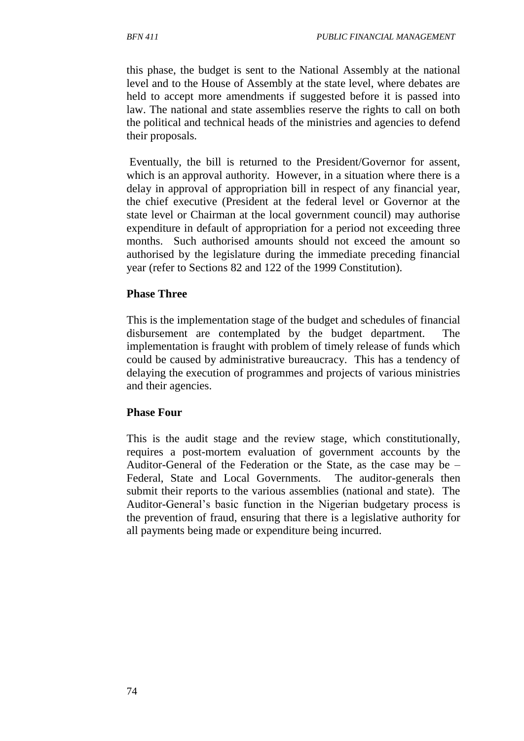this phase, the budget is sent to the National Assembly at the national level and to the House of Assembly at the state level, where debates are held to accept more amendments if suggested before it is passed into law. The national and state assemblies reserve the rights to call on both the political and technical heads of the ministries and agencies to defend their proposals.

Eventually, the bill is returned to the President/Governor for assent, which is an approval authority. However, in a situation where there is a delay in approval of appropriation bill in respect of any financial year, the chief executive (President at the federal level or Governor at the state level or Chairman at the local government council) may authorise expenditure in default of appropriation for a period not exceeding three months. Such authorised amounts should not exceed the amount so authorised by the legislature during the immediate preceding financial year (refer to Sections 82 and 122 of the 1999 Constitution).

**Phase Three**

This is the implementation stage of the budget and schedules of financial disbursement are contemplated by the budget department. The implementation is fraught with problem of timely release of funds which could be caused by administrative bureaucracy. This has a tendency of delaying the execution of programmes and projects of various ministries and their agencies.

**Phase Four**

This is the audit stage and the review stage, which constitutionally, requires a post-mortem evaluation of government accounts by the Auditor-General of the Federation or the State, as the case may be – Federal, State and Local Governments. The auditor-generals then submit their reports to the various assemblies (national and state). The Auditor-General's basic function in the Nigerian budgetary process is the prevention of fraud, ensuring that there is a legislative authority for all payments being made or expenditure being incurred.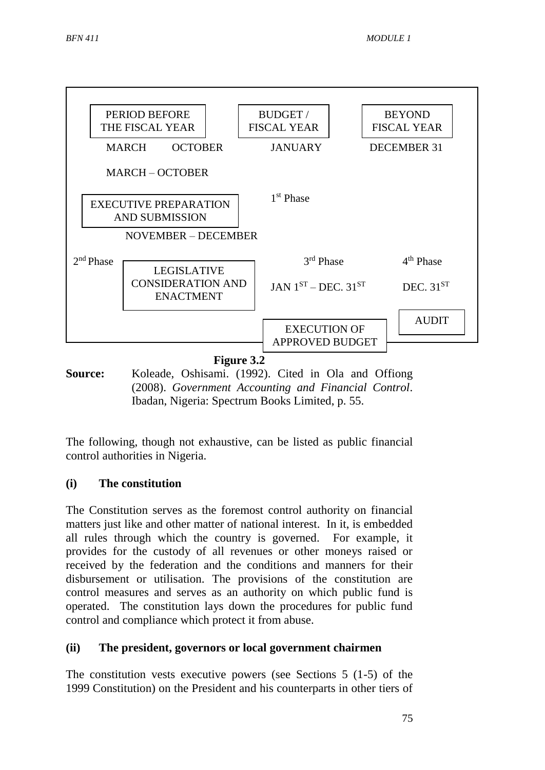PERIOD BEFORE THE FISCAL YEAR | BUDGET / FISCAL YEAR | BEYOND FISCAL YEAR

MARCH OCTOBER | JANUARY | DECEMBER 31

MARCH – OCTOBER

EXECUTIVE PREPARATION AND SUBMISSION — 1st Phase

NOVEMBER – DECEMBER

2nd Phase — LEGISLATIVE CONSIDERATION AND ENACTMENT

3rd Phase — JAN 1ST – DEC. 31ST — EXECUTION OF APPROVED BUDGET

4th Phase — DEC. 31ST — AUDIT

**Figure 3.2**

**Source:** Koleade, Oshisami. (1992). Cited in Ola and Offiong (2008). *Government Accounting and Financial Control*. Ibadan, Nigeria: Spectrum Books Limited, p. 55.

The following, though not exhaustive, can be listed as public financial control authorities in Nigeria.

**(i) The constitution**

The Constitution serves as the foremost control authority on financial matters just like and other matter of national interest. In it, is embedded all rules through which the country is governed. For example, it provides for the custody of all revenues or other moneys raised or received by the federation and the conditions and manners for their disbursement or utilisation. The provisions of the constitution are control measures and serves as an authority on which public fund is operated. The constitution lays down the procedures for public fund control and compliance which protect it from abuse.

**(ii) The president, governors or local government chairmen**

The constitution vests executive powers (see Sections 5 (1-5) of the 1999 Constitution) on the President and his counterparts in other tiers of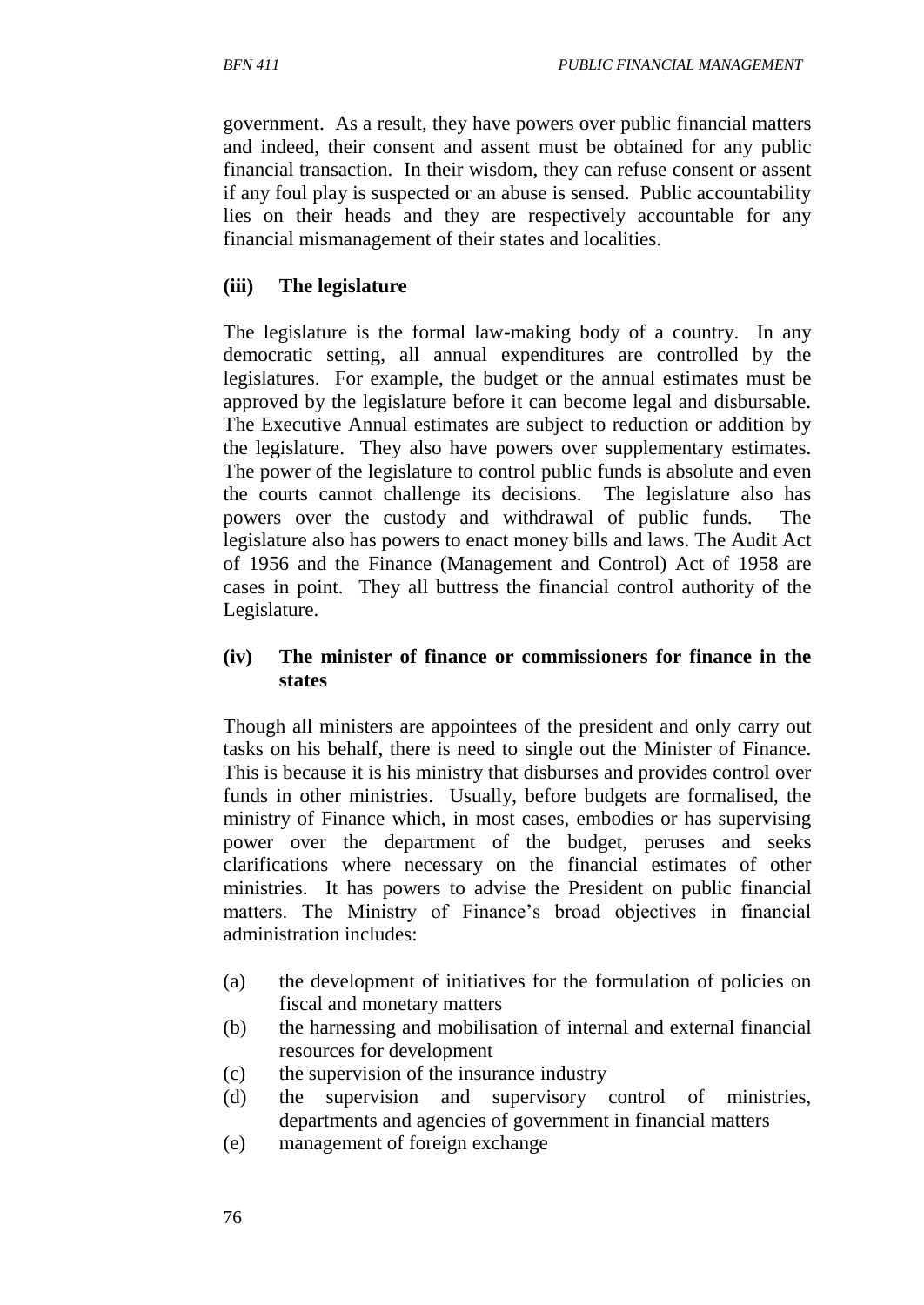government. As a result, they have powers over public financial matters and indeed, their consent and assent must be obtained for any public financial transaction. In their wisdom, they can refuse consent or assent if any foul play is suspected or an abuse is sensed. Public accountability lies on their heads and they are respectively accountable for any financial mismanagement of their states and localities.

**(iii) The legislature**

The legislature is the formal law-making body of a country. In any democratic setting, all annual expenditures are controlled by the legislatures. For example, the budget or the annual estimates must be approved by the legislature before it can become legal and disbursable. The Executive Annual estimates are subject to reduction or addition by the legislature. They also have powers over supplementary estimates. The power of the legislature to control public funds is absolute and even the courts cannot challenge its decisions. The legislature also has powers over the custody and withdrawal of public funds. The legislature also has powers to enact money bills and laws. The Audit Act of 1956 and the Finance (Management and Control) Act of 1958 are cases in point. They all buttress the financial control authority of the Legislature.

**(iv) The minister of finance or commissioners for finance in the states**

Though all ministers are appointees of the president and only carry out tasks on his behalf, there is need to single out the Minister of Finance. This is because it is his ministry that disburses and provides control over funds in other ministries. Usually, before budgets are formalised, the ministry of Finance which, in most cases, embodies or has supervising power over the department of the budget, peruses and seeks clarifications where necessary on the financial estimates of other ministries. It has powers to advise the President on public financial matters. The Ministry of Finance's broad objectives in financial administration includes:

(a) the development of initiatives for the formulation of policies on fiscal and monetary matters
(b) the harnessing and mobilisation of internal and external financial resources for development
(c) the supervision of the insurance industry
(d) the supervision and supervisory control of ministries, departments and agencies of government in financial matters
(e) management of foreign exchange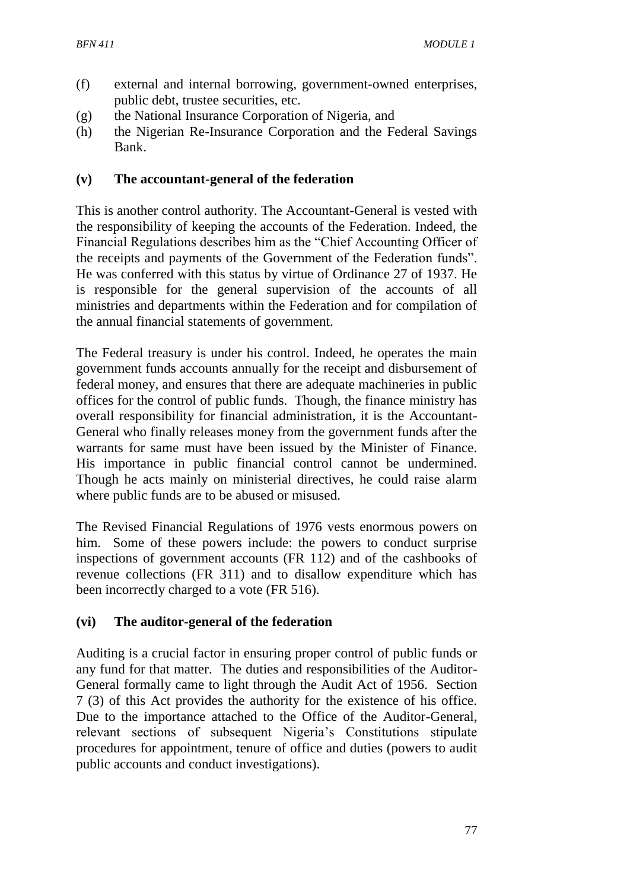(f) external and internal borrowing, government-owned enterprises, public debt, trustee securities, etc.
(g) the National Insurance Corporation of Nigeria, and
(h) the Nigerian Re-Insurance Corporation and the Federal Savings Bank.

**(v) The accountant-general of the federation**

This is another control authority. The Accountant-General is vested with the responsibility of keeping the accounts of the Federation. Indeed, the Financial Regulations describes him as the "Chief Accounting Officer of the receipts and payments of the Government of the Federation funds". He was conferred with this status by virtue of Ordinance 27 of 1937. He is responsible for the general supervision of the accounts of all ministries and departments within the Federation and for compilation of the annual financial statements of government.

The Federal treasury is under his control. Indeed, he operates the main government funds accounts annually for the receipt and disbursement of federal money, and ensures that there are adequate machineries in public offices for the control of public funds. Though, the finance ministry has overall responsibility for financial administration, it is the Accountant-General who finally releases money from the government funds after the warrants for same must have been issued by the Minister of Finance. His importance in public financial control cannot be undermined. Though he acts mainly on ministerial directives, he could raise alarm where public funds are to be abused or misused.

The Revised Financial Regulations of 1976 vests enormous powers on him. Some of these powers include: the powers to conduct surprise inspections of government accounts (FR 112) and of the cashbooks of revenue collections (FR 311) and to disallow expenditure which has been incorrectly charged to a vote (FR 516).

**(vi) The auditor-general of the federation**

Auditing is a crucial factor in ensuring proper control of public funds or any fund for that matter. The duties and responsibilities of the Auditor-General formally came to light through the Audit Act of 1956. Section 7 (3) of this Act provides the authority for the existence of his office. Due to the importance attached to the Office of the Auditor-General, relevant sections of subsequent Nigeria's Constitutions stipulate procedures for appointment, tenure of office and duties (powers to audit public accounts and conduct investigations).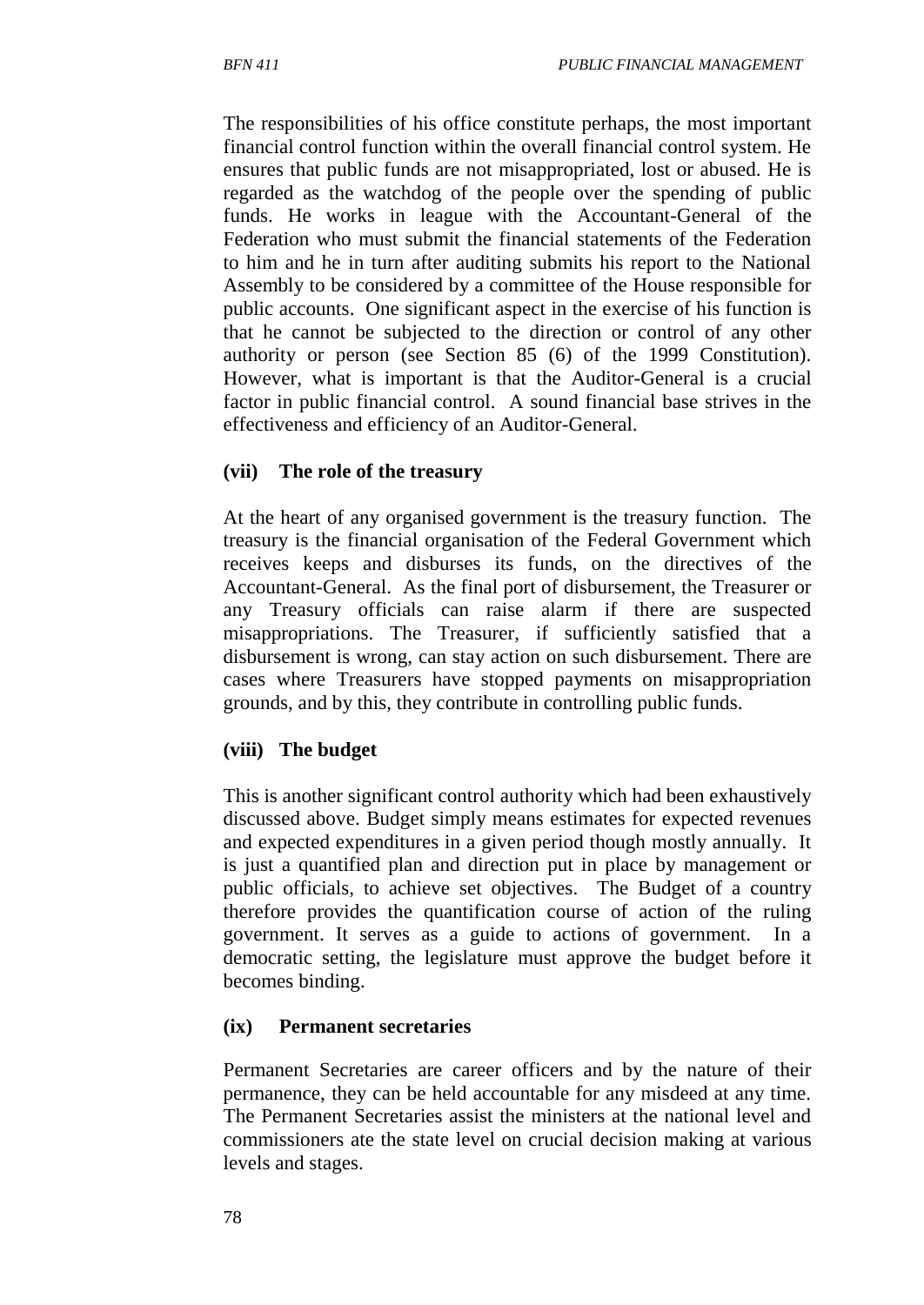The responsibilities of his office constitute perhaps, the most important financial control function within the overall financial control system. He ensures that public funds are not misappropriated, lost or abused. He is regarded as the watchdog of the people over the spending of public funds. He works in league with the Accountant-General of the Federation who must submit the financial statements of the Federation to him and he in turn after auditing submits his report to the National Assembly to be considered by a committee of the House responsible for public accounts. One significant aspect in the exercise of his function is that he cannot be subjected to the direction or control of any other authority or person (see Section 85 (6) of the 1999 Constitution). However, what is important is that the Auditor-General is a crucial factor in public financial control. A sound financial base strives in the effectiveness and efficiency of an Auditor-General.

**(vii) The role of the treasury**

At the heart of any organised government is the treasury function. The treasury is the financial organisation of the Federal Government which receives keeps and disburses its funds, on the directives of the Accountant-General. As the final port of disbursement, the Treasurer or any Treasury officials can raise alarm if there are suspected misappropriations. The Treasurer, if sufficiently satisfied that a disbursement is wrong, can stay action on such disbursement. There are cases where Treasurers have stopped payments on misappropriation grounds, and by this, they contribute in controlling public funds.

**(viii) The budget**

This is another significant control authority which had been exhaustively discussed above. Budget simply means estimates for expected revenues and expected expenditures in a given period though mostly annually. It is just a quantified plan and direction put in place by management or public officials, to achieve set objectives. The Budget of a country therefore provides the quantification course of action of the ruling government. It serves as a guide to actions of government. In a democratic setting, the legislature must approve the budget before it becomes binding.

**(ix) Permanent secretaries**

Permanent Secretaries are career officers and by the nature of their permanence, they can be held accountable for any misdeed at any time. The Permanent Secretaries assist the ministers at the national level and commissioners ate the state level on crucial decision making at various levels and stages.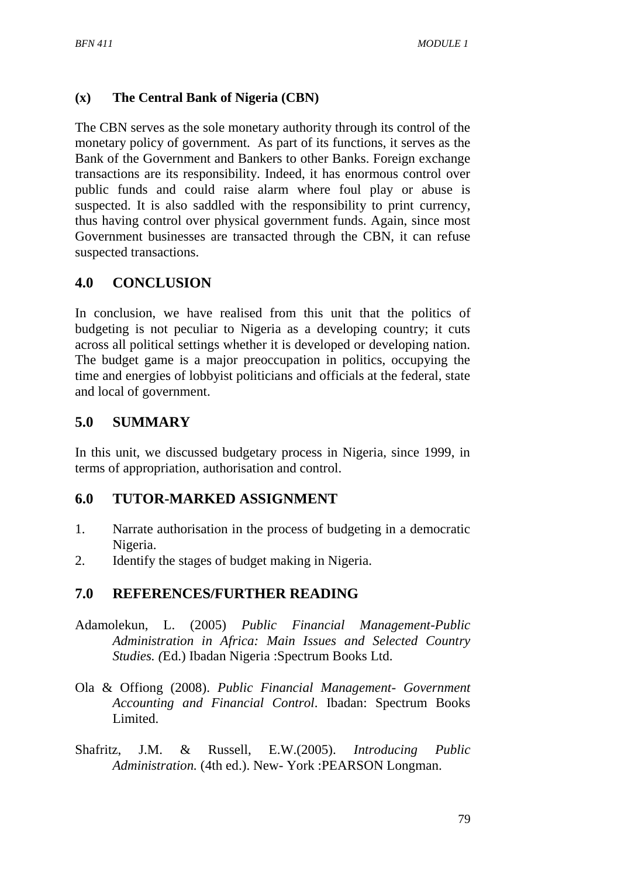### (x) The Central Bank of Nigeria (CBN)

The CBN serves as the sole monetary authority through its control of the monetary policy of government. As part of its functions, it serves as the Bank of the Government and Bankers to other Banks. Foreign exchange transactions are its responsibility. Indeed, it has enormous control over public funds and could raise alarm where foul play or abuse is suspected. It is also saddled with the responsibility to print currency, thus having control over physical government funds. Again, since most Government businesses are transacted through the CBN, it can refuse suspected transactions.

## 4.0 CONCLUSION

In conclusion, we have realised from this unit that the politics of budgeting is not peculiar to Nigeria as a developing country; it cuts across all political settings whether it is developed or developing nation. The budget game is a major preoccupation in politics, occupying the time and energies of lobbyist politicians and officials at the federal, state and local of government.

## 5.0 SUMMARY

In this unit, we discussed budgetary process in Nigeria, since 1999, in terms of appropriation, authorisation and control.

## 6.0 TUTOR-MARKED ASSIGNMENT

1. Narrate authorisation in the process of budgeting in a democratic Nigeria.
2. Identify the stages of budget making in Nigeria.

## 7.0 REFERENCES/FURTHER READING

Adamolekun, L. (2005) *Public Financial Management-Public Administration in Africa: Main Issues and Selected Country Studies. (*Ed.) Ibadan Nigeria :Spectrum Books Ltd.

Ola & Offiong (2008). *Public Financial Management- Government Accounting and Financial Control*. Ibadan: Spectrum Books Limited.

Shafritz, J.M. & Russell, E.W.(2005). *Introducing Public Administration.* (4th ed.). New- York :PEARSON Longman.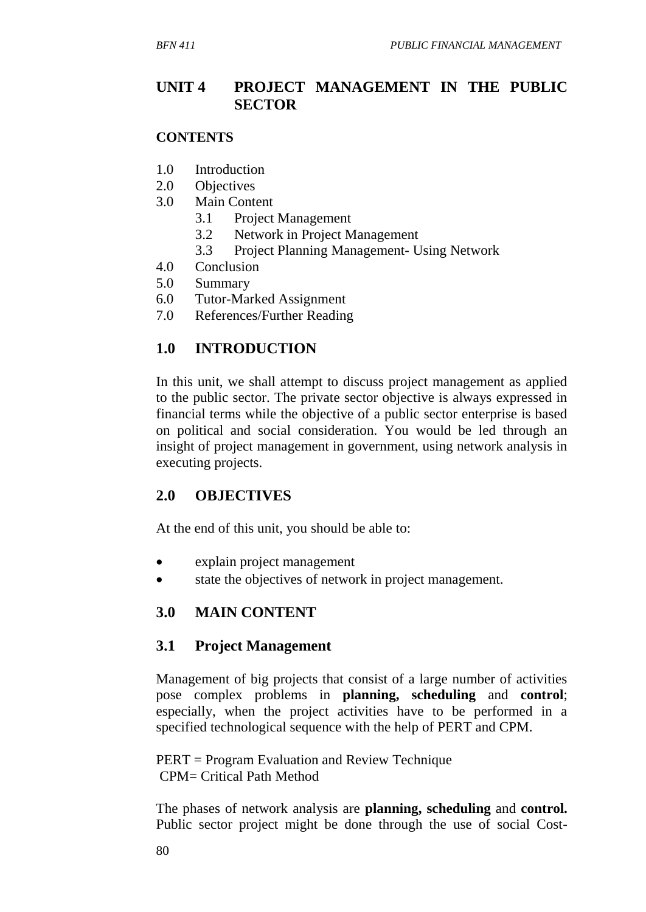## UNIT 4 PROJECT MANAGEMENT IN THE PUBLIC SECTOR

**CONTENTS**

1.0 Introduction
2.0 Objectives
3.0 Main Content
    3.1 Project Management
    3.2 Network in Project Management
    3.3 Project Planning Management- Using Network
4.0 Conclusion
5.0 Summary
6.0 Tutor-Marked Assignment
7.0 References/Further Reading

### 1.0 INTRODUCTION

In this unit, we shall attempt to discuss project management as applied to the public sector. The private sector objective is always expressed in financial terms while the objective of a public sector enterprise is based on political and social consideration. You would be led through an insight of project management in government, using network analysis in executing projects.

### 2.0 OBJECTIVES

At the end of this unit, you should be able to:

- explain project management
- state the objectives of network in project management.

### 3.0 MAIN CONTENT

### 3.1 Project Management

Management of big projects that consist of a large number of activities pose complex problems in **planning, scheduling** and **control**; especially, when the project activities have to be performed in a specified technological sequence with the help of PERT and CPM.

PERT = Program Evaluation and Review Technique
CPM= Critical Path Method

The phases of network analysis are **planning, scheduling** and **control.** Public sector project might be done through the use of social Cost-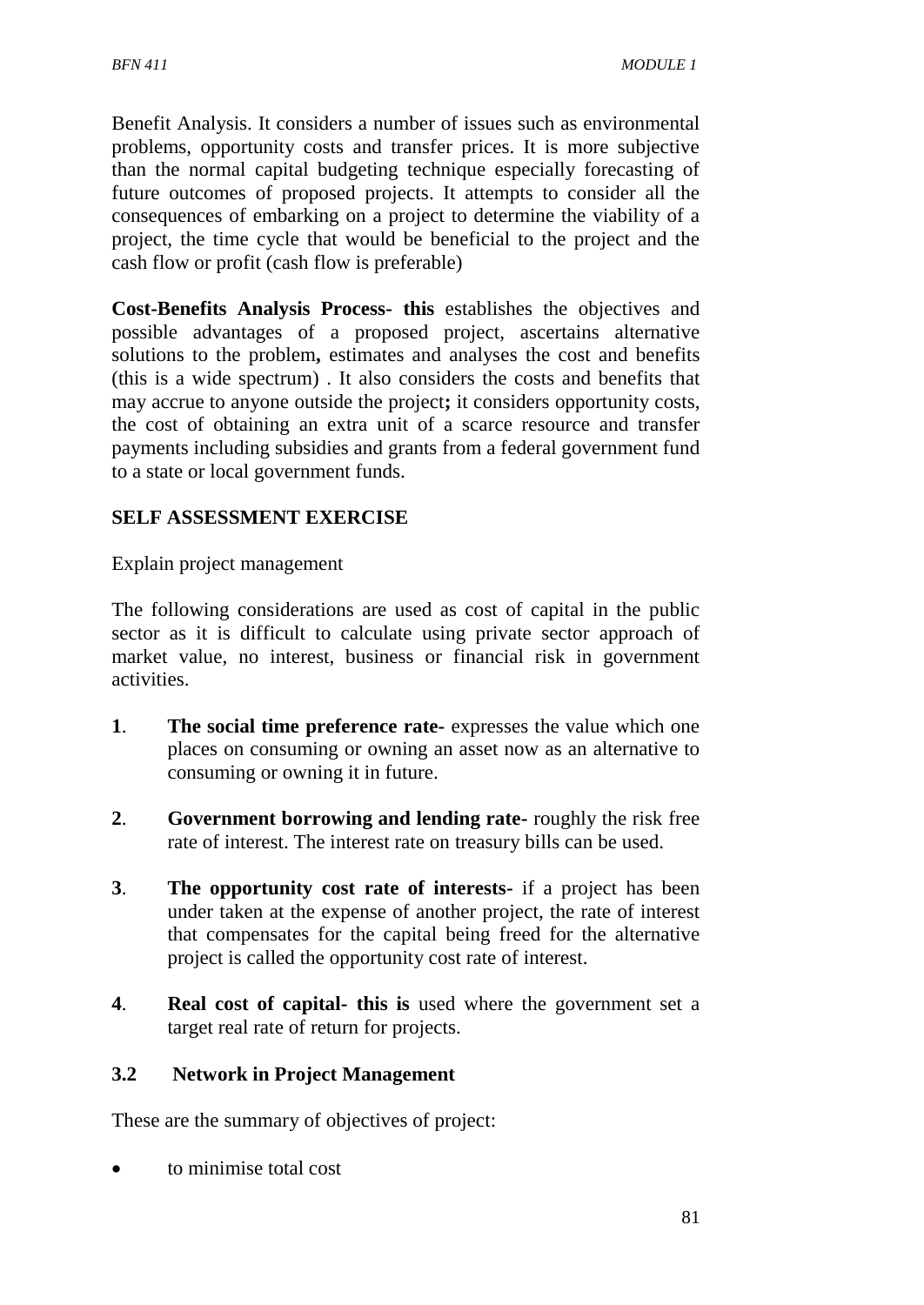Benefit Analysis. It considers a number of issues such as environmental problems, opportunity costs and transfer prices. It is more subjective than the normal capital budgeting technique especially forecasting of future outcomes of proposed projects. It attempts to consider all the consequences of embarking on a project to determine the viability of a project, the time cycle that would be beneficial to the project and the cash flow or profit (cash flow is preferable)

**Cost-Benefits Analysis Process- this** establishes the objectives and possible advantages of a proposed project, ascertains alternative solutions to the problem**,** estimates and analyses the cost and benefits (this is a wide spectrum) . It also considers the costs and benefits that may accrue to anyone outside the project**;** it considers opportunity costs, the cost of obtaining an extra unit of a scarce resource and transfer payments including subsidies and grants from a federal government fund to a state or local government funds.

**SELF ASSESSMENT EXERCISE**

Explain project management

The following considerations are used as cost of capital in the public sector as it is difficult to calculate using private sector approach of market value, no interest, business or financial risk in government activities.

**1**. **The social time preference rate-** expresses the value which one places on consuming or owning an asset now as an alternative to consuming or owning it in future.

**2**. **Government borrowing and lending rate-** roughly the risk free rate of interest. The interest rate on treasury bills can be used.

**3**. **The opportunity cost rate of interests-** if a project has been under taken at the expense of another project, the rate of interest that compensates for the capital being freed for the alternative project is called the opportunity cost rate of interest.

**4**. **Real cost of capital- this is** used where the government set a target real rate of return for projects.

### 3.2 Network in Project Management

These are the summary of objectives of project:

- to minimise total cost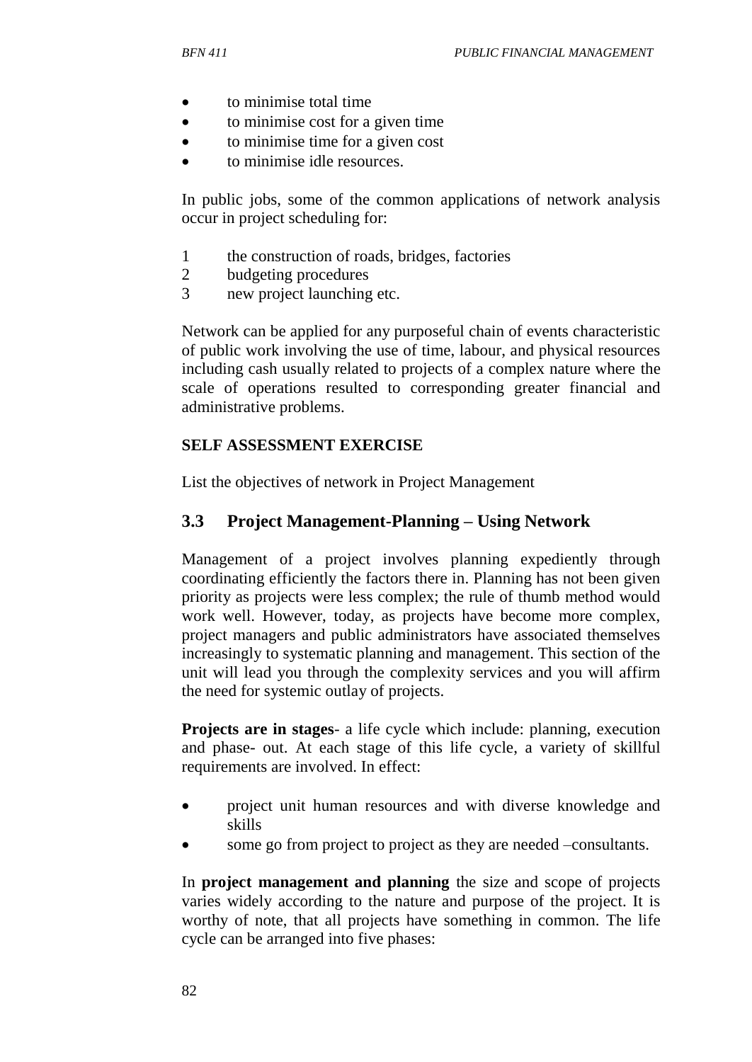- to minimise total time
- to minimise cost for a given time
- to minimise time for a given cost
- to minimise idle resources.

In public jobs, some of the common applications of network analysis occur in project scheduling for:

1. the construction of roads, bridges, factories
2. budgeting procedures
3. new project launching etc.

Network can be applied for any purposeful chain of events characteristic of public work involving the use of time, labour, and physical resources including cash usually related to projects of a complex nature where the scale of operations resulted to corresponding greater financial and administrative problems.

**SELF ASSESSMENT EXERCISE**

List the objectives of network in Project Management

## 3.3 Project Management-Planning – Using Network

Management of a project involves planning expediently through coordinating efficiently the factors there in. Planning has not been given priority as projects were less complex; the rule of thumb method would work well. However, today, as projects have become more complex, project managers and public administrators have associated themselves increasingly to systematic planning and management. This section of the unit will lead you through the complexity services and you will affirm the need for systemic outlay of projects.

**Projects are in stages**- a life cycle which include: planning, execution and phase- out. At each stage of this life cycle, a variety of skillful requirements are involved. In effect:

- project unit human resources and with diverse knowledge and skills
- some go from project to project as they are needed –consultants.

In **project management and planning** the size and scope of projects varies widely according to the nature and purpose of the project. It is worthy of note, that all projects have something in common. The life cycle can be arranged into five phases: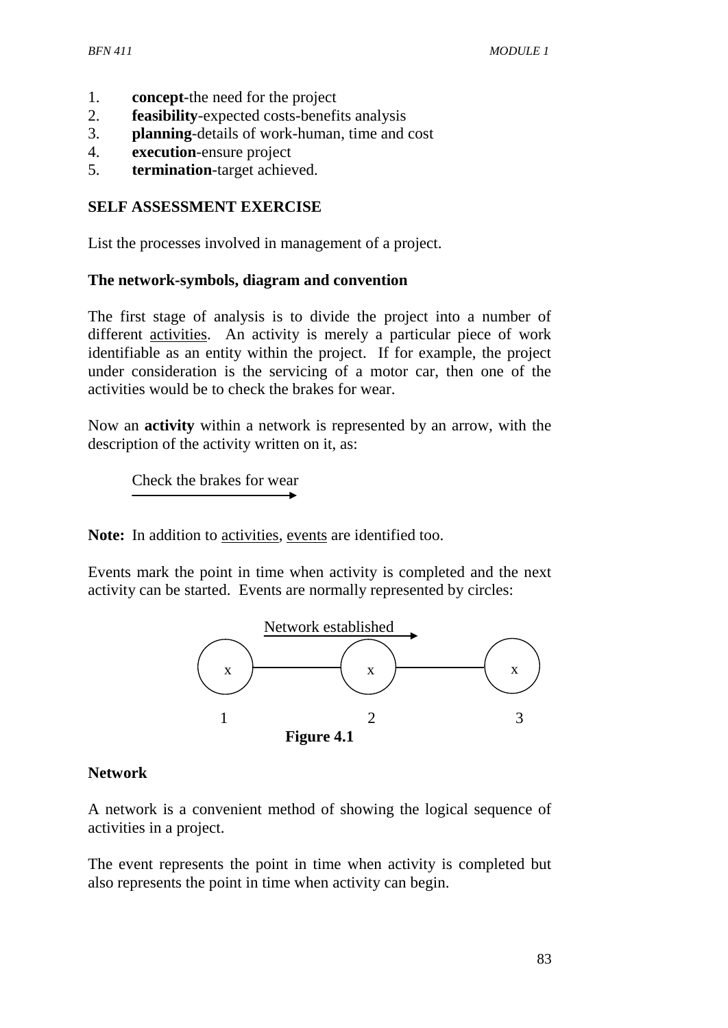1. **concept**-the need for the project
2. **feasibility**-expected costs-benefits analysis
3. **planning**-details of work-human, time and cost
4. **execution**-ensure project
5. **termination**-target achieved.

**SELF ASSESSMENT EXERCISE**

List the processes involved in management of a project.

**The network-symbols, diagram and convention**

The first stage of analysis is to divide the project into a number of different activities. An activity is merely a particular piece of work identifiable as an entity within the project. If for example, the project under consideration is the servicing of a motor car, then one of the activities would be to check the brakes for wear.

Now an **activity** within a network is represented by an arrow, with the description of the activity written on it, as:

Check the brakes for wear
⟶

**Note:** In addition to activities, events are identified too.

Events mark the point in time when activity is completed and the next activity can be started. Events are normally represented by circles:

Network established ⟶

(x) —— (x) —— (x)

1 2 3

**Figure 4.1**

**Network**

A network is a convenient method of showing the logical sequence of activities in a project.

The event represents the point in time when activity is completed but also represents the point in time when activity can begin.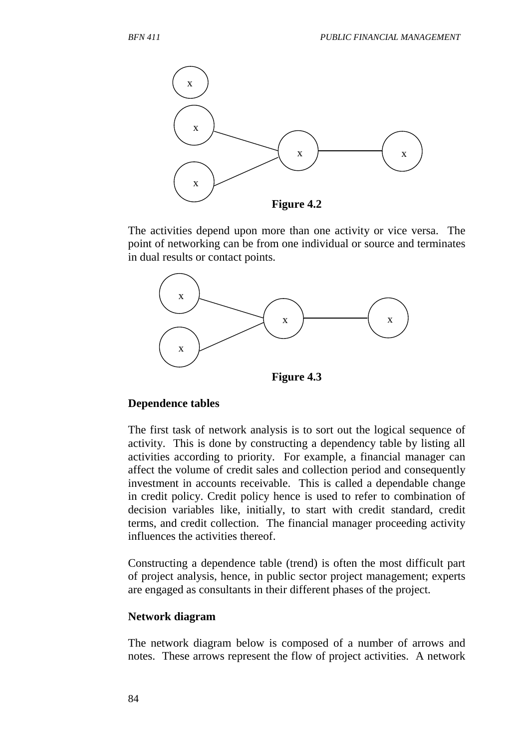**Figure 4.2**

The activities depend upon more than one activity or vice versa. The point of networking can be from one individual or source and terminates in dual results or contact points.

**Figure 4.3**

**Dependence tables**

The first task of network analysis is to sort out the logical sequence of activity. This is done by constructing a dependency table by listing all activities according to priority. For example, a financial manager can affect the volume of credit sales and collection period and consequently investment in accounts receivable. This is called a dependable change in credit policy. Credit policy hence is used to refer to combination of decision variables like, initially, to start with credit standard, credit terms, and credit collection. The financial manager proceeding activity influences the activities thereof.

Constructing a dependence table (trend) is often the most difficult part of project analysis, hence, in public sector project management; experts are engaged as consultants in their different phases of the project.

**Network diagram**

The network diagram below is composed of a number of arrows and notes. These arrows represent the flow of project activities. A network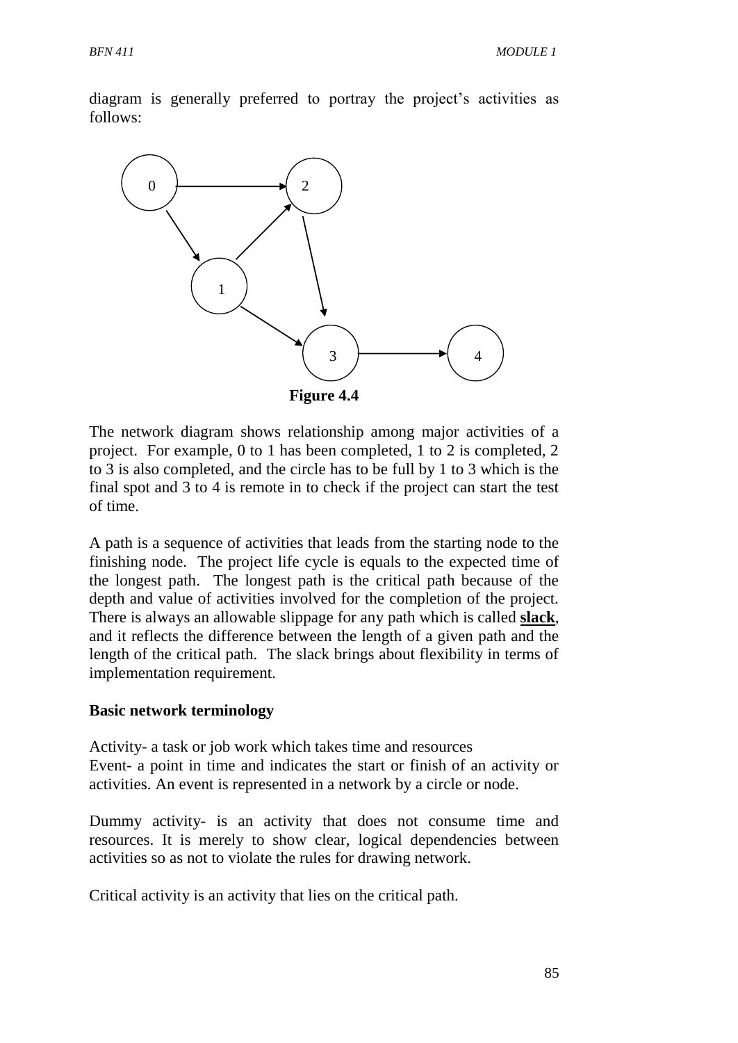diagram is generally preferred to portray the project's activities as follows:

Figure 4.4

The network diagram shows relationship among major activities of a project. For example, 0 to 1 has been completed, 1 to 2 is completed, 2 to 3 is also completed, and the circle has to be full by 1 to 3 which is the final spot and 3 to 4 is remote in to check if the project can start the test of time.

A path is a sequence of activities that leads from the starting node to the finishing node. The project life cycle is equals to the expected time of the longest path. The longest path is the critical path because of the depth and value of activities involved for the completion of the project. There is always an allowable slippage for any path which is called **slack**, and it reflects the difference between the length of a given path and the length of the critical path. The slack brings about flexibility in terms of implementation requirement.

**Basic network terminology**

Activity- a task or job work which takes time and resources
Event- a point in time and indicates the start or finish of an activity or activities. An event is represented in a network by a circle or node.

Dummy activity- is an activity that does not consume time and resources. It is merely to show clear, logical dependencies between activities so as not to violate the rules for drawing network.

Critical activity is an activity that lies on the critical path.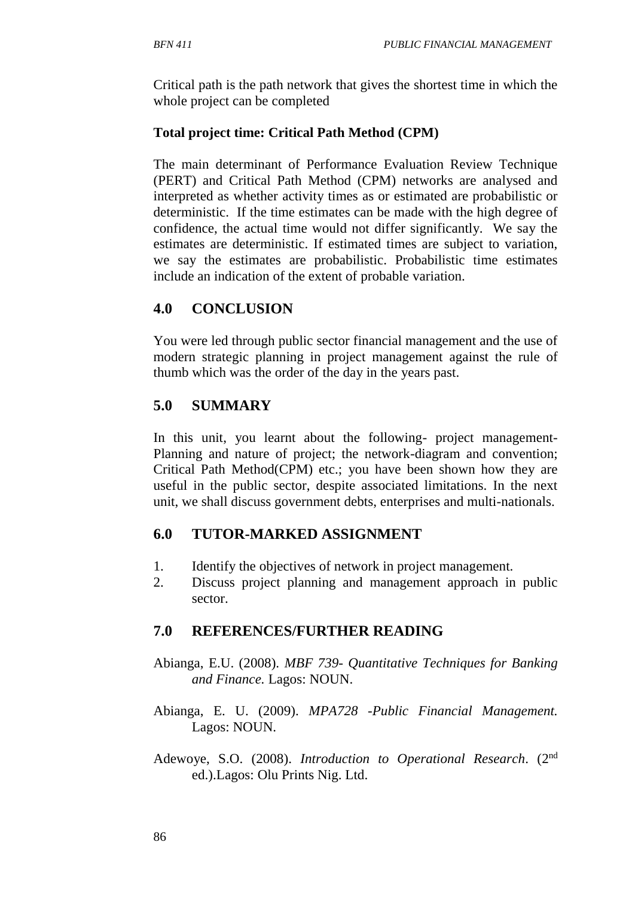Critical path is the path network that gives the shortest time in which the whole project can be completed

**Total project time: Critical Path Method (CPM)**

The main determinant of Performance Evaluation Review Technique (PERT) and Critical Path Method (CPM) networks are analysed and interpreted as whether activity times as or estimated are probabilistic or deterministic. If the time estimates can be made with the high degree of confidence, the actual time would not differ significantly. We say the estimates are deterministic. If estimated times are subject to variation, we say the estimates are probabilistic. Probabilistic time estimates include an indication of the extent of probable variation.

## 4.0 CONCLUSION

You were led through public sector financial management and the use of modern strategic planning in project management against the rule of thumb which was the order of the day in the years past.

## 5.0 SUMMARY

In this unit, you learnt about the following- project management- Planning and nature of project; the network-diagram and convention; Critical Path Method(CPM) etc.; you have been shown how they are useful in the public sector, despite associated limitations. In the next unit, we shall discuss government debts, enterprises and multi-nationals.

## 6.0 TUTOR-MARKED ASSIGNMENT

1. Identify the objectives of network in project management.
2. Discuss project planning and management approach in public sector.

## 7.0 REFERENCES/FURTHER READING

Abianga, E.U. (2008). *MBF 739- Quantitative Techniques for Banking and Finance.* Lagos: NOUN.

Abianga, E. U. (2009). *MPA728 -Public Financial Management.* Lagos: NOUN.

Adewoye, S.O. (2008). *Introduction to Operational Research*. (2nd ed.).Lagos: Olu Prints Nig. Ltd.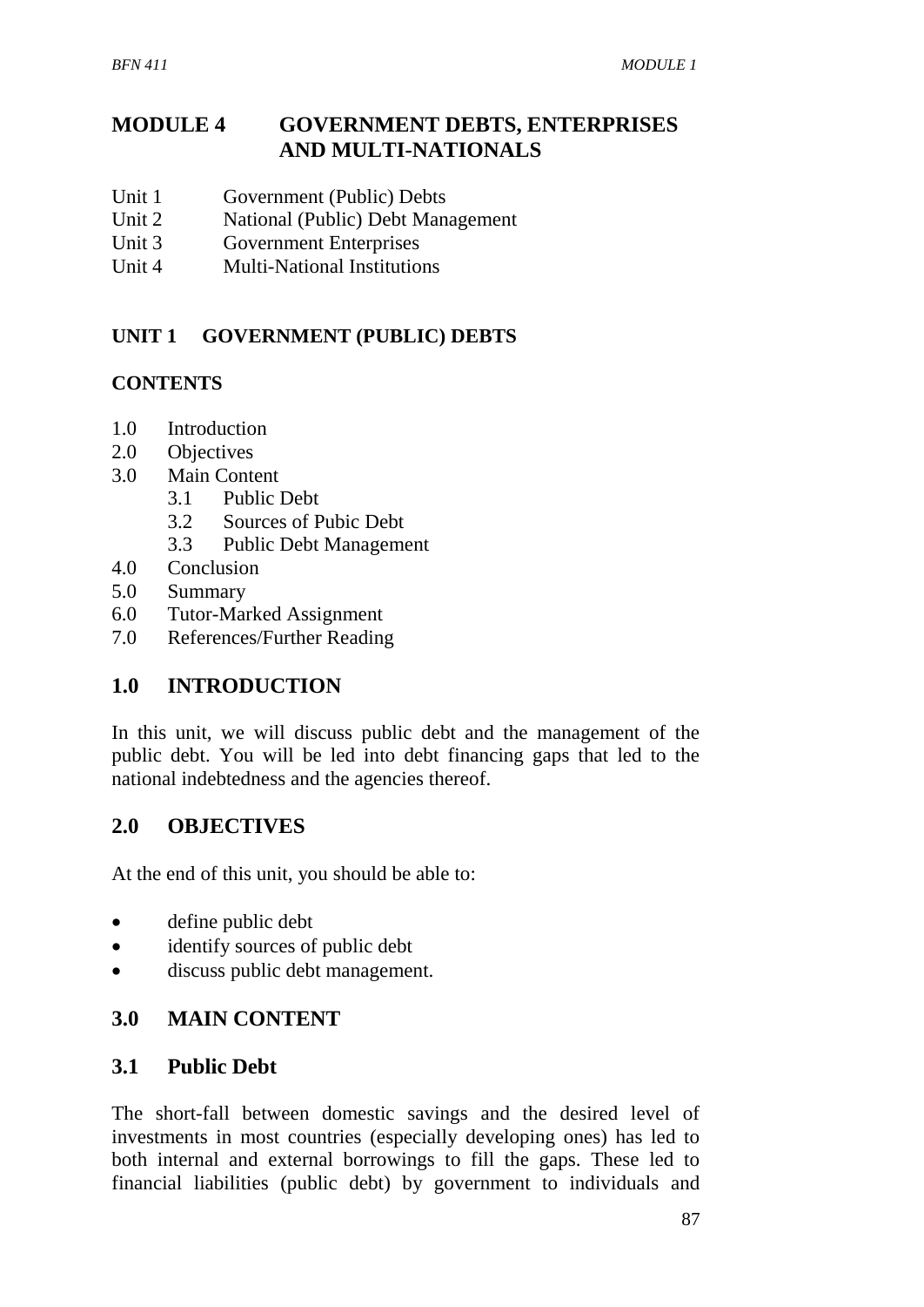# MODULE 4 GOVERNMENT DEBTS, ENTERPRISES AND MULTI-NATIONALS

Unit 1 Government (Public) Debts
Unit 2 National (Public) Debt Management
Unit 3 Government Enterprises
Unit 4 Multi-National Institutions

## UNIT 1 GOVERNMENT (PUBLIC) DEBTS

### CONTENTS

1.0 Introduction
2.0 Objectives
3.0 Main Content
    3.1 Public Debt
    3.2 Sources of Pubic Debt
    3.3 Public Debt Management
4.0 Conclusion
5.0 Summary
6.0 Tutor-Marked Assignment
7.0 References/Further Reading

## 1.0 INTRODUCTION

In this unit, we will discuss public debt and the management of the public debt. You will be led into debt financing gaps that led to the national indebtedness and the agencies thereof.

## 2.0 OBJECTIVES

At the end of this unit, you should be able to:

- define public debt
- identify sources of public debt
- discuss public debt management.

## 3.0 MAIN CONTENT

### 3.1 Public Debt

The short-fall between domestic savings and the desired level of investments in most countries (especially developing ones) has led to both internal and external borrowings to fill the gaps. These led to financial liabilities (public debt) by government to individuals and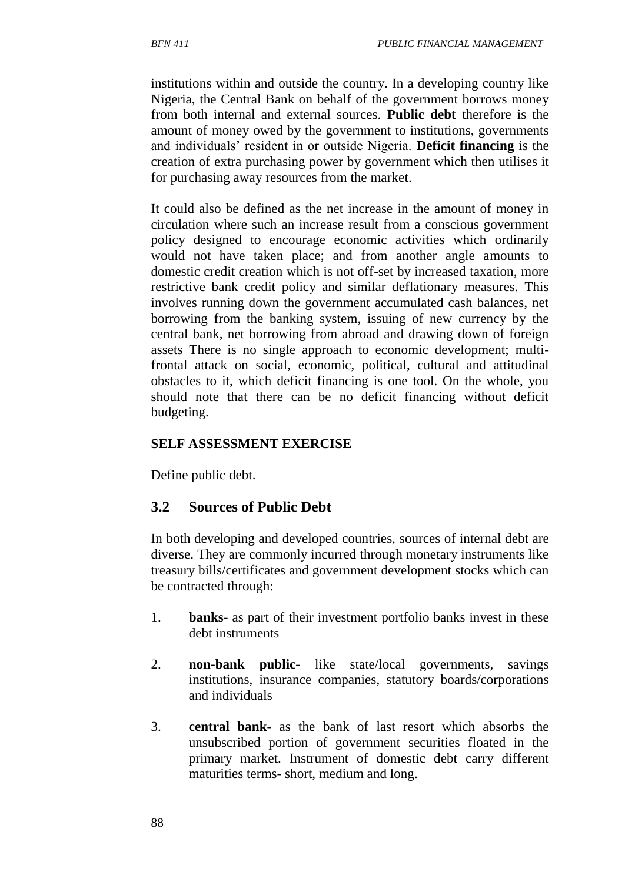institutions within and outside the country. In a developing country like Nigeria, the Central Bank on behalf of the government borrows money from both internal and external sources. **Public debt** therefore is the amount of money owed by the government to institutions, governments and individuals' resident in or outside Nigeria. **Deficit financing** is the creation of extra purchasing power by government which then utilises it for purchasing away resources from the market.

It could also be defined as the net increase in the amount of money in circulation where such an increase result from a conscious government policy designed to encourage economic activities which ordinarily would not have taken place; and from another angle amounts to domestic credit creation which is not off-set by increased taxation, more restrictive bank credit policy and similar deflationary measures. This involves running down the government accumulated cash balances, net borrowing from the banking system, issuing of new currency by the central bank, net borrowing from abroad and drawing down of foreign assets There is no single approach to economic development; multi-frontal attack on social, economic, political, cultural and attitudinal obstacles to it, which deficit financing is one tool. On the whole, you should note that there can be no deficit financing without deficit budgeting.

**SELF ASSESSMENT EXERCISE**

Define public debt.

## 3.2 Sources of Public Debt

In both developing and developed countries, sources of internal debt are diverse. They are commonly incurred through monetary instruments like treasury bills/certificates and government development stocks which can be contracted through:

1. **banks**- as part of their investment portfolio banks invest in these debt instruments
2. **non-bank public**- like state/local governments, savings institutions, insurance companies, statutory boards/corporations and individuals
3. **central bank**- as the bank of last resort which absorbs the unsubscribed portion of government securities floated in the primary market. Instrument of domestic debt carry different maturities terms- short, medium and long.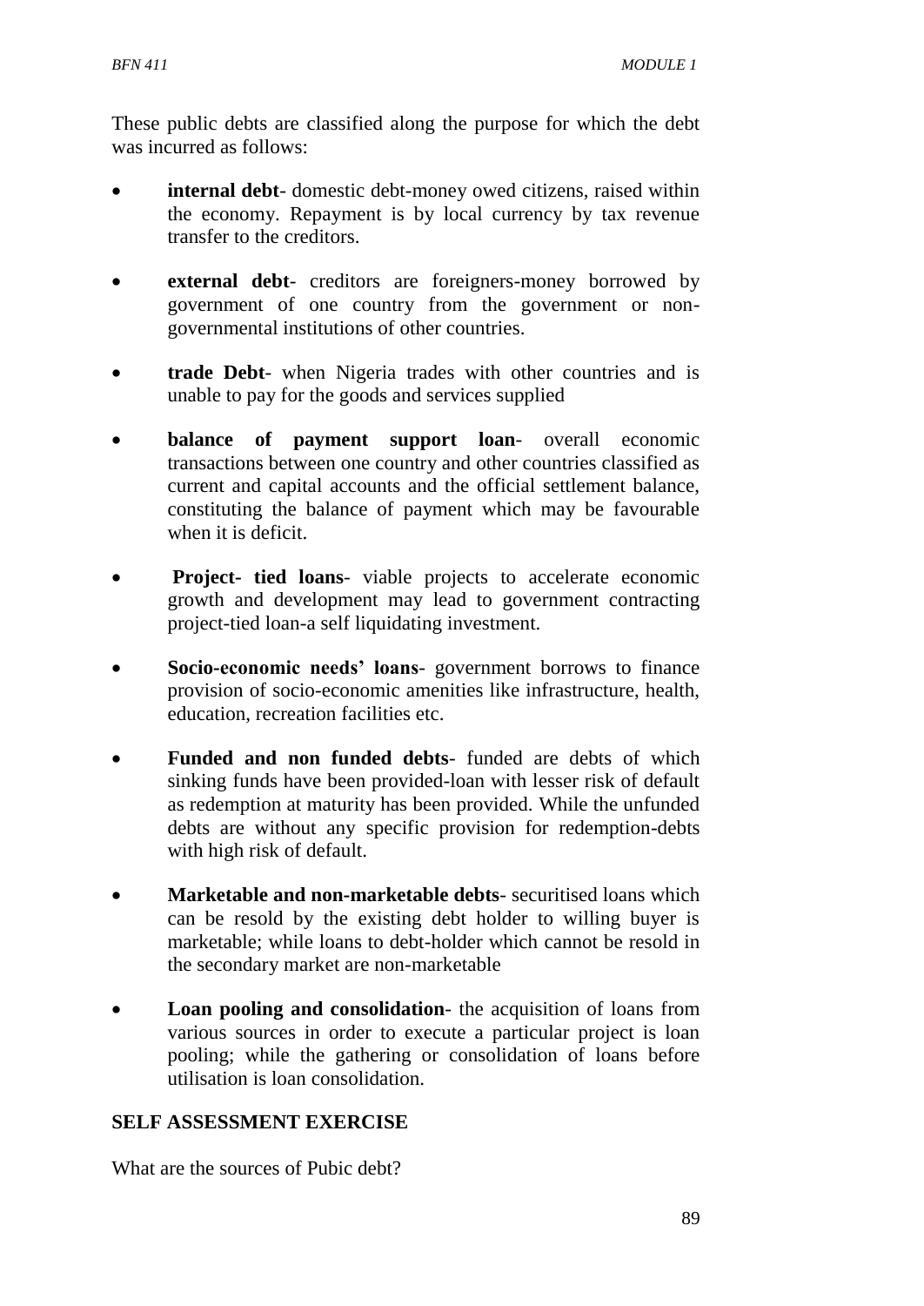These public debts are classified along the purpose for which the debt was incurred as follows:

- **internal debt**- domestic debt-money owed citizens, raised within the economy. Repayment is by local currency by tax revenue transfer to the creditors.

- **external debt**- creditors are foreigners-money borrowed by government of one country from the government or non-governmental institutions of other countries.

- **trade Debt**- when Nigeria trades with other countries and is unable to pay for the goods and services supplied

- **balance of payment support loan**- overall economic transactions between one country and other countries classified as current and capital accounts and the official settlement balance, constituting the balance of payment which may be favourable when it is deficit.

- **Project- tied loans**- viable projects to accelerate economic growth and development may lead to government contracting project-tied loan-a self liquidating investment.

- **Socio-economic needs' loans**- government borrows to finance provision of socio-economic amenities like infrastructure, health, education, recreation facilities etc.

- **Funded and non funded debts**- funded are debts of which sinking funds have been provided-loan with lesser risk of default as redemption at maturity has been provided. While the unfunded debts are without any specific provision for redemption-debts with high risk of default.

- **Marketable and non-marketable debts**- securitised loans which can be resold by the existing debt holder to willing buyer is marketable; while loans to debt-holder which cannot be resold in the secondary market are non-marketable

- **Loan pooling and consolidation**- the acquisition of loans from various sources in order to execute a particular project is loan pooling; while the gathering or consolidation of loans before utilisation is loan consolidation.

## SELF ASSESSMENT EXERCISE

What are the sources of Pubic debt?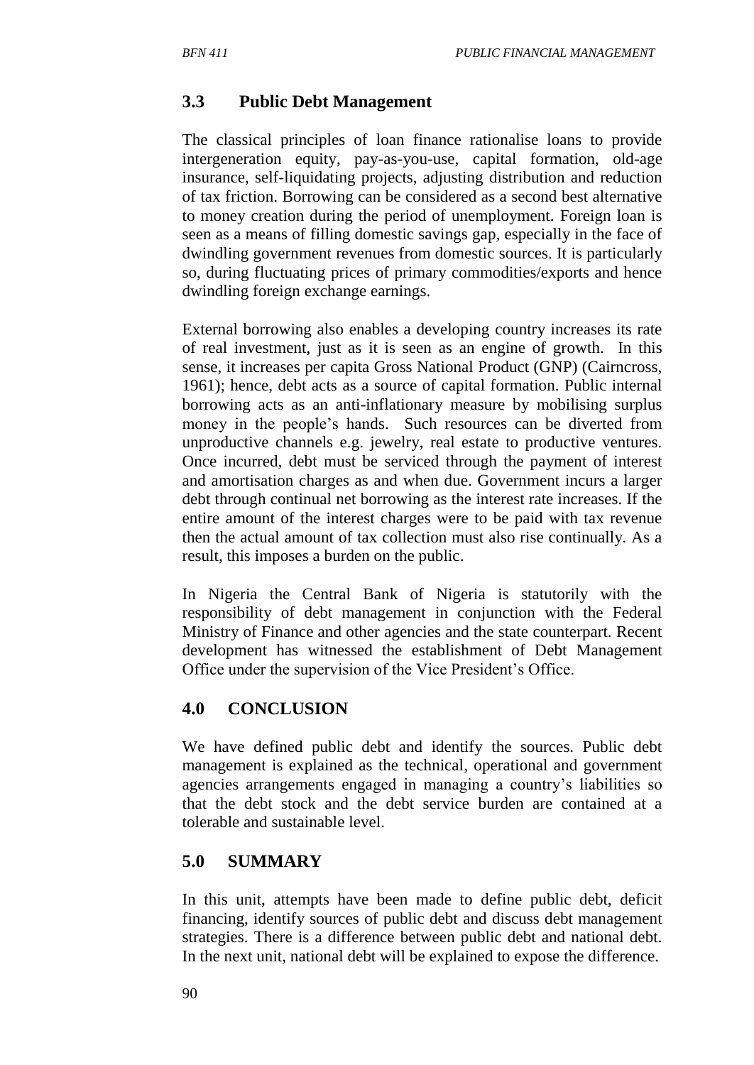## 3.3 Public Debt Management

The classical principles of loan finance rationalise loans to provide intergeneration equity, pay-as-you-use, capital formation, old-age insurance, self-liquidating projects, adjusting distribution and reduction of tax friction. Borrowing can be considered as a second best alternative to money creation during the period of unemployment. Foreign loan is seen as a means of filling domestic savings gap, especially in the face of dwindling government revenues from domestic sources. It is particularly so, during fluctuating prices of primary commodities/exports and hence dwindling foreign exchange earnings.

External borrowing also enables a developing country increases its rate of real investment, just as it is seen as an engine of growth. In this sense, it increases per capita Gross National Product (GNP) (Cairncross, 1961); hence, debt acts as a source of capital formation. Public internal borrowing acts as an anti-inflationary measure by mobilising surplus money in the people's hands. Such resources can be diverted from unproductive channels e.g. jewelry, real estate to productive ventures. Once incurred, debt must be serviced through the payment of interest and amortisation charges as and when due. Government incurs a larger debt through continual net borrowing as the interest rate increases. If the entire amount of the interest charges were to be paid with tax revenue then the actual amount of tax collection must also rise continually. As a result, this imposes a burden on the public.

In Nigeria the Central Bank of Nigeria is statutorily with the responsibility of debt management in conjunction with the Federal Ministry of Finance and other agencies and the state counterpart. Recent development has witnessed the establishment of Debt Management Office under the supervision of the Vice President's Office.

# 4.0 CONCLUSION

We have defined public debt and identify the sources. Public debt management is explained as the technical, operational and government agencies arrangements engaged in managing a country's liabilities so that the debt stock and the debt service burden are contained at a tolerable and sustainable level.

# 5.0 SUMMARY

In this unit, attempts have been made to define public debt, deficit financing, identify sources of public debt and discuss debt management strategies. There is a difference between public debt and national debt. In the next unit, national debt will be explained to expose the difference.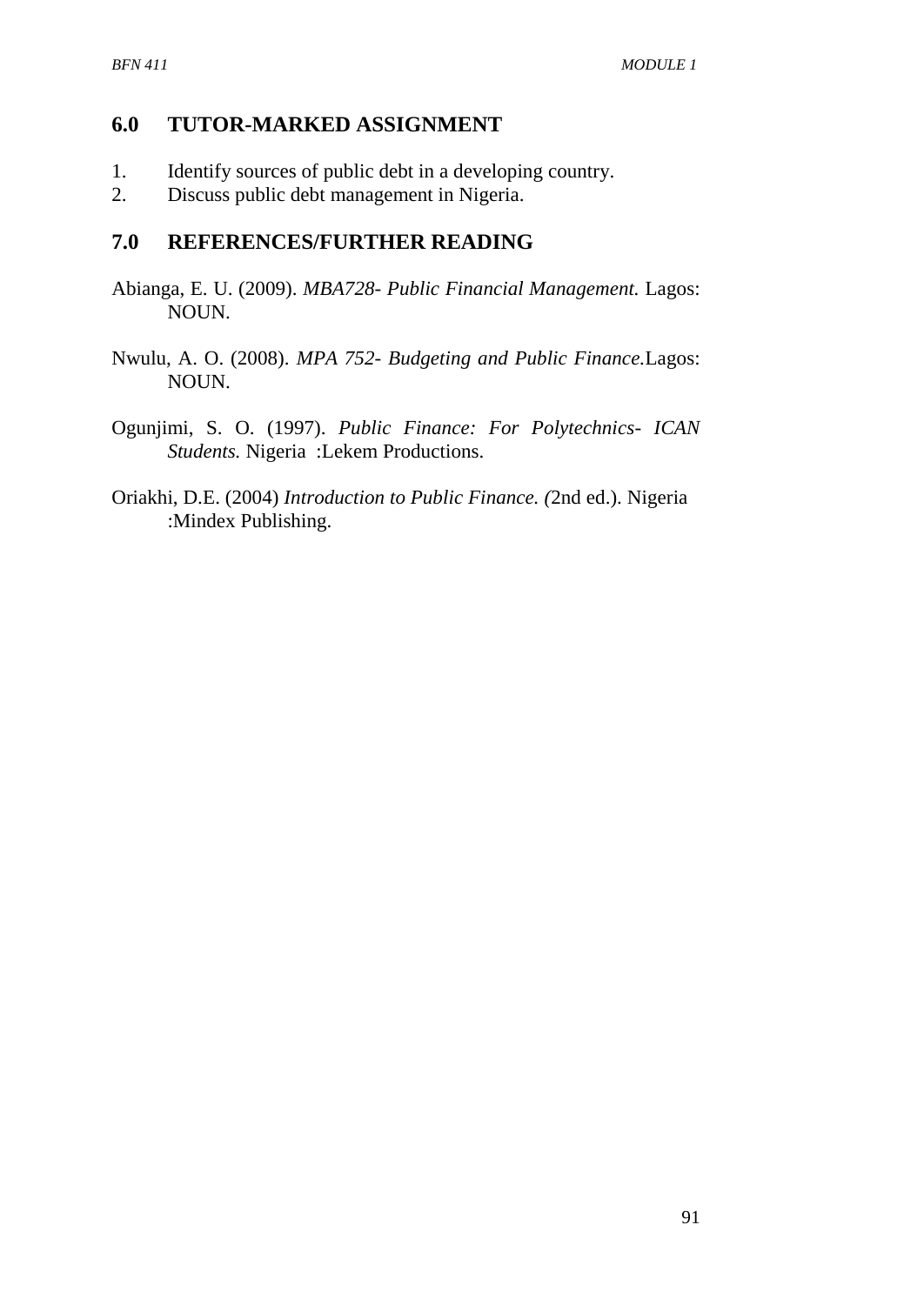## 6.0 TUTOR-MARKED ASSIGNMENT

1. Identify sources of public debt in a developing country.
2. Discuss public debt management in Nigeria.

## 7.0 REFERENCES/FURTHER READING

Abianga, E. U. (2009). *MBA728- Public Financial Management.* Lagos: NOUN.

Nwulu, A. O. (2008). *MPA 752- Budgeting and Public Finance.*Lagos: NOUN.

Ogunjimi, S. O. (1997). *Public Finance: For Polytechnics- ICAN Students.* Nigeria :Lekem Productions.

Oriakhi, D.E. (2004) *Introduction to Public Finance. (*2nd ed.). Nigeria :Mindex Publishing.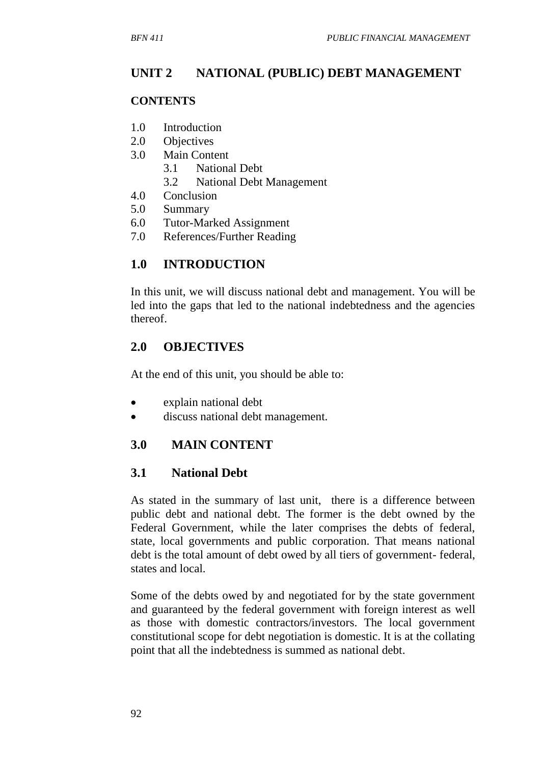## UNIT 2 NATIONAL (PUBLIC) DEBT MANAGEMENT

### CONTENTS

1.0 Introduction
2.0 Objectives
3.0 Main Content
 3.1 National Debt
 3.2 National Debt Management
4.0 Conclusion
5.0 Summary
6.0 Tutor-Marked Assignment
7.0 References/Further Reading

### 1.0 INTRODUCTION

In this unit, we will discuss national debt and management. You will be led into the gaps that led to the national indebtedness and the agencies thereof.

### 2.0 OBJECTIVES

At the end of this unit, you should be able to:

- explain national debt
- discuss national debt management.

### 3.0 MAIN CONTENT

### 3.1 National Debt

As stated in the summary of last unit, there is a difference between public debt and national debt. The former is the debt owned by the Federal Government, while the later comprises the debts of federal, state, local governments and public corporation. That means national debt is the total amount of debt owed by all tiers of government- federal, states and local.

Some of the debts owed by and negotiated for by the state government and guaranteed by the federal government with foreign interest as well as those with domestic contractors/investors. The local government constitutional scope for debt negotiation is domestic. It is at the collating point that all the indebtedness is summed as national debt.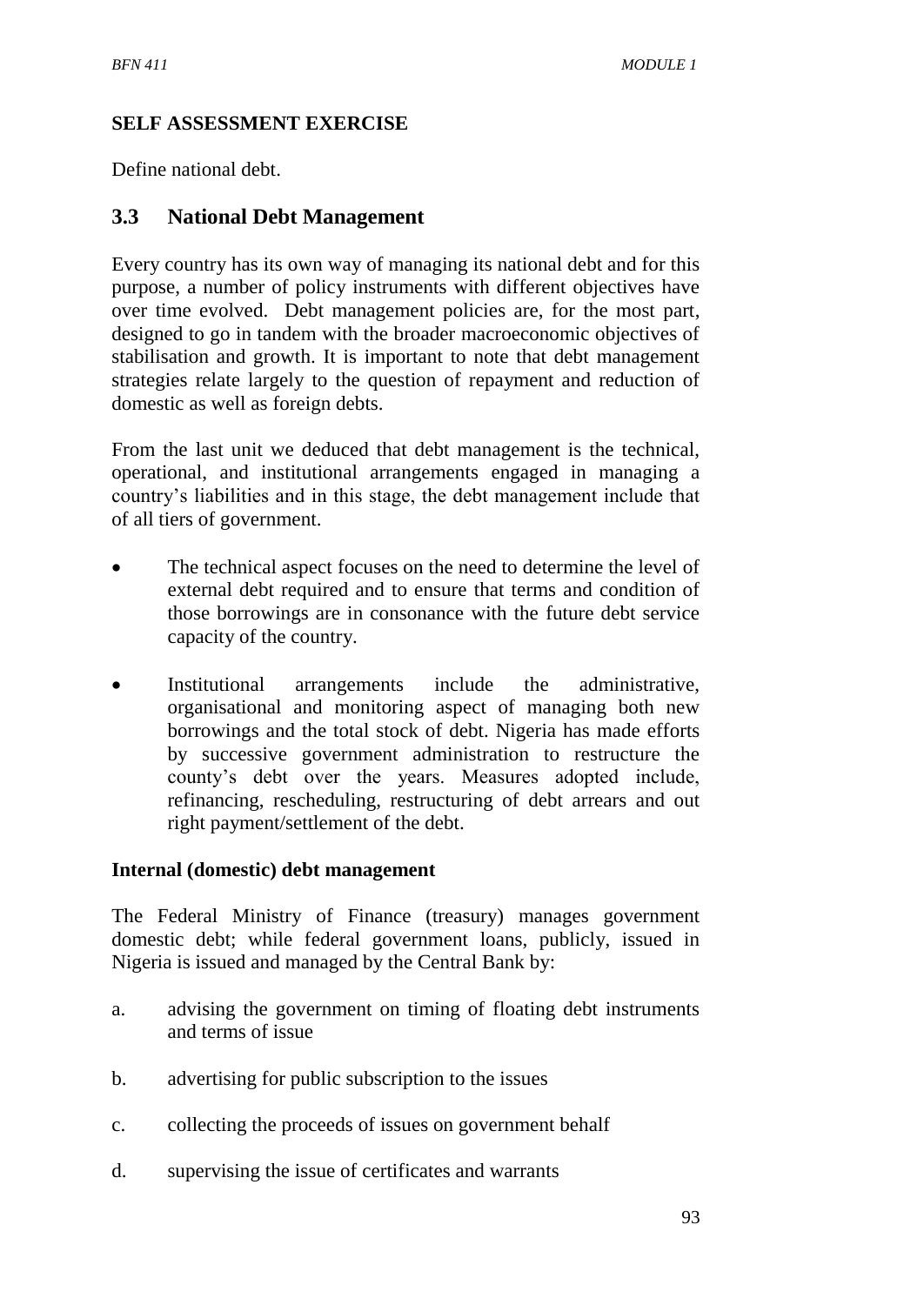**SELF ASSESSMENT EXERCISE**

Define national debt.

## 3.3 National Debt Management

Every country has its own way of managing its national debt and for this purpose, a number of policy instruments with different objectives have over time evolved. Debt management policies are, for the most part, designed to go in tandem with the broader macroeconomic objectives of stabilisation and growth. It is important to note that debt management strategies relate largely to the question of repayment and reduction of domestic as well as foreign debts.

From the last unit we deduced that debt management is the technical, operational, and institutional arrangements engaged in managing a country's liabilities and in this stage, the debt management include that of all tiers of government.

- The technical aspect focuses on the need to determine the level of external debt required and to ensure that terms and condition of those borrowings are in consonance with the future debt service capacity of the country.
- Institutional arrangements include the administrative, organisational and monitoring aspect of managing both new borrowings and the total stock of debt. Nigeria has made efforts by successive government administration to restructure the county's debt over the years. Measures adopted include, refinancing, rescheduling, restructuring of debt arrears and out right payment/settlement of the debt.

**Internal (domestic) debt management**

The Federal Ministry of Finance (treasury) manages government domestic debt; while federal government loans, publicly, issued in Nigeria is issued and managed by the Central Bank by:

a. advising the government on timing of floating debt instruments and terms of issue

b. advertising for public subscription to the issues

c. collecting the proceeds of issues on government behalf

d. supervising the issue of certificates and warrants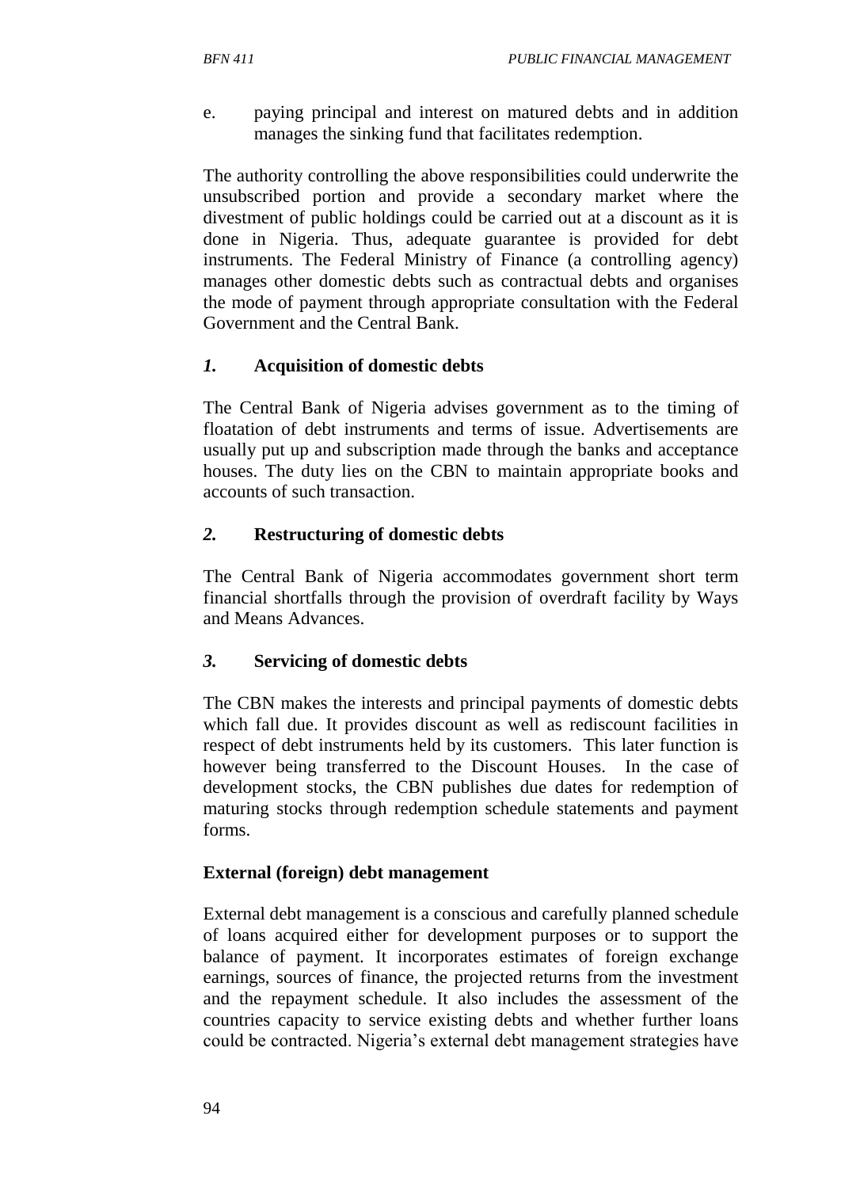e. paying principal and interest on matured debts and in addition manages the sinking fund that facilitates redemption.

The authority controlling the above responsibilities could underwrite the unsubscribed portion and provide a secondary market where the divestment of public holdings could be carried out at a discount as it is done in Nigeria. Thus, adequate guarantee is provided for debt instruments. The Federal Ministry of Finance (a controlling agency) manages other domestic debts such as contractual debts and organises the mode of payment through appropriate consultation with the Federal Government and the Central Bank.

### *1.* Acquisition of domestic debts

The Central Bank of Nigeria advises government as to the timing of floatation of debt instruments and terms of issue. Advertisements are usually put up and subscription made through the banks and acceptance houses. The duty lies on the CBN to maintain appropriate books and accounts of such transaction.

### *2.* Restructuring of domestic debts

The Central Bank of Nigeria accommodates government short term financial shortfalls through the provision of overdraft facility by Ways and Means Advances.

### *3.* Servicing of domestic debts

The CBN makes the interests and principal payments of domestic debts which fall due. It provides discount as well as rediscount facilities in respect of debt instruments held by its customers. This later function is however being transferred to the Discount Houses. In the case of development stocks, the CBN publishes due dates for redemption of maturing stocks through redemption schedule statements and payment forms.

### External (foreign) debt management

External debt management is a conscious and carefully planned schedule of loans acquired either for development purposes or to support the balance of payment. It incorporates estimates of foreign exchange earnings, sources of finance, the projected returns from the investment and the repayment schedule. It also includes the assessment of the countries capacity to service existing debts and whether further loans could be contracted. Nigeria's external debt management strategies have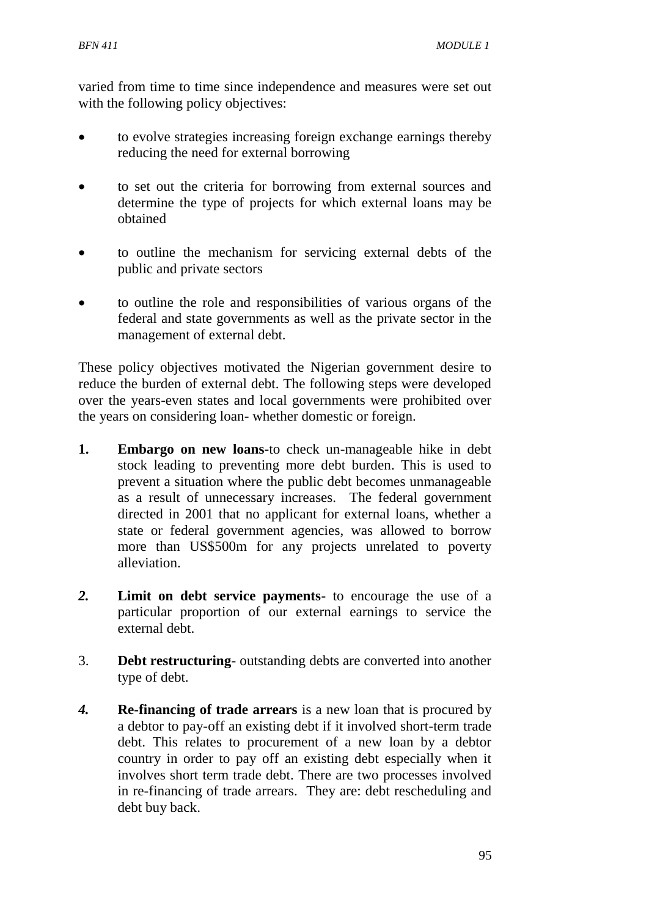varied from time to time since independence and measures were set out with the following policy objectives:

- to evolve strategies increasing foreign exchange earnings thereby reducing the need for external borrowing
- to set out the criteria for borrowing from external sources and determine the type of projects for which external loans may be obtained
- to outline the mechanism for servicing external debts of the public and private sectors
- to outline the role and responsibilities of various organs of the federal and state governments as well as the private sector in the management of external debt.

These policy objectives motivated the Nigerian government desire to reduce the burden of external debt. The following steps were developed over the years-even states and local governments were prohibited over the years on considering loan- whether domestic or foreign.

1. **Embargo on new loans-**to check un-manageable hike in debt stock leading to preventing more debt burden. This is used to prevent a situation where the public debt becomes unmanageable as a result of unnecessary increases. The federal government directed in 2001 that no applicant for external loans, whether a state or federal government agencies, was allowed to borrow more than US$500m for any projects unrelated to poverty alleviation.

2. **Limit on debt service payments**- to encourage the use of a particular proportion of our external earnings to service the external debt.

3. **Debt restructuring**- outstanding debts are converted into another type of debt.

4. **Re-financing of trade arrears** is a new loan that is procured by a debtor to pay-off an existing debt if it involved short-term trade debt. This relates to procurement of a new loan by a debtor country in order to pay off an existing debt especially when it involves short term trade debt. There are two processes involved in re-financing of trade arrears. They are: debt rescheduling and debt buy back.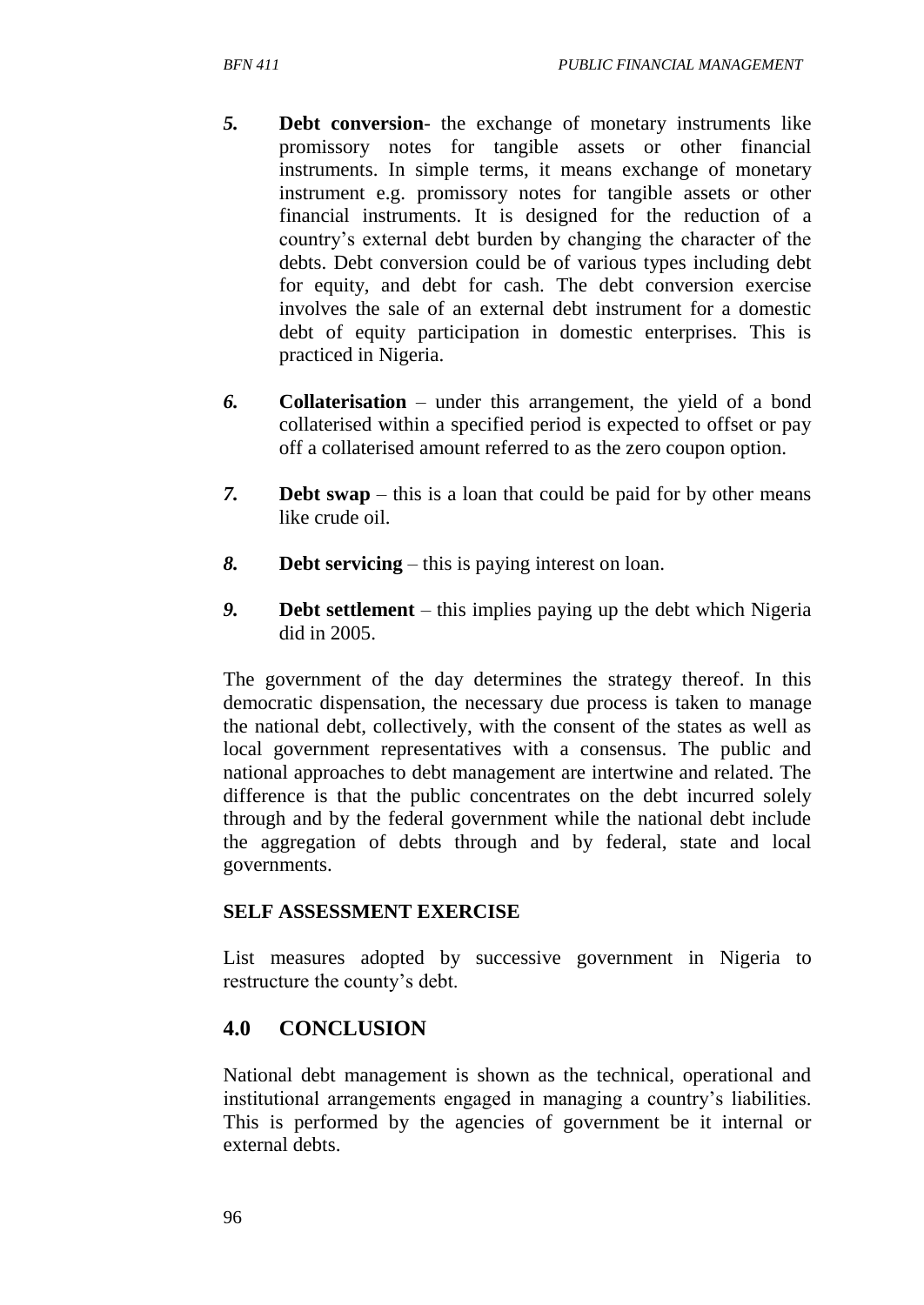5. **Debt conversion**- the exchange of monetary instruments like promissory notes for tangible assets or other financial instruments. In simple terms, it means exchange of monetary instrument e.g. promissory notes for tangible assets or other financial instruments. It is designed for the reduction of a country's external debt burden by changing the character of the debts. Debt conversion could be of various types including debt for equity, and debt for cash. The debt conversion exercise involves the sale of an external debt instrument for a domestic debt of equity participation in domestic enterprises. This is practiced in Nigeria.

6. **Collaterisation** – under this arrangement, the yield of a bond collaterised within a specified period is expected to offset or pay off a collaterised amount referred to as the zero coupon option.

7. **Debt swap** – this is a loan that could be paid for by other means like crude oil.

8. **Debt servicing** – this is paying interest on loan.

9. **Debt settlement** – this implies paying up the debt which Nigeria did in 2005.

The government of the day determines the strategy thereof. In this democratic dispensation, the necessary due process is taken to manage the national debt, collectively, with the consent of the states as well as local government representatives with a consensus. The public and national approaches to debt management are intertwine and related. The difference is that the public concentrates on the debt incurred solely through and by the federal government while the national debt include the aggregation of debts through and by federal, state and local governments.

**SELF ASSESSMENT EXERCISE**

List measures adopted by successive government in Nigeria to restructure the county's debt.

## 4.0 CONCLUSION

National debt management is shown as the technical, operational and institutional arrangements engaged in managing a country's liabilities. This is performed by the agencies of government be it internal or external debts.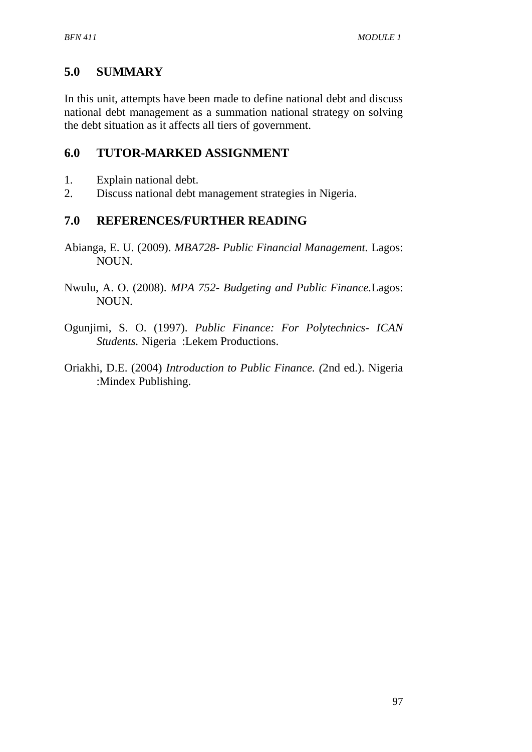## 5.0 SUMMARY

In this unit, attempts have been made to define national debt and discuss national debt management as a summation national strategy on solving the debt situation as it affects all tiers of government.

## 6.0 TUTOR-MARKED ASSIGNMENT

1. Explain national debt.
2. Discuss national debt management strategies in Nigeria.

## 7.0 REFERENCES/FURTHER READING

Abianga, E. U. (2009). *MBA728- Public Financial Management.* Lagos: NOUN.

Nwulu, A. O. (2008). *MPA 752- Budgeting and Public Finance.*Lagos: NOUN.

Ogunjimi, S. O. (1997). *Public Finance: For Polytechnics- ICAN Students.* Nigeria :Lekem Productions.

Oriakhi, D.E. (2004) *Introduction to Public Finance. (*2nd ed.). Nigeria :Mindex Publishing.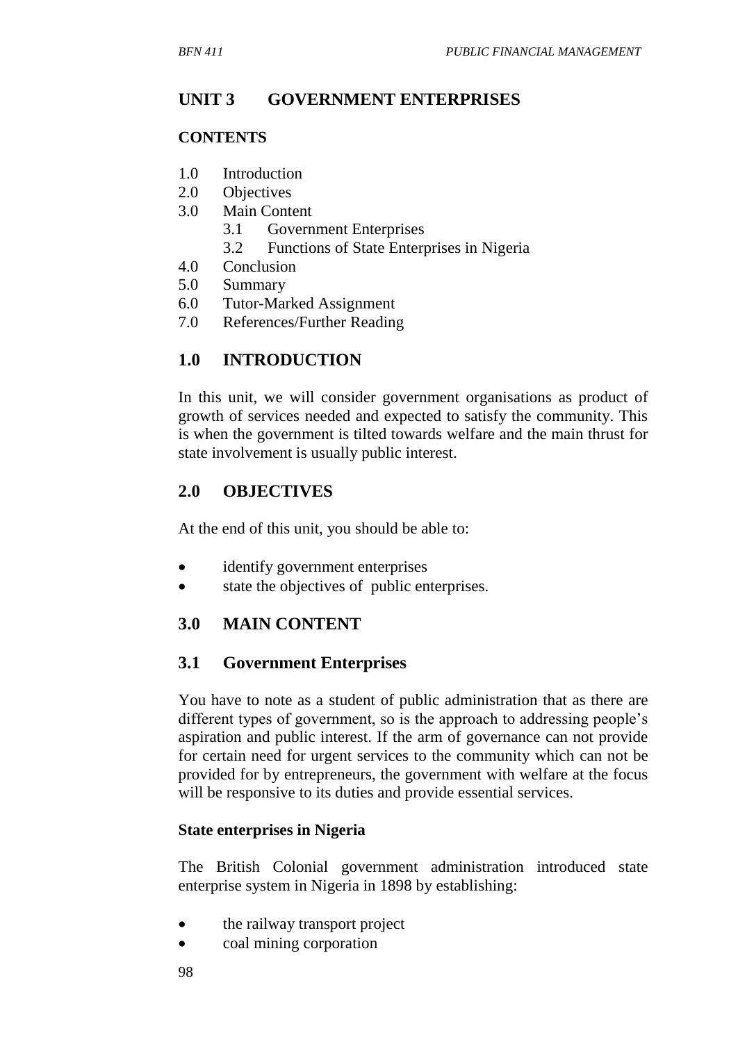# UNIT 3 GOVERNMENT ENTERPRISES

**CONTENTS**

1.0 Introduction
2.0 Objectives
3.0 Main Content
  3.1 Government Enterprises
  3.2 Functions of State Enterprises in Nigeria
4.0 Conclusion
5.0 Summary
6.0 Tutor-Marked Assignment
7.0 References/Further Reading

## 1.0 INTRODUCTION

In this unit, we will consider government organisations as product of growth of services needed and expected to satisfy the community. This is when the government is tilted towards welfare and the main thrust for state involvement is usually public interest.

## 2.0 OBJECTIVES

At the end of this unit, you should be able to:

- identify government enterprises
- state the objectives of public enterprises.

## 3.0 MAIN CONTENT

### 3.1 Government Enterprises

You have to note as a student of public administration that as there are different types of government, so is the approach to addressing people's aspiration and public interest. If the arm of governance can not provide for certain need for urgent services to the community which can not be provided for by entrepreneurs, the government with welfare at the focus will be responsive to its duties and provide essential services.

**State enterprises in Nigeria**

The British Colonial government administration introduced state enterprise system in Nigeria in 1898 by establishing:

- the railway transport project
- coal mining corporation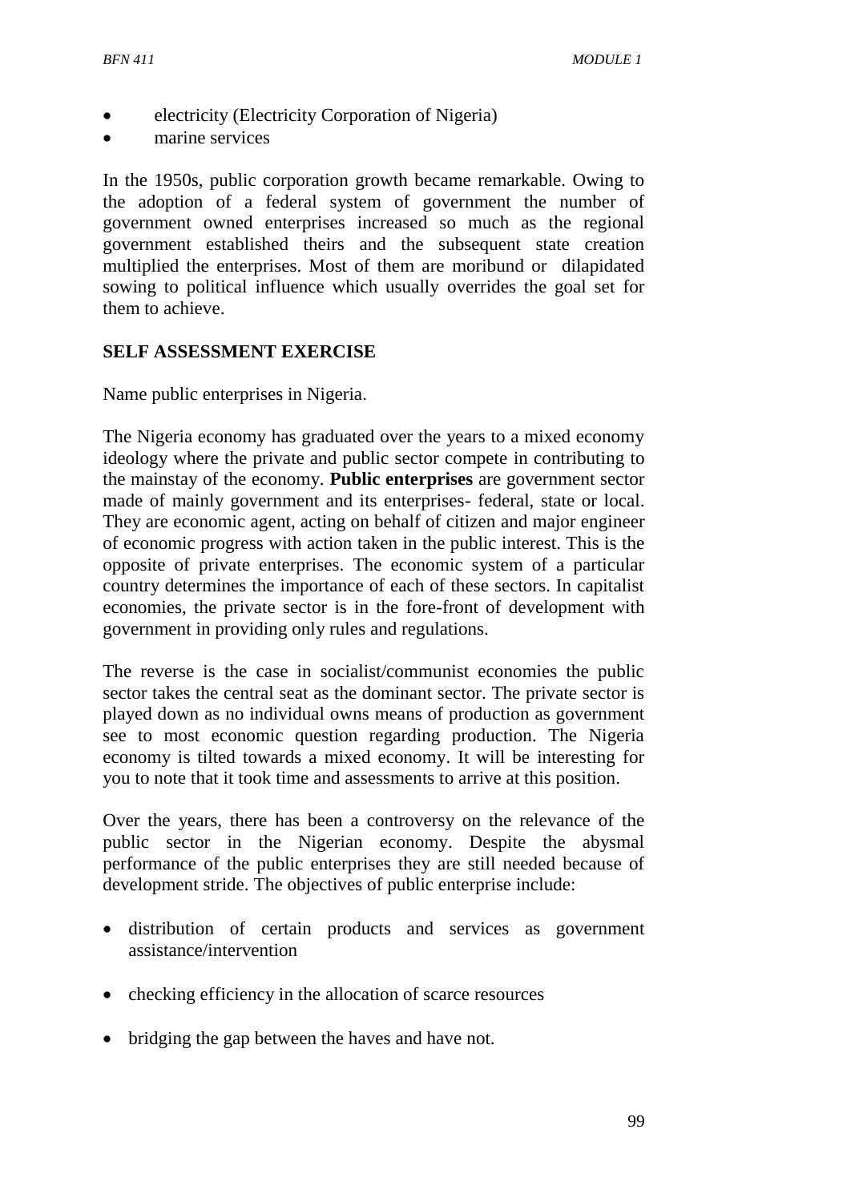- electricity (Electricity Corporation of Nigeria)
- marine services

In the 1950s, public corporation growth became remarkable. Owing to the adoption of a federal system of government the number of government owned enterprises increased so much as the regional government established theirs and the subsequent state creation multiplied the enterprises. Most of them are moribund or dilapidated sowing to political influence which usually overrides the goal set for them to achieve.

**SELF ASSESSMENT EXERCISE**

Name public enterprises in Nigeria.

The Nigeria economy has graduated over the years to a mixed economy ideology where the private and public sector compete in contributing to the mainstay of the economy. **Public enterprises** are government sector made of mainly government and its enterprises- federal, state or local. They are economic agent, acting on behalf of citizen and major engineer of economic progress with action taken in the public interest. This is the opposite of private enterprises. The economic system of a particular country determines the importance of each of these sectors. In capitalist economies, the private sector is in the fore-front of development with government in providing only rules and regulations.

The reverse is the case in socialist/communist economies the public sector takes the central seat as the dominant sector. The private sector is played down as no individual owns means of production as government see to most economic question regarding production. The Nigeria economy is tilted towards a mixed economy. It will be interesting for you to note that it took time and assessments to arrive at this position.

Over the years, there has been a controversy on the relevance of the public sector in the Nigerian economy. Despite the abysmal performance of the public enterprises they are still needed because of development stride. The objectives of public enterprise include:

- distribution of certain products and services as government assistance/intervention
- checking efficiency in the allocation of scarce resources
- bridging the gap between the haves and have not.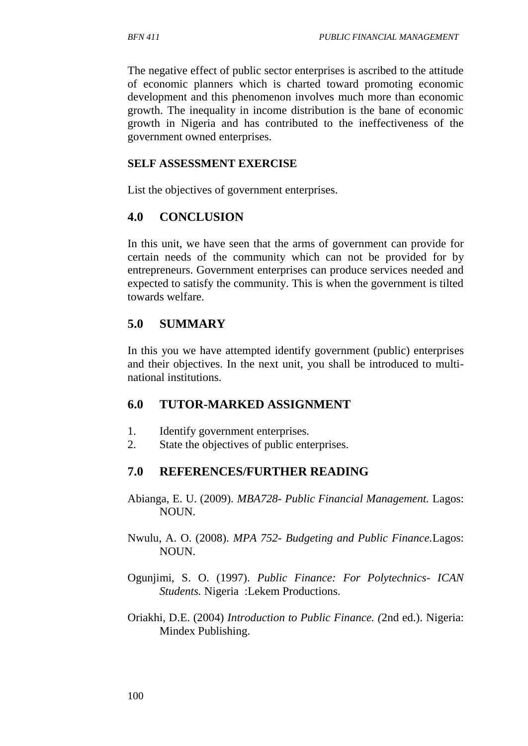The negative effect of public sector enterprises is ascribed to the attitude of economic planners which is charted toward promoting economic development and this phenomenon involves much more than economic growth. The inequality in income distribution is the bane of economic growth in Nigeria and has contributed to the ineffectiveness of the government owned enterprises.

**SELF ASSESSMENT EXERCISE**

List the objectives of government enterprises.

## 4.0 CONCLUSION

In this unit, we have seen that the arms of government can provide for certain needs of the community which can not be provided for by entrepreneurs. Government enterprises can produce services needed and expected to satisfy the community. This is when the government is tilted towards welfare.

## 5.0 SUMMARY

In this you we have attempted identify government (public) enterprises and their objectives. In the next unit, you shall be introduced to multi-national institutions.

## 6.0 TUTOR-MARKED ASSIGNMENT

1. Identify government enterprises.
2. State the objectives of public enterprises.

## 7.0 REFERENCES/FURTHER READING

Abianga, E. U. (2009). *MBA728- Public Financial Management.* Lagos: NOUN.

Nwulu, A. O. (2008). *MPA 752- Budgeting and Public Finance.*Lagos: NOUN.

Ogunjimi, S. O. (1997). *Public Finance: For Polytechnics- ICAN Students.* Nigeria :Lekem Productions.

Oriakhi, D.E. (2004) *Introduction to Public Finance. (*2nd ed.). Nigeria: Mindex Publishing.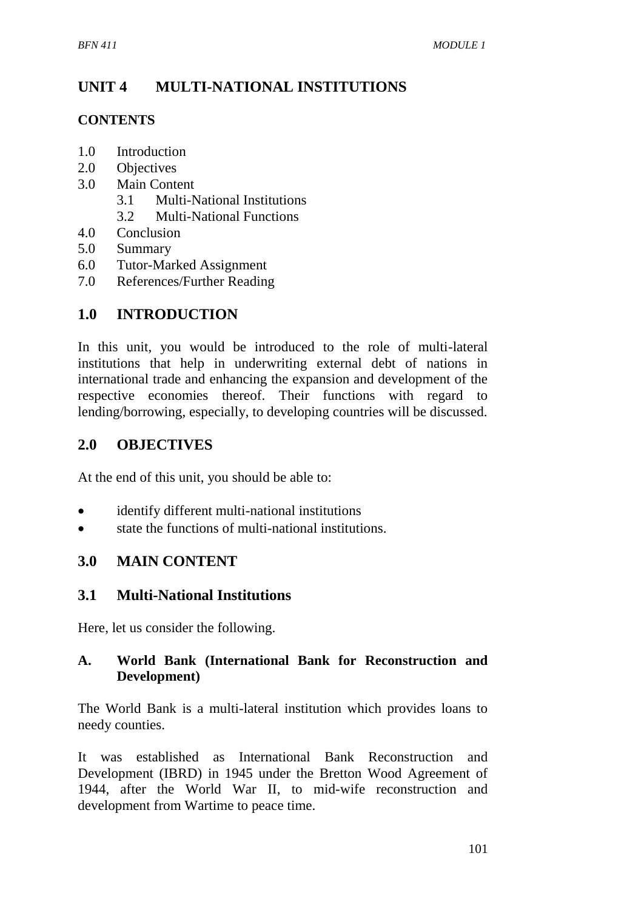# UNIT 4 MULTI-NATIONAL INSTITUTIONS

## CONTENTS

1.0 Introduction
2.0 Objectives
3.0 Main Content
  3.1 Multi-National Institutions
  3.2 Multi-National Functions
4.0 Conclusion
5.0 Summary
6.0 Tutor-Marked Assignment
7.0 References/Further Reading

## 1.0 INTRODUCTION

In this unit, you would be introduced to the role of multi-lateral institutions that help in underwriting external debt of nations in international trade and enhancing the expansion and development of the respective economies thereof. Their functions with regard to lending/borrowing, especially, to developing countries will be discussed.

## 2.0 OBJECTIVES

At the end of this unit, you should be able to:

- identify different multi-national institutions
- state the functions of multi-national institutions.

## 3.0 MAIN CONTENT

### 3.1 Multi-National Institutions

Here, let us consider the following.

#### A. World Bank (International Bank for Reconstruction and Development)

The World Bank is a multi-lateral institution which provides loans to needy counties.

It was established as International Bank Reconstruction and Development (IBRD) in 1945 under the Bretton Wood Agreement of 1944, after the World War II, to mid-wife reconstruction and development from Wartime to peace time.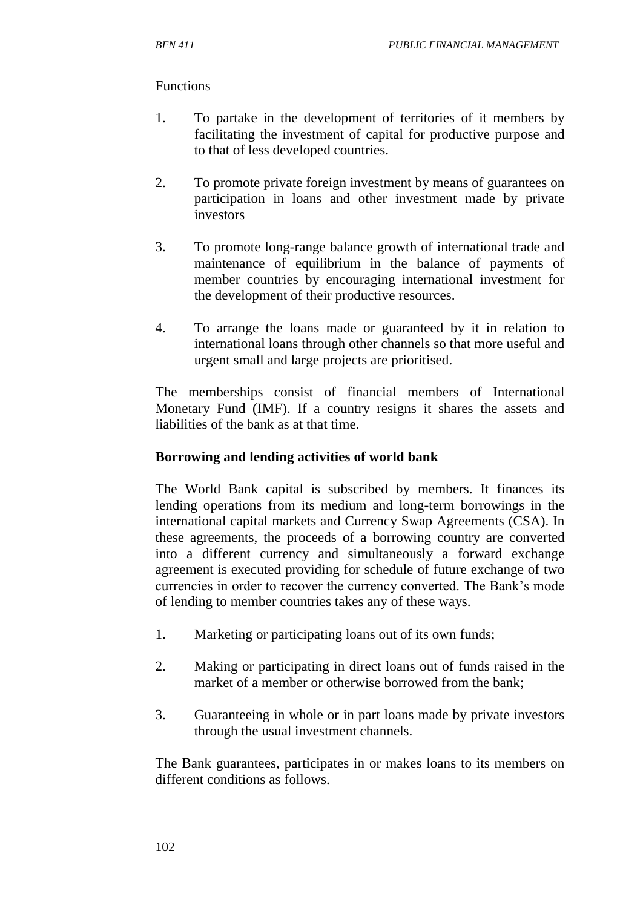Functions

1. To partake in the development of territories of it members by facilitating the investment of capital for productive purpose and to that of less developed countries.

2. To promote private foreign investment by means of guarantees on participation in loans and other investment made by private investors

3. To promote long-range balance growth of international trade and maintenance of equilibrium in the balance of payments of member countries by encouraging international investment for the development of their productive resources.

4. To arrange the loans made or guaranteed by it in relation to international loans through other channels so that more useful and urgent small and large projects are prioritised.

The memberships consist of financial members of International Monetary Fund (IMF). If a country resigns it shares the assets and liabilities of the bank as at that time.

**Borrowing and lending activities of world bank**

The World Bank capital is subscribed by members. It finances its lending operations from its medium and long-term borrowings in the international capital markets and Currency Swap Agreements (CSA). In these agreements, the proceeds of a borrowing country are converted into a different currency and simultaneously a forward exchange agreement is executed providing for schedule of future exchange of two currencies in order to recover the currency converted. The Bank's mode of lending to member countries takes any of these ways.

1. Marketing or participating loans out of its own funds;

2. Making or participating in direct loans out of funds raised in the market of a member or otherwise borrowed from the bank;

3. Guaranteeing in whole or in part loans made by private investors through the usual investment channels.

The Bank guarantees, participates in or makes loans to its members on different conditions as follows.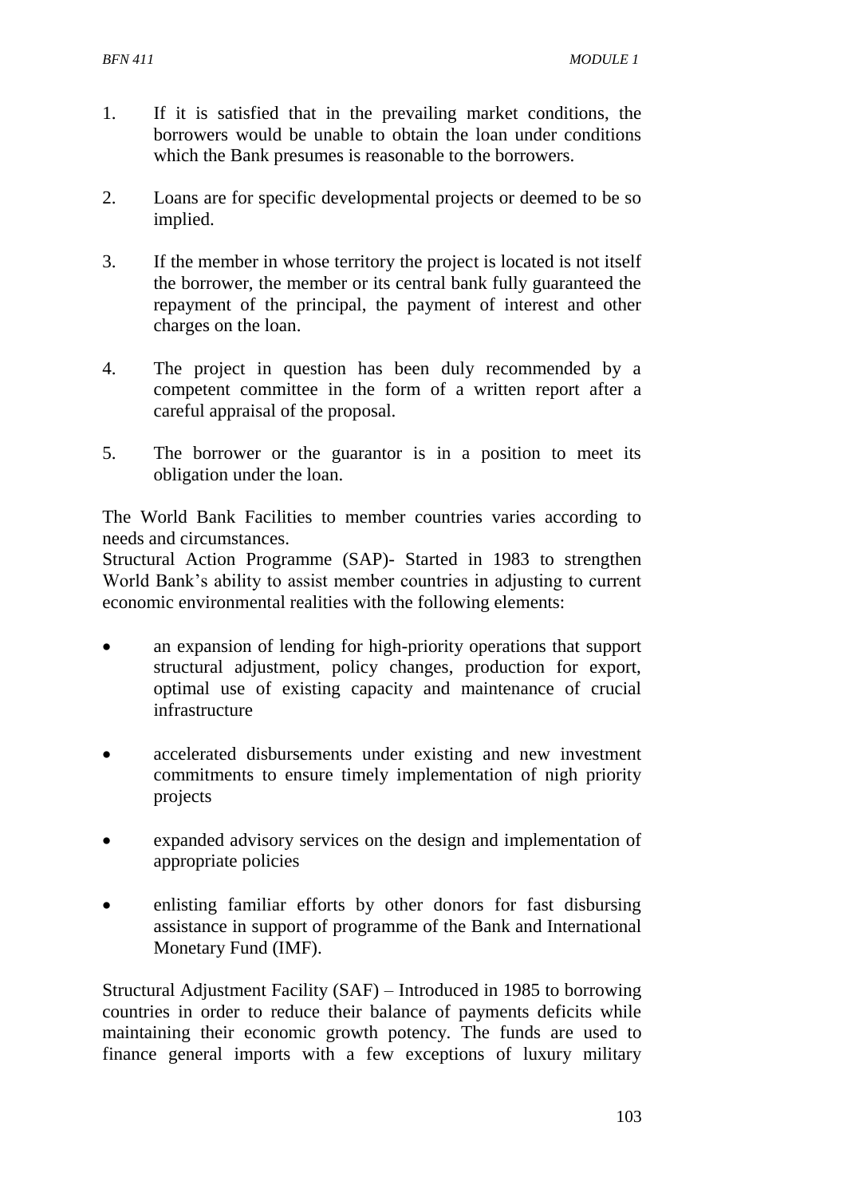1. If it is satisfied that in the prevailing market conditions, the borrowers would be unable to obtain the loan under conditions which the Bank presumes is reasonable to the borrowers.

2. Loans are for specific developmental projects or deemed to be so implied.

3. If the member in whose territory the project is located is not itself the borrower, the member or its central bank fully guaranteed the repayment of the principal, the payment of interest and other charges on the loan.

4. The project in question has been duly recommended by a competent committee in the form of a written report after a careful appraisal of the proposal.

5. The borrower or the guarantor is in a position to meet its obligation under the loan.

The World Bank Facilities to member countries varies according to needs and circumstances.
Structural Action Programme (SAP)- Started in 1983 to strengthen World Bank's ability to assist member countries in adjusting to current economic environmental realities with the following elements:

- an expansion of lending for high-priority operations that support structural adjustment, policy changes, production for export, optimal use of existing capacity and maintenance of crucial infrastructure

- accelerated disbursements under existing and new investment commitments to ensure timely implementation of nigh priority projects

- expanded advisory services on the design and implementation of appropriate policies

- enlisting familiar efforts by other donors for fast disbursing assistance in support of programme of the Bank and International Monetary Fund (IMF).

Structural Adjustment Facility (SAF) – Introduced in 1985 to borrowing countries in order to reduce their balance of payments deficits while maintaining their economic growth potency. The funds are used to finance general imports with a few exceptions of luxury military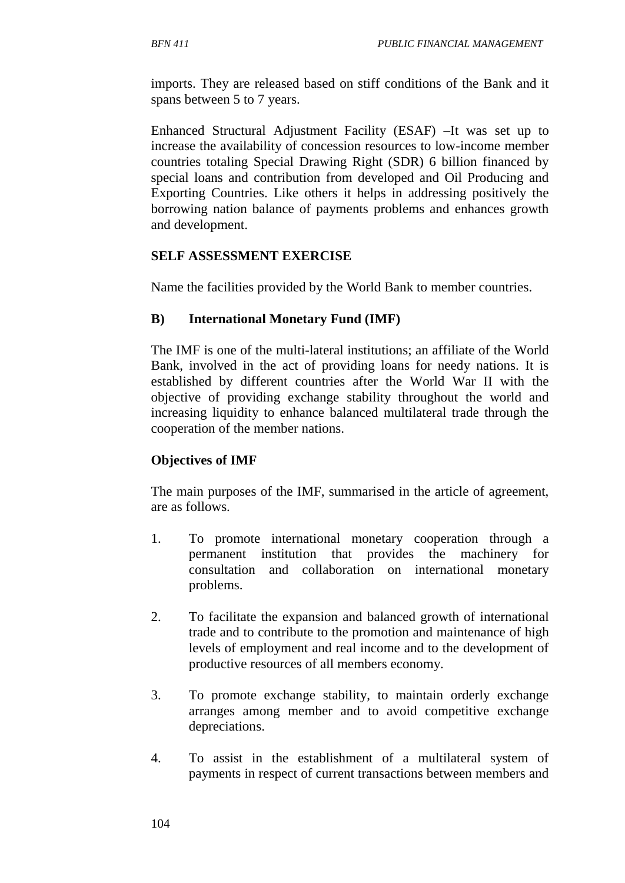imports. They are released based on stiff conditions of the Bank and it spans between 5 to 7 years.

Enhanced Structural Adjustment Facility (ESAF) –It was set up to increase the availability of concession resources to low-income member countries totaling Special Drawing Right (SDR) 6 billion financed by special loans and contribution from developed and Oil Producing and Exporting Countries. Like others it helps in addressing positively the borrowing nation balance of payments problems and enhances growth and development.

**SELF ASSESSMENT EXERCISE**

Name the facilities provided by the World Bank to member countries.

**B) International Monetary Fund (IMF)**

The IMF is one of the multi-lateral institutions; an affiliate of the World Bank, involved in the act of providing loans for needy nations. It is established by different countries after the World War II with the objective of providing exchange stability throughout the world and increasing liquidity to enhance balanced multilateral trade through the cooperation of the member nations.

**Objectives of IMF**

The main purposes of the IMF, summarised in the article of agreement, are as follows.

1. To promote international monetary cooperation through a permanent institution that provides the machinery for consultation and collaboration on international monetary problems.

2. To facilitate the expansion and balanced growth of international trade and to contribute to the promotion and maintenance of high levels of employment and real income and to the development of productive resources of all members economy.

3. To promote exchange stability, to maintain orderly exchange arranges among member and to avoid competitive exchange depreciations.

4. To assist in the establishment of a multilateral system of payments in respect of current transactions between members and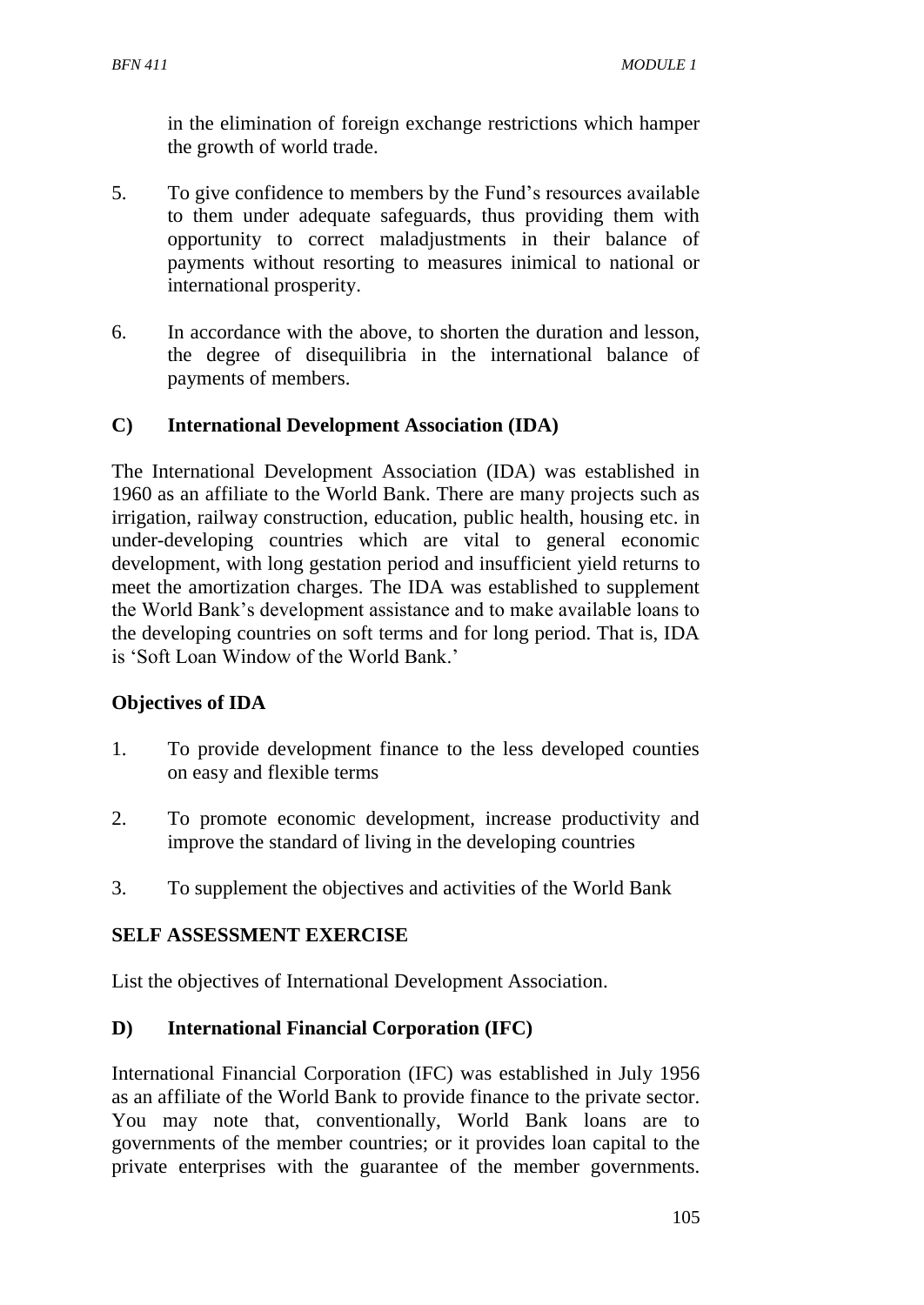in the elimination of foreign exchange restrictions which hamper the growth of world trade.

5. To give confidence to members by the Fund's resources available to them under adequate safeguards, thus providing them with opportunity to correct maladjustments in their balance of payments without resorting to measures inimical to national or international prosperity.

6. In accordance with the above, to shorten the duration and lesson, the degree of disequilibria in the international balance of payments of members.

**C) International Development Association (IDA)**

The International Development Association (IDA) was established in 1960 as an affiliate to the World Bank. There are many projects such as irrigation, railway construction, education, public health, housing etc. in under-developing countries which are vital to general economic development, with long gestation period and insufficient yield returns to meet the amortization charges. The IDA was established to supplement the World Bank's development assistance and to make available loans to the developing countries on soft terms and for long period. That is, IDA is 'Soft Loan Window of the World Bank.'

**Objectives of IDA**

1. To provide development finance to the less developed counties on easy and flexible terms

2. To promote economic development, increase productivity and improve the standard of living in the developing countries

3. To supplement the objectives and activities of the World Bank

**SELF ASSESSMENT EXERCISE**

List the objectives of International Development Association.

**D) International Financial Corporation (IFC)**

International Financial Corporation (IFC) was established in July 1956 as an affiliate of the World Bank to provide finance to the private sector. You may note that, conventionally, World Bank loans are to governments of the member countries; or it provides loan capital to the private enterprises with the guarantee of the member governments.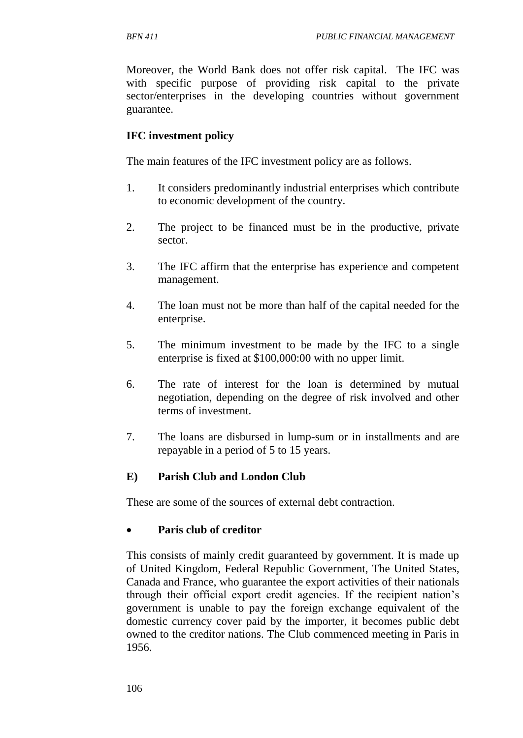Moreover, the World Bank does not offer risk capital. The IFC was with specific purpose of providing risk capital to the private sector/enterprises in the developing countries without government guarantee.

**IFC investment policy**

The main features of the IFC investment policy are as follows.

1. It considers predominantly industrial enterprises which contribute to economic development of the country.

2. The project to be financed must be in the productive, private sector.

3. The IFC affirm that the enterprise has experience and competent management.

4. The loan must not be more than half of the capital needed for the enterprise.

5. The minimum investment to be made by the IFC to a single enterprise is fixed at $100,000:00 with no upper limit.

6. The rate of interest for the loan is determined by mutual negotiation, depending on the degree of risk involved and other terms of investment.

7. The loans are disbursed in lump-sum or in installments and are repayable in a period of 5 to 15 years.

**E) Parish Club and London Club**

These are some of the sources of external debt contraction.

- **Paris club of creditor**

This consists of mainly credit guaranteed by government. It is made up of United Kingdom, Federal Republic Government, The United States, Canada and France, who guarantee the export activities of their nationals through their official export credit agencies. If the recipient nation's government is unable to pay the foreign exchange equivalent of the domestic currency cover paid by the importer, it becomes public debt owned to the creditor nations. The Club commenced meeting in Paris in 1956.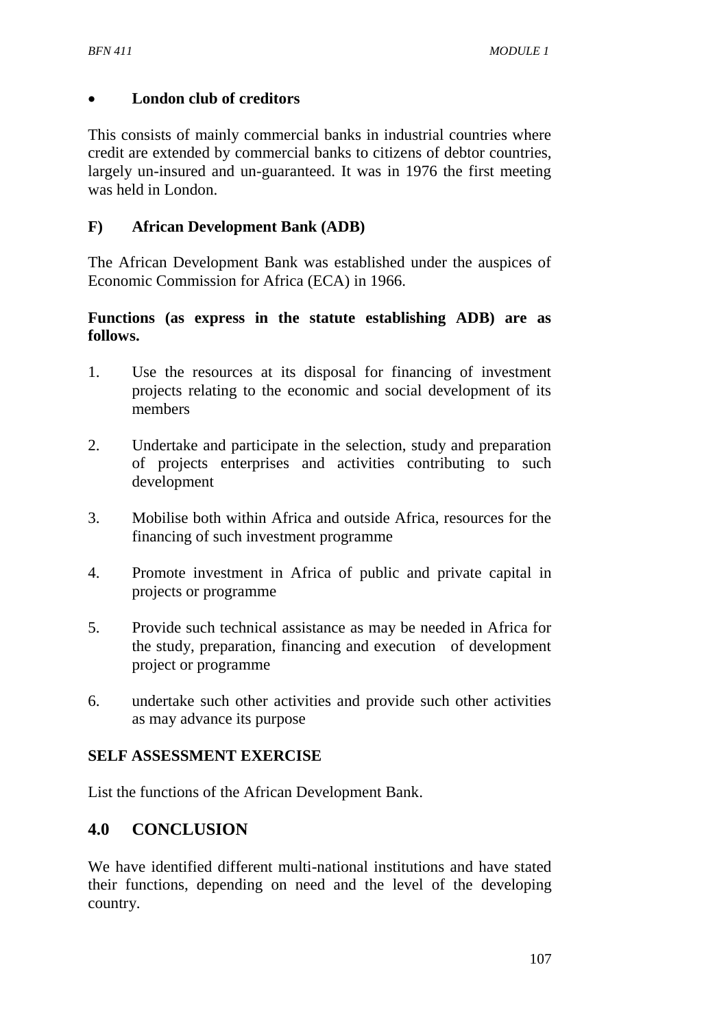- **London club of creditors**

This consists of mainly commercial banks in industrial countries where credit are extended by commercial banks to citizens of debtor countries, largely un-insured and un-guaranteed. It was in 1976 the first meeting was held in London.

### F) African Development Bank (ADB)

The African Development Bank was established under the auspices of Economic Commission for Africa (ECA) in 1966.

**Functions (as express in the statute establishing ADB) are as follows.**

1. Use the resources at its disposal for financing of investment projects relating to the economic and social development of its members
2. Undertake and participate in the selection, study and preparation of projects enterprises and activities contributing to such development
3. Mobilise both within Africa and outside Africa, resources for the financing of such investment programme
4. Promote investment in Africa of public and private capital in projects or programme
5. Provide such technical assistance as may be needed in Africa for the study, preparation, financing and execution of development project or programme
6. undertake such other activities and provide such other activities as may advance its purpose

**SELF ASSESSMENT EXERCISE**

List the functions of the African Development Bank.

## 4.0 CONCLUSION

We have identified different multi-national institutions and have stated their functions, depending on need and the level of the developing country.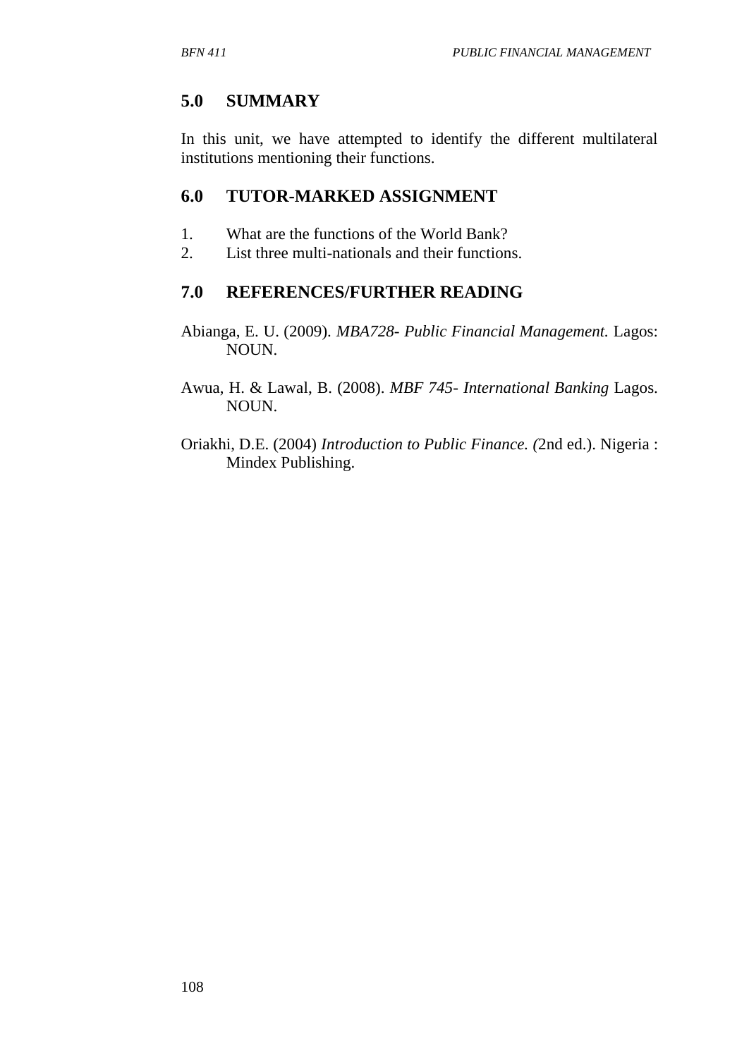## 5.0 SUMMARY

In this unit, we have attempted to identify the different multilateral institutions mentioning their functions.

## 6.0 TUTOR-MARKED ASSIGNMENT

1. What are the functions of the World Bank?
2. List three multi-nationals and their functions.

## 7.0 REFERENCES/FURTHER READING

Abianga, E. U. (2009). *MBA728- Public Financial Management.* Lagos: NOUN.

Awua, H. & Lawal, B. (2008). *MBF 745- International Banking* Lagos. NOUN.

Oriakhi, D.E. (2004) *Introduction to Public Finance. (*2nd ed.). Nigeria : Mindex Publishing.